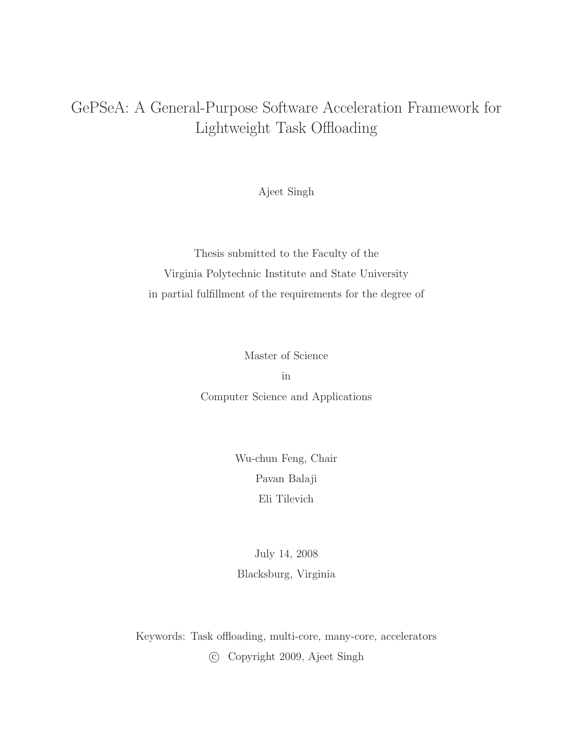# GePSeA: A General-Purpose Software Acceleration Framework for Lightweight Task Offloading

Ajeet Singh

Thesis submitted to the Faculty of the

Virginia Polytechnic Institute and State University

in partial fulfillment of the requirements for the degree of

Master of Science

in

Computer Science and Applications

Wu-chun Feng, Chair

Pavan Balaji

Eli Tilevich

July 14, 2008

Blacksburg, Virginia

Keywords: Task offloading, multi-core, many-core, accelerators

© Copyright 2009, Ajeet Singh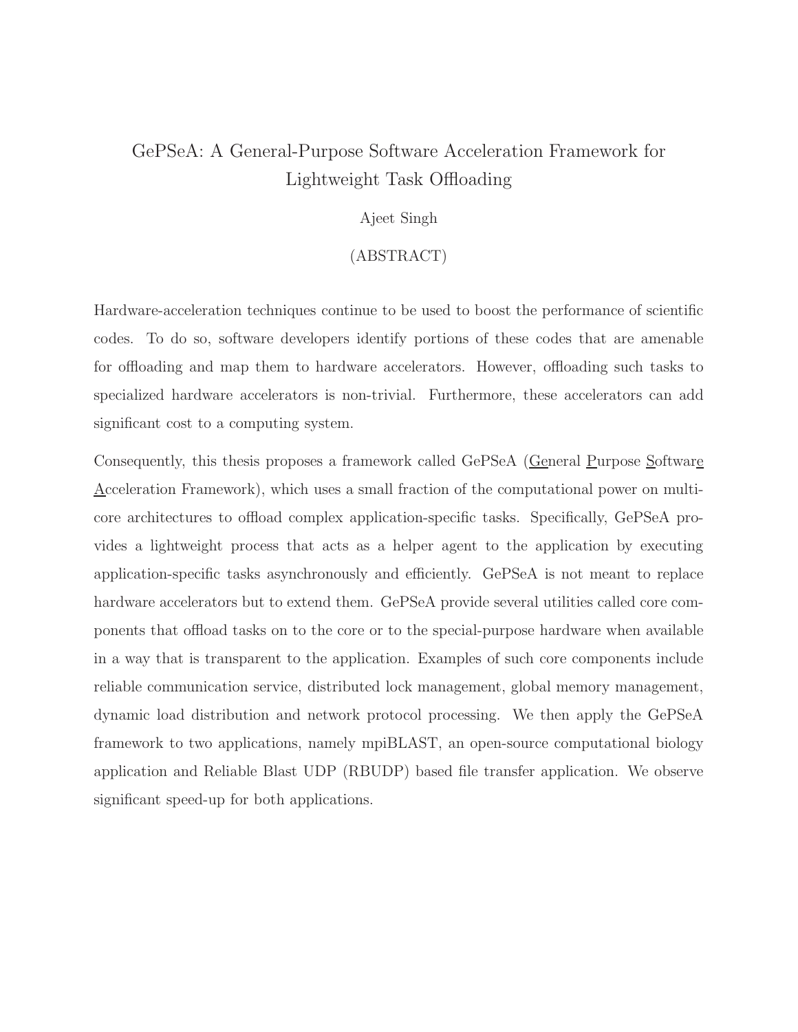# GePSeA: A General-Purpose Software Acceleration Framework for Lightweight Task Offloading

Ajeet Singh

(ABSTRACT)

Hardware-acceleration techniques continue to be used to boost the performance of scientific codes. To do so, software developers identify portions of these codes that are amenable for offloading and map them to hardware accelerators. However, offloading such tasks to specialized hardware accelerators is non-trivial. Furthermore, these accelerators can add significant cost to a computing system.

Consequently, this thesis proposes a framework called GePSeA (General Purpose Software Acceleration Framework), which uses a small fraction of the computational power on multi-core architectures to offload complex application-specific tasks. Specifically, GePSeA provides a lightweight process that acts as a helper agent to the application by executing application-specific tasks asynchronously and efficiently. GePSeA is not meant to replace hardware accelerators but to extend them. GePSeA provide several utilities called core components that offload tasks on to the core or to the special-purpose hardware when available in a way that is transparent to the application. Examples of such core components include reliable communication service, distributed lock management, global memory management, dynamic load distribution and network protocol processing. We then apply the GePSeA framework to two applications, namely mpiBLAST, an open-source computational biology application and Reliable Blast UDP (RBUDP) based file transfer application. We observe significant speed-up for both applications.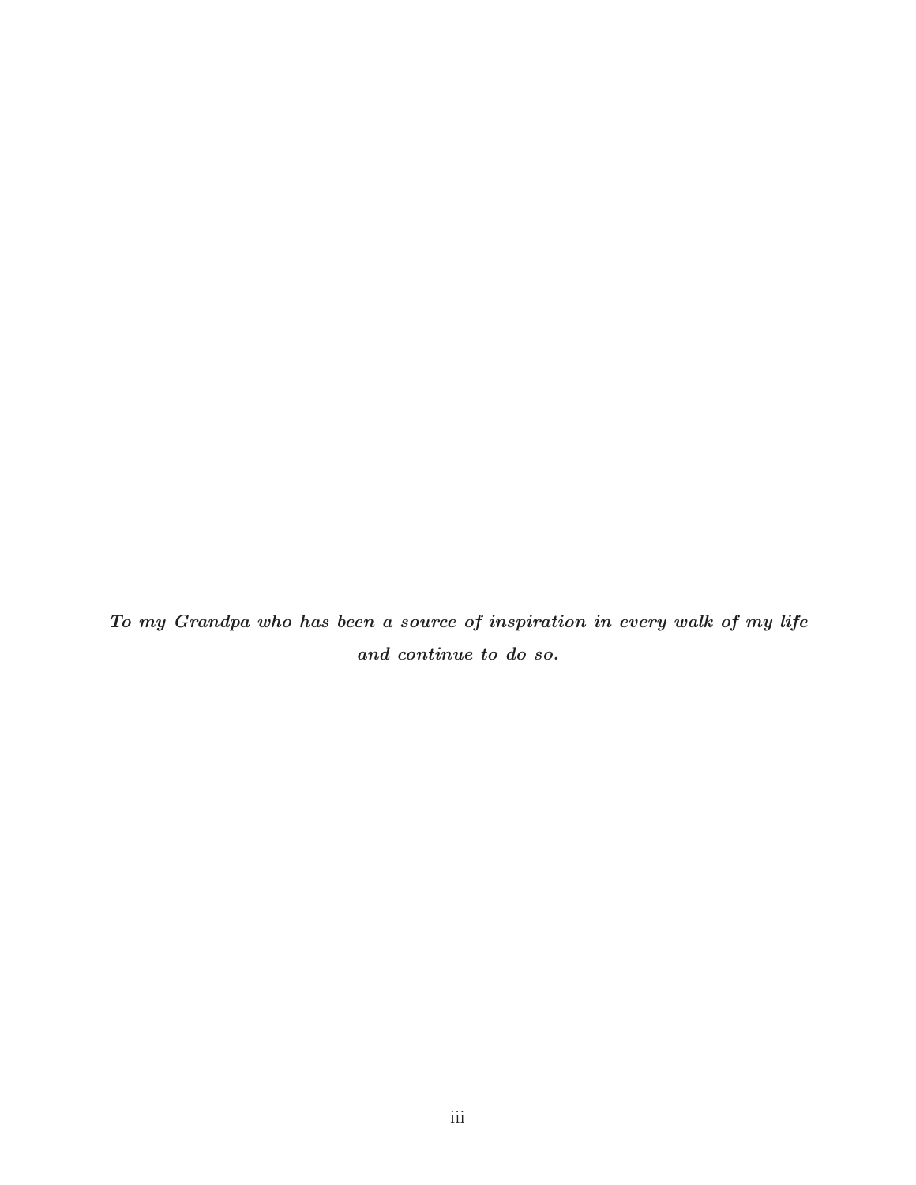***To my Grandpa who has been a source of inspiration in every walk of my life and continue to do so.***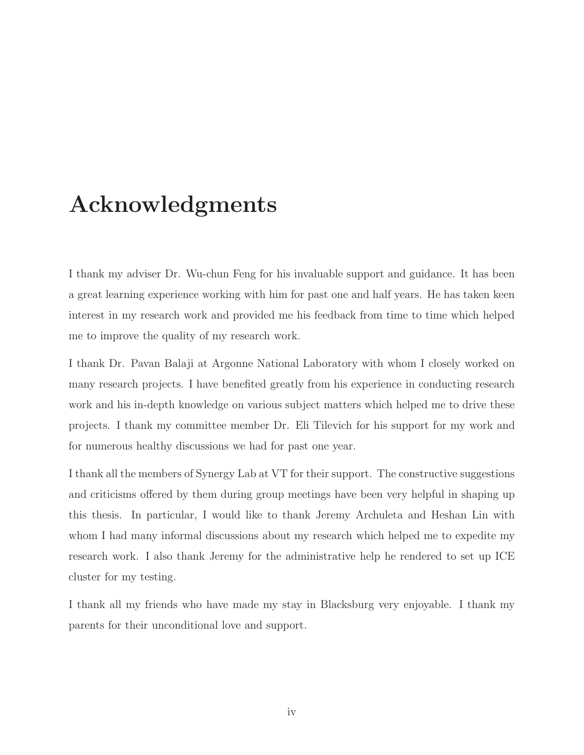# Acknowledgments

I thank my adviser Dr. Wu-chun Feng for his invaluable support and guidance. It has been a great learning experience working with him for past one and half years. He has taken keen interest in my research work and provided me his feedback from time to time which helped me to improve the quality of my research work.

I thank Dr. Pavan Balaji at Argonne National Laboratory with whom I closely worked on many research projects. I have benefited greatly from his experience in conducting research work and his in-depth knowledge on various subject matters which helped me to drive these projects. I thank my committee member Dr. Eli Tilevich for his support for my work and for numerous healthy discussions we had for past one year.

I thank all the members of Synergy Lab at VT for their support. The constructive suggestions and criticisms offered by them during group meetings have been very helpful in shaping up this thesis. In particular, I would like to thank Jeremy Archuleta and Heshan Lin with whom I had many informal discussions about my research which helped me to expedite my research work. I also thank Jeremy for the administrative help he rendered to set up ICE cluster for my testing.

I thank all my friends who have made my stay in Blacksburg very enjoyable. I thank my parents for their unconditional love and support.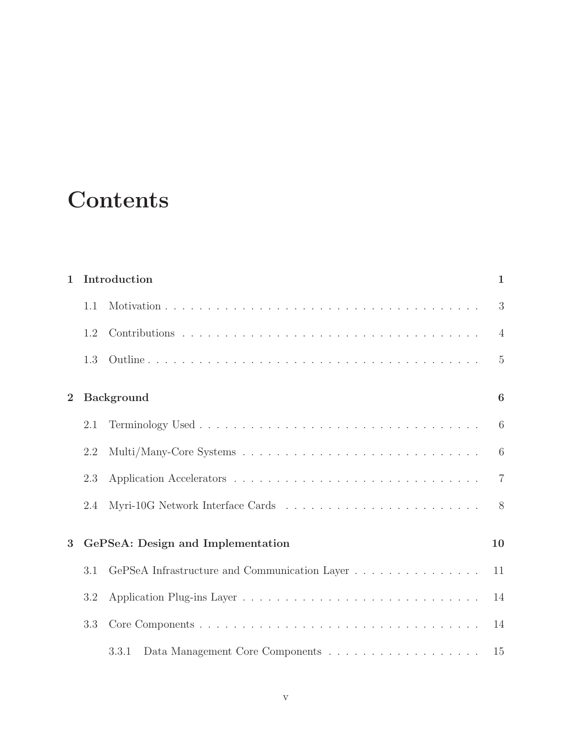# Contents

**1 Introduction** **1**

1.1 Motivation . . . . . . . . . . . . . . . . . . . . . . . . . . . . . . . . . . . . . . 3

1.2 Contributions . . . . . . . . . . . . . . . . . . . . . . . . . . . . . . . . . . . . 4

1.3 Outline . . . . . . . . . . . . . . . . . . . . . . . . . . . . . . . . . . . . . . . 5

**2 Background** **6**

2.1 Terminology Used . . . . . . . . . . . . . . . . . . . . . . . . . . . . . . . . . . 6

2.2 Multi/Many-Core Systems . . . . . . . . . . . . . . . . . . . . . . . . . . . . . 6

2.3 Application Accelerators . . . . . . . . . . . . . . . . . . . . . . . . . . . . . . 7

2.4 Myri-10G Network Interface Cards . . . . . . . . . . . . . . . . . . . . . . . . 8

**3 GePSeA: Design and Implementation** **10**

3.1 GePSeA Infrastructure and Communication Layer . . . . . . . . . . . . . . . . 11

3.2 Application Plug-ins Layer . . . . . . . . . . . . . . . . . . . . . . . . . . . . . 14

3.3 Core Components . . . . . . . . . . . . . . . . . . . . . . . . . . . . . . . . . . 14

3.3.1 Data Management Core Components . . . . . . . . . . . . . . . . . . . 15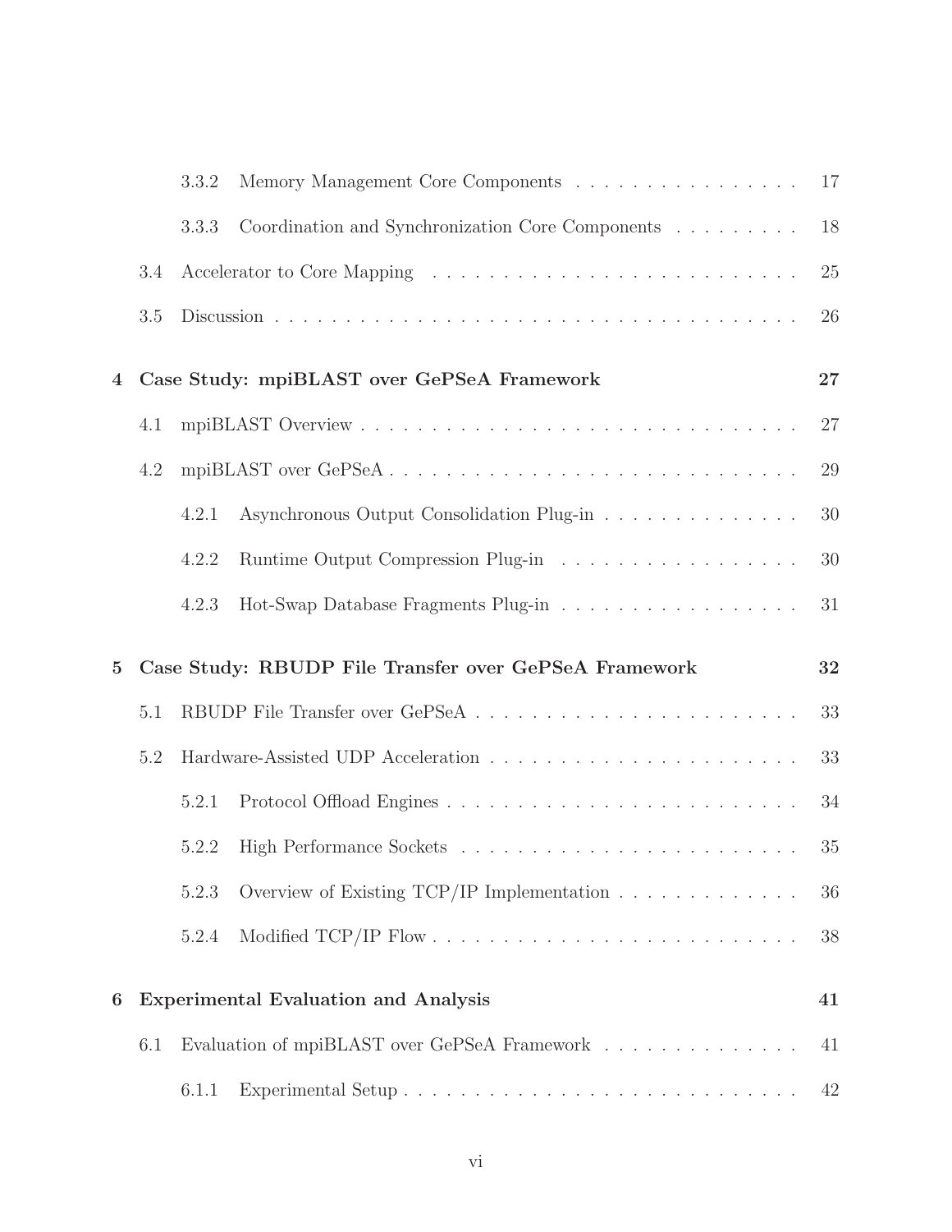3.3.2 Memory Management Core Components . . . . . . . . . . . . . . . . . 17

3.3.3 Coordination and Synchronization Core Components . . . . . . . . . . 18

3.4 Accelerator to Core Mapping . . . . . . . . . . . . . . . . . . . . . . . . . . . 25

3.5 Discussion . . . . . . . . . . . . . . . . . . . . . . . . . . . . . . . . . . . . . . 26

**4 Case Study: mpiBLAST over GePSeA Framework 27**

4.1 mpiBLAST Overview . . . . . . . . . . . . . . . . . . . . . . . . . . . . . . . 27

4.2 mpiBLAST over GePSeA . . . . . . . . . . . . . . . . . . . . . . . . . . . . . 29

4.2.1 Asynchronous Output Consolidation Plug-in . . . . . . . . . . . . . . . 30

4.2.2 Runtime Output Compression Plug-in . . . . . . . . . . . . . . . . . . 30

4.2.3 Hot-Swap Database Fragments Plug-in . . . . . . . . . . . . . . . . . . 31

**5 Case Study: RBUDP File Transfer over GePSeA Framework 32**

5.1 RBUDP File Transfer over GePSeA . . . . . . . . . . . . . . . . . . . . . . . 33

5.2 Hardware-Assisted UDP Acceleration . . . . . . . . . . . . . . . . . . . . . . 33

5.2.1 Protocol Offload Engines . . . . . . . . . . . . . . . . . . . . . . . . . . 34

5.2.2 High Performance Sockets . . . . . . . . . . . . . . . . . . . . . . . . . 35

5.2.3 Overview of Existing TCP/IP Implementation . . . . . . . . . . . . . 36

5.2.4 Modified TCP/IP Flow . . . . . . . . . . . . . . . . . . . . . . . . . . . 38

**6 Experimental Evaluation and Analysis 41**

6.1 Evaluation of mpiBLAST over GePSeA Framework . . . . . . . . . . . . . . 41

6.1.1 Experimental Setup . . . . . . . . . . . . . . . . . . . . . . . . . . . . 42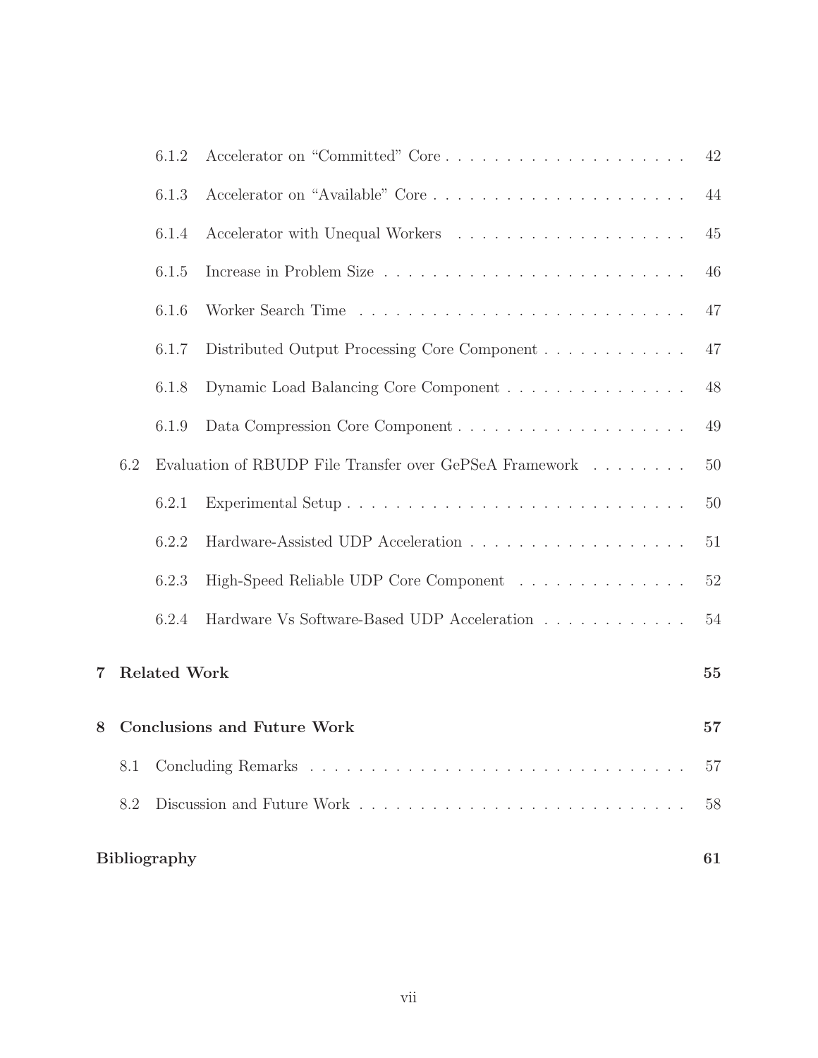6.1.2 Accelerator on "Committed" Core . . . . . . . . . . . . . . . . . . . . . 42

6.1.3 Accelerator on "Available" Core . . . . . . . . . . . . . . . . . . . . . . 44

6.1.4 Accelerator with Unequal Workers . . . . . . . . . . . . . . . . . . . . 45

6.1.5 Increase in Problem Size . . . . . . . . . . . . . . . . . . . . . . . . . . 46

6.1.6 Worker Search Time . . . . . . . . . . . . . . . . . . . . . . . . . . . . 47

6.1.7 Distributed Output Processing Core Component . . . . . . . . . . . . 47

6.1.8 Dynamic Load Balancing Core Component . . . . . . . . . . . . . . . 48

6.1.9 Data Compression Core Component . . . . . . . . . . . . . . . . . . . 49

6.2 Evaluation of RBUDP File Transfer over GePSeA Framework . . . . . . . . 50

6.2.1 Experimental Setup . . . . . . . . . . . . . . . . . . . . . . . . . . . . 50

6.2.2 Hardware-Assisted UDP Acceleration . . . . . . . . . . . . . . . . . . 51

6.2.3 High-Speed Reliable UDP Core Component . . . . . . . . . . . . . . . 52

6.2.4 Hardware Vs Software-Based UDP Acceleration . . . . . . . . . . . . 54

**7 Related Work 55**

**8 Conclusions and Future Work 57**

8.1 Concluding Remarks . . . . . . . . . . . . . . . . . . . . . . . . . . . . . . . 57

8.2 Discussion and Future Work . . . . . . . . . . . . . . . . . . . . . . . . . . . 58

**Bibliography 61**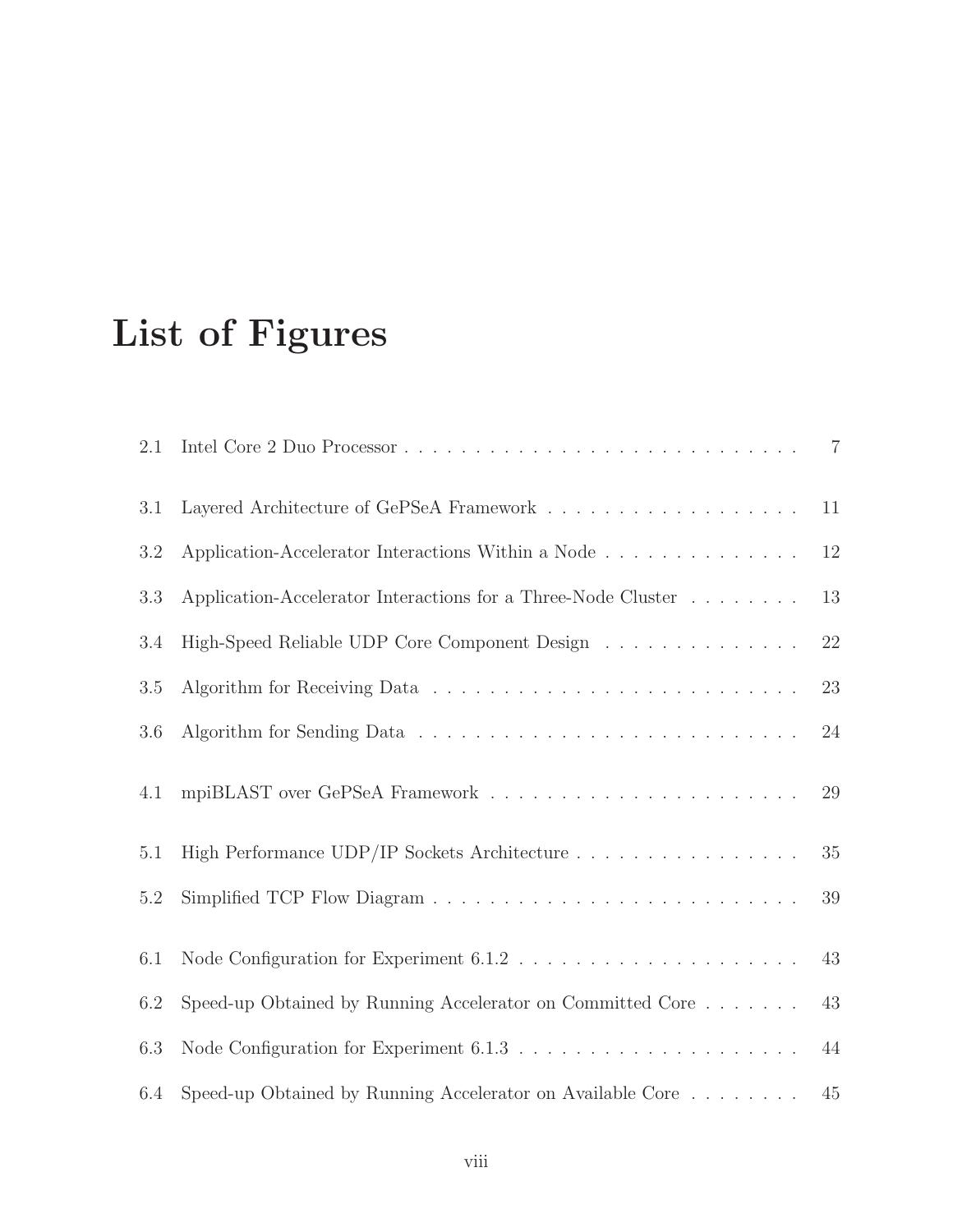# List of Figures

2.1 Intel Core 2 Duo Processor . . . . . . . . . . . . . . . . . . . . . . . . . . . . 7

3.1 Layered Architecture of GePSeA Framework . . . . . . . . . . . . . . . . . . 11

3.2 Application-Accelerator Interactions Within a Node . . . . . . . . . . . . . . 12

3.3 Application-Accelerator Interactions for a Three-Node Cluster . . . . . . . . 13

3.4 High-Speed Reliable UDP Core Component Design . . . . . . . . . . . . . . 22

3.5 Algorithm for Receiving Data . . . . . . . . . . . . . . . . . . . . . . . . . . . 23

3.6 Algorithm for Sending Data . . . . . . . . . . . . . . . . . . . . . . . . . . . . 24

4.1 mpiBLAST over GePSeA Framework . . . . . . . . . . . . . . . . . . . . . . . 29

5.1 High Performance UDP/IP Sockets Architecture . . . . . . . . . . . . . . . . 35

5.2 Simplified TCP Flow Diagram . . . . . . . . . . . . . . . . . . . . . . . . . . . 39

6.1 Node Configuration for Experiment 6.1.2 . . . . . . . . . . . . . . . . . . . . 43

6.2 Speed-up Obtained by Running Accelerator on Committed Core . . . . . . . 43

6.3 Node Configuration for Experiment 6.1.3 . . . . . . . . . . . . . . . . . . . . 44

6.4 Speed-up Obtained by Running Accelerator on Available Core . . . . . . . . 45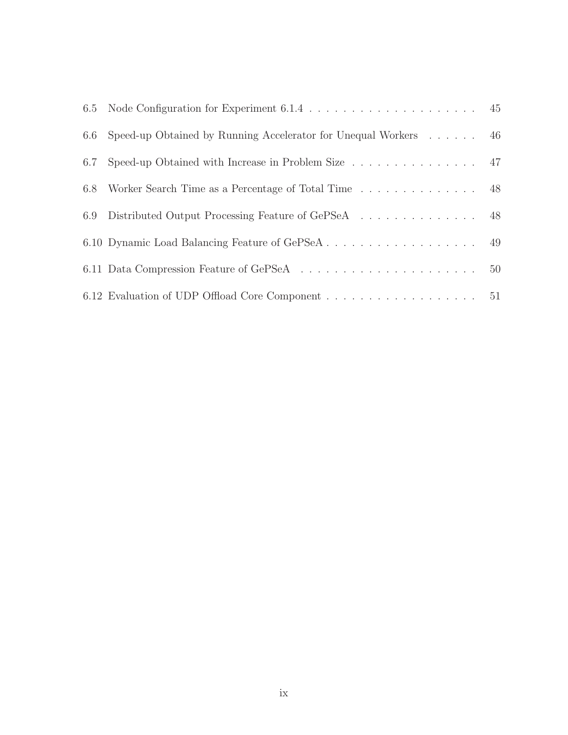6.5 Node Configuration for Experiment 6.1.4 . . . . . . . . . . . . . . . . . . . . . 45

6.6 Speed-up Obtained by Running Accelerator for Unequal Workers . . . . . . 46

6.7 Speed-up Obtained with Increase in Problem Size . . . . . . . . . . . . . . . . 47

6.8 Worker Search Time as a Percentage of Total Time . . . . . . . . . . . . . . . 48

6.9 Distributed Output Processing Feature of GePSeA . . . . . . . . . . . . . . . 48

6.10 Dynamic Load Balancing Feature of GePSeA . . . . . . . . . . . . . . . . . . . 49

6.11 Data Compression Feature of GePSeA . . . . . . . . . . . . . . . . . . . . . . 50

6.12 Evaluation of UDP Offload Core Component . . . . . . . . . . . . . . . . . . . 51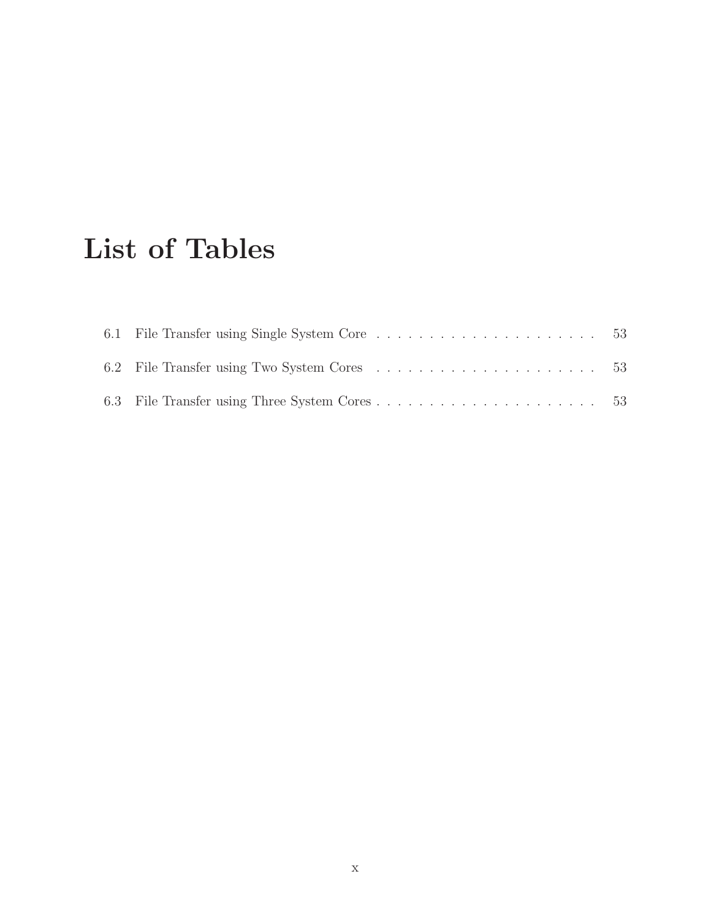# List of Tables

6.1 File Transfer using Single System Core . . . . . . . . . . . . . . . . . . . . . . 53

6.2 File Transfer using Two System Cores . . . . . . . . . . . . . . . . . . . . . . 53

6.3 File Transfer using Three System Cores . . . . . . . . . . . . . . . . . . . . . . 53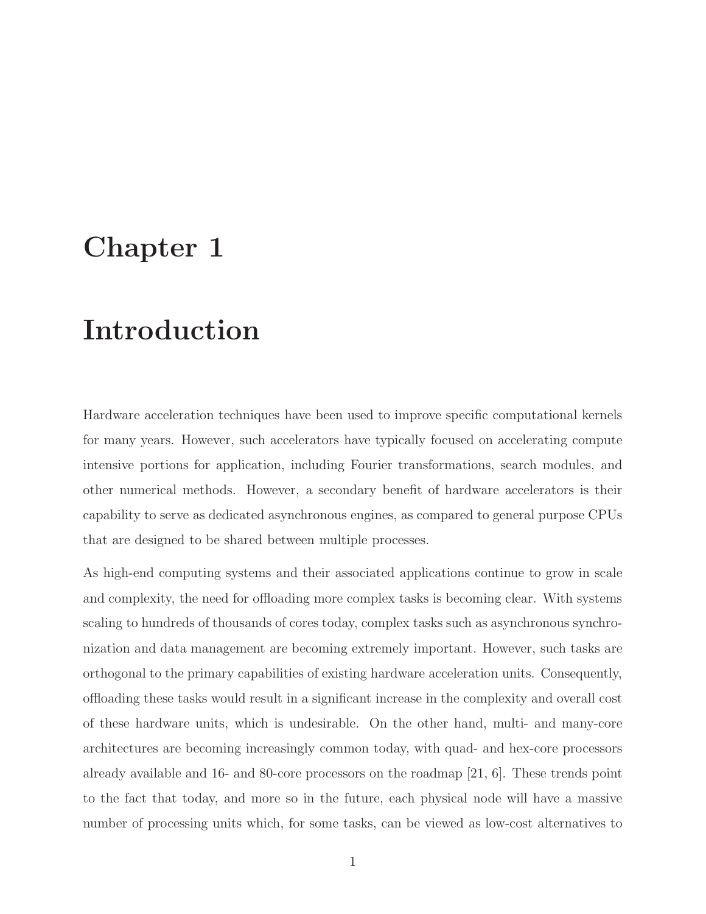# Chapter 1

# Introduction

Hardware acceleration techniques have been used to improve specific computational kernels for many years. However, such accelerators have typically focused on accelerating compute intensive portions for application, including Fourier transformations, search modules, and other numerical methods. However, a secondary benefit of hardware accelerators is their capability to serve as dedicated asynchronous engines, as compared to general purpose CPUs that are designed to be shared between multiple processes.

As high-end computing systems and their associated applications continue to grow in scale and complexity, the need for offloading more complex tasks is becoming clear. With systems scaling to hundreds of thousands of cores today, complex tasks such as asynchronous synchronization and data management are becoming extremely important. However, such tasks are orthogonal to the primary capabilities of existing hardware acceleration units. Consequently, offloading these tasks would result in a significant increase in the complexity and overall cost of these hardware units, which is undesirable. On the other hand, multi- and many-core architectures are becoming increasingly common today, with quad- and hex-core processors already available and 16- and 80-core processors on the roadmap [21, 6]. These trends point to the fact that today, and more so in the future, each physical node will have a massive number of processing units which, for some tasks, can be viewed as low-cost alternatives to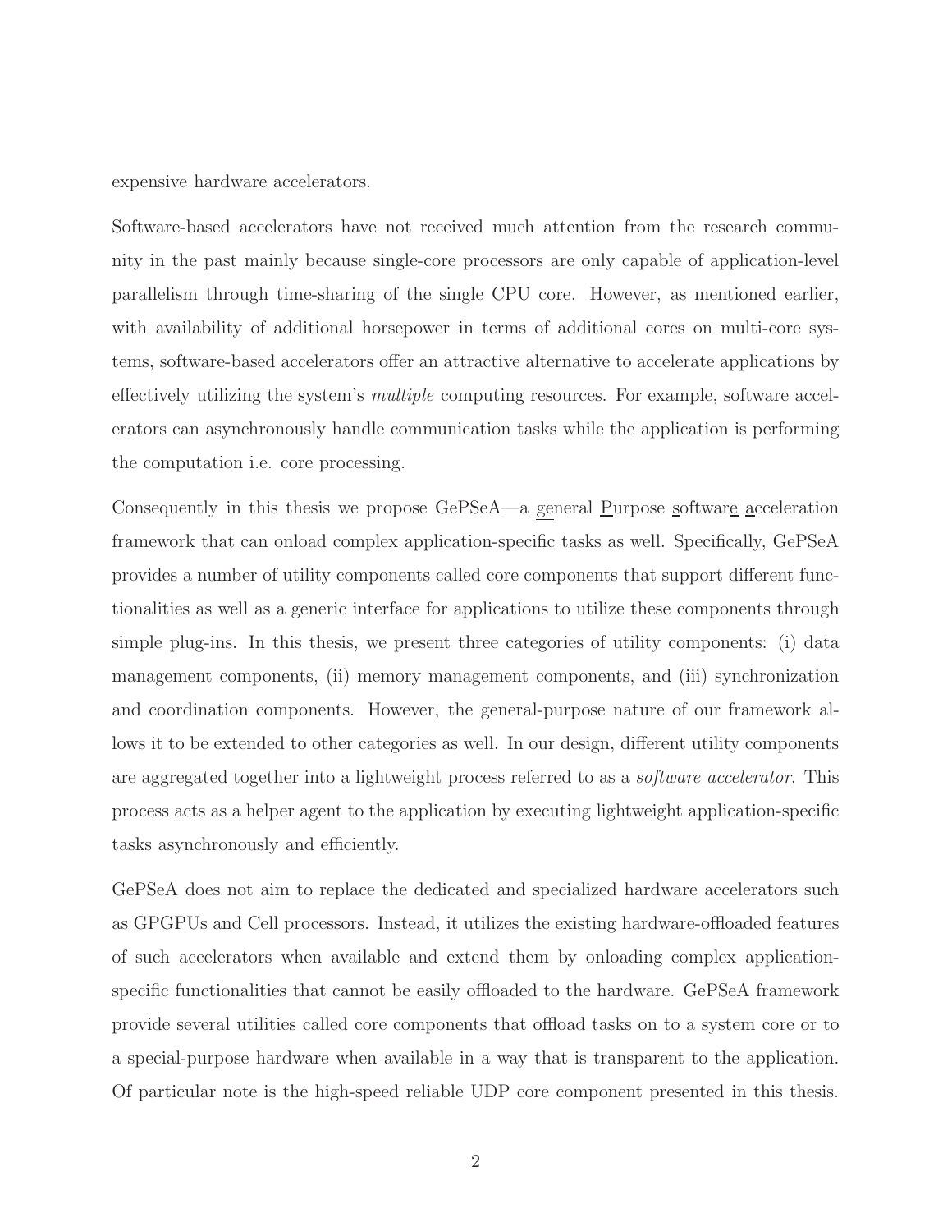expensive hardware accelerators.

Software-based accelerators have not received much attention from the research community in the past mainly because single-core processors are only capable of application-level parallelism through time-sharing of the single CPU core. However, as mentioned earlier, with availability of additional horsepower in terms of additional cores on multi-core systems, software-based accelerators offer an attractive alternative to accelerate applications by effectively utilizing the system's *multiple* computing resources. For example, software accelerators can asynchronously handle communication tasks while the application is performing the computation i.e. core processing.

Consequently in this thesis we propose GePSeA—a general Purpose software acceleration framework that can onload complex application-specific tasks as well. Specifically, GePSeA provides a number of utility components called core components that support different functionalities as well as a generic interface for applications to utilize these components through simple plug-ins. In this thesis, we present three categories of utility components: (i) data management components, (ii) memory management components, and (iii) synchronization and coordination components. However, the general-purpose nature of our framework allows it to be extended to other categories as well. In our design, different utility components are aggregated together into a lightweight process referred to as a *software accelerator*. This process acts as a helper agent to the application by executing lightweight application-specific tasks asynchronously and efficiently.

GePSeA does not aim to replace the dedicated and specialized hardware accelerators such as GPGPUs and Cell processors. Instead, it utilizes the existing hardware-offloaded features of such accelerators when available and extend them by onloading complex application-specific functionalities that cannot be easily offloaded to the hardware. GePSeA framework provide several utilities called core components that offload tasks on to a system core or to a special-purpose hardware when available in a way that is transparent to the application. Of particular note is the high-speed reliable UDP core component presented in this thesis.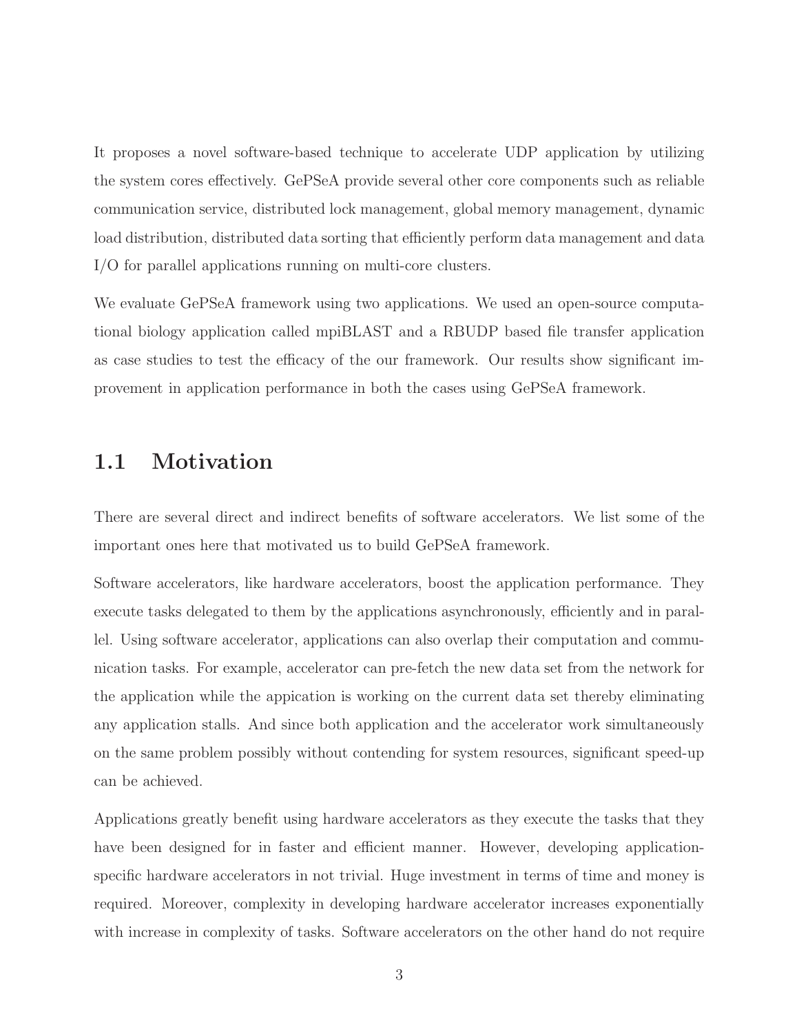It proposes a novel software-based technique to accelerate UDP application by utilizing the system cores effectively. GePSeA provide several other core components such as reliable communication service, distributed lock management, global memory management, dynamic load distribution, distributed data sorting that efficiently perform data management and data I/O for parallel applications running on multi-core clusters.

We evaluate GePSeA framework using two applications. We used an open-source computational biology application called mpiBLAST and a RBUDP based file transfer application as case studies to test the efficacy of the our framework. Our results show significant improvement in application performance in both the cases using GePSeA framework.

## 1.1 Motivation

There are several direct and indirect benefits of software accelerators. We list some of the important ones here that motivated us to build GePSeA framework.

Software accelerators, like hardware accelerators, boost the application performance. They execute tasks delegated to them by the applications asynchronously, efficiently and in parallel. Using software accelerator, applications can also overlap their computation and communication tasks. For example, accelerator can pre-fetch the new data set from the network for the application while the appication is working on the current data set thereby eliminating any application stalls. And since both application and the accelerator work simultaneously on the same problem possibly without contending for system resources, significant speed-up can be achieved.

Applications greatly benefit using hardware accelerators as they execute the tasks that they have been designed for in faster and efficient manner. However, developing application-specific hardware accelerators in not trivial. Huge investment in terms of time and money is required. Moreover, complexity in developing hardware accelerator increases exponentially with increase in complexity of tasks. Software accelerators on the other hand do not require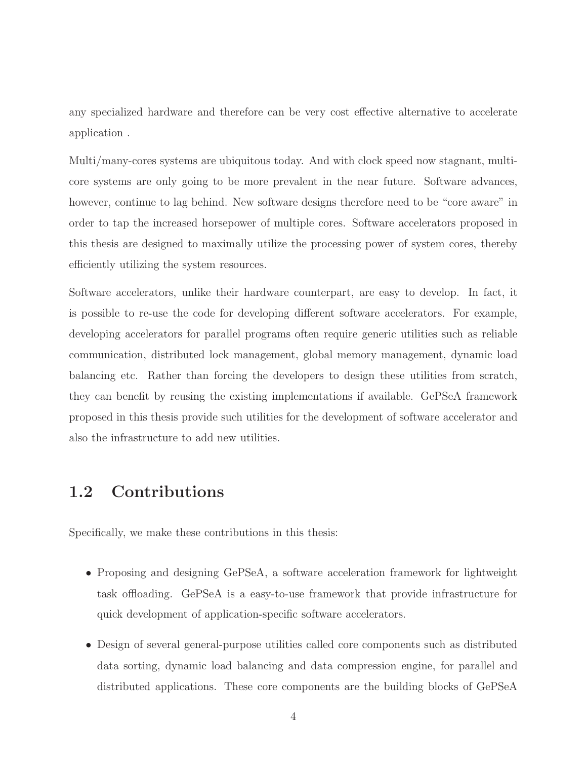any specialized hardware and therefore can be very cost effective alternative to accelerate application .

Multi/many-cores systems are ubiquitous today. And with clock speed now stagnant, multi-core systems are only going to be more prevalent in the near future. Software advances, however, continue to lag behind. New software designs therefore need to be "core aware" in order to tap the increased horsepower of multiple cores. Software accelerators proposed in this thesis are designed to maximally utilize the processing power of system cores, thereby efficiently utilizing the system resources.

Software accelerators, unlike their hardware counterpart, are easy to develop. In fact, it is possible to re-use the code for developing different software accelerators. For example, developing accelerators for parallel programs often require generic utilities such as reliable communication, distributed lock management, global memory management, dynamic load balancing etc. Rather than forcing the developers to design these utilities from scratch, they can benefit by reusing the existing implementations if available. GePSeA framework proposed in this thesis provide such utilities for the development of software accelerator and also the infrastructure to add new utilities.

## 1.2 Contributions

Specifically, we make these contributions in this thesis:

- Proposing and designing GePSeA, a software acceleration framework for lightweight task offloading. GePSeA is a easy-to-use framework that provide infrastructure for quick development of application-specific software accelerators.
- Design of several general-purpose utilities called core components such as distributed data sorting, dynamic load balancing and data compression engine, for parallel and distributed applications. These core components are the building blocks of GePSeA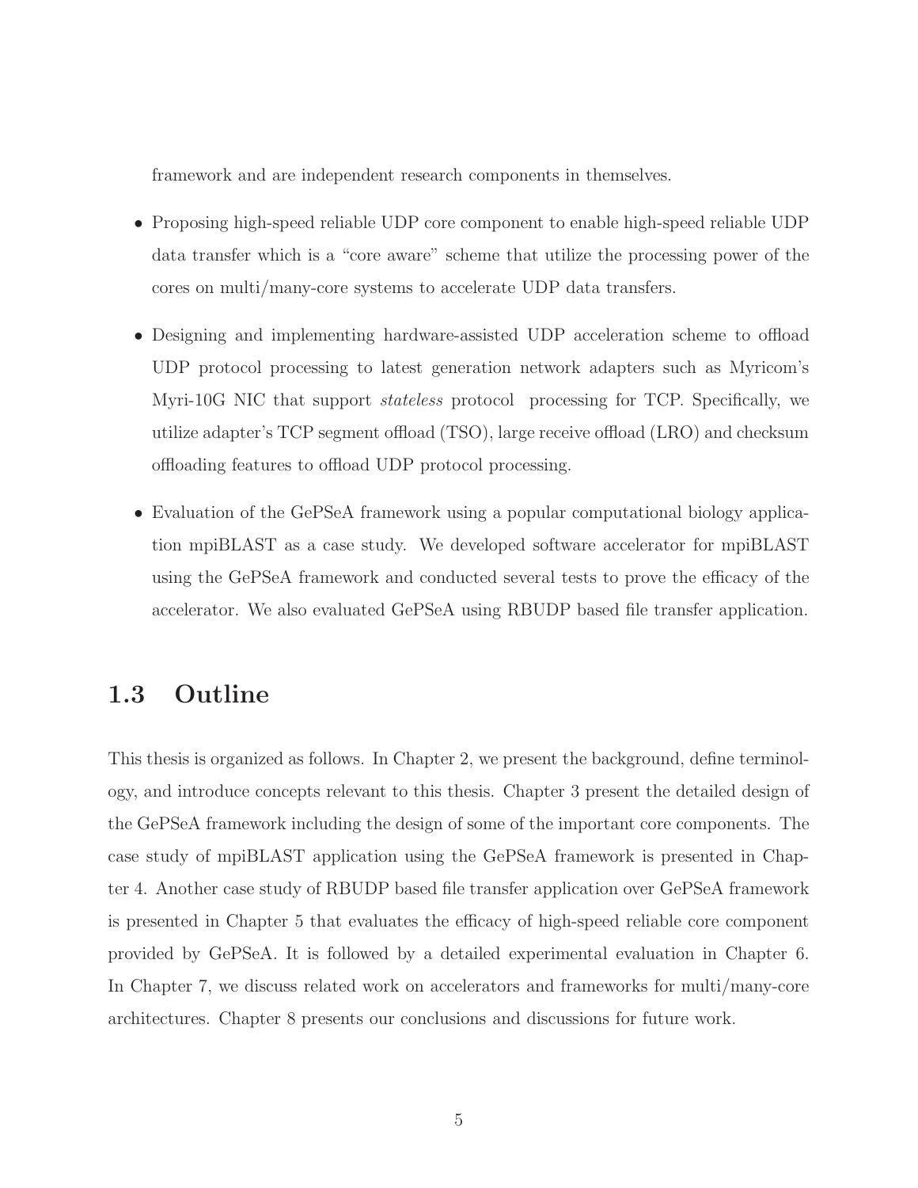framework and are independent research components in themselves.

- Proposing high-speed reliable UDP core component to enable high-speed reliable UDP data transfer which is a "core aware" scheme that utilize the processing power of the cores on multi/many-core systems to accelerate UDP data transfers.
- Designing and implementing hardware-assisted UDP acceleration scheme to offload UDP protocol processing to latest generation network adapters such as Myricom's Myri-10G NIC that support *stateless* protocol processing for TCP. Specifically, we utilize adapter's TCP segment offload (TSO), large receive offload (LRO) and checksum offloading features to offload UDP protocol processing.
- Evaluation of the GePSeA framework using a popular computational biology application mpiBLAST as a case study. We developed software accelerator for mpiBLAST using the GePSeA framework and conducted several tests to prove the efficacy of the accelerator. We also evaluated GePSeA using RBUDP based file transfer application.

## 1.3 Outline

This thesis is organized as follows. In Chapter 2, we present the background, define terminology, and introduce concepts relevant to this thesis. Chapter 3 present the detailed design of the GePSeA framework including the design of some of the important core components. The case study of mpiBLAST application using the GePSeA framework is presented in Chapter 4. Another case study of RBUDP based file transfer application over GePSeA framework is presented in Chapter 5 that evaluates the efficacy of high-speed reliable core component provided by GePSeA. It is followed by a detailed experimental evaluation in Chapter 6. In Chapter 7, we discuss related work on accelerators and frameworks for multi/many-core architectures. Chapter 8 presents our conclusions and discussions for future work.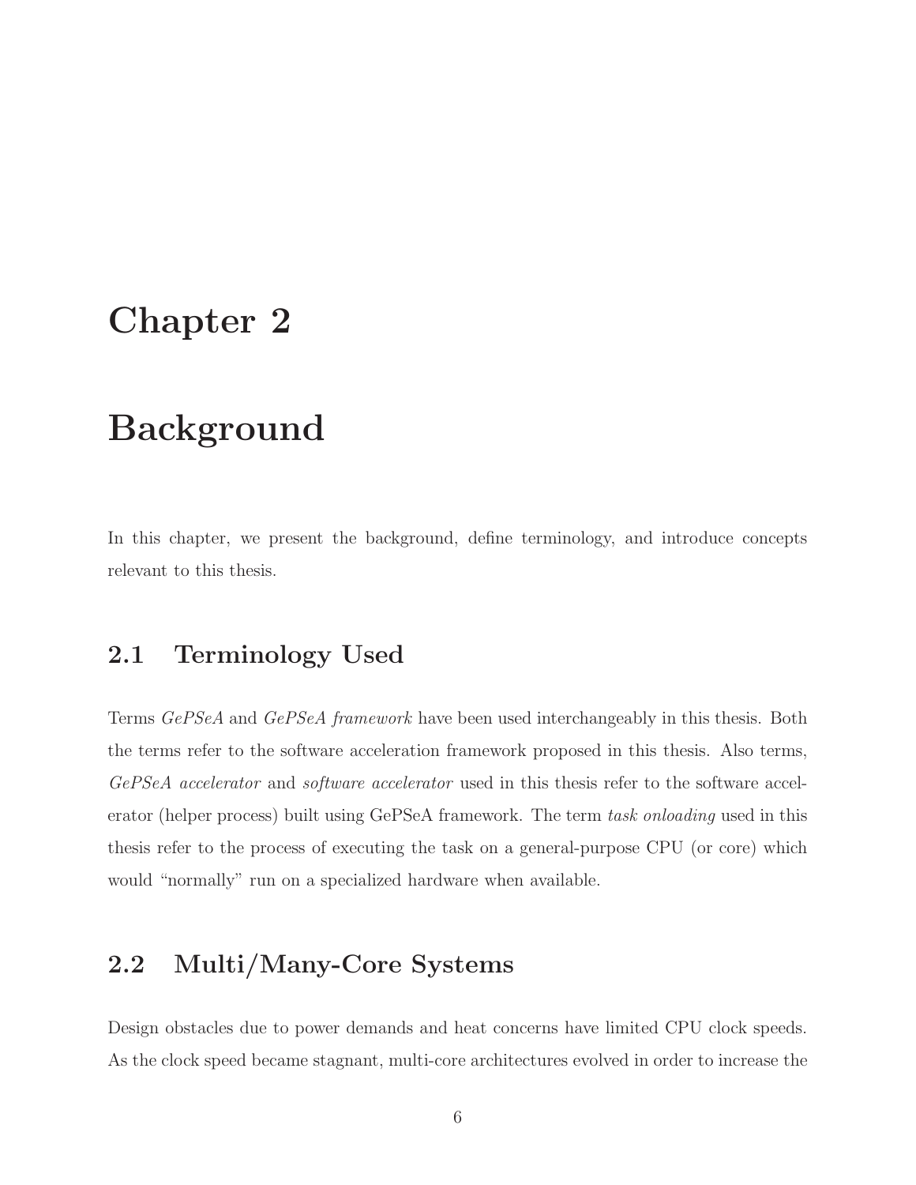# Chapter 2

# Background

In this chapter, we present the background, define terminology, and introduce concepts relevant to this thesis.

## 2.1 Terminology Used

Terms *GePSeA* and *GePSeA framework* have been used interchangeably in this thesis. Both the terms refer to the software acceleration framework proposed in this thesis. Also terms, *GePSeA accelerator* and *software accelerator* used in this thesis refer to the software accelerator (helper process) built using GePSeA framework. The term *task onloading* used in this thesis refer to the process of executing the task on a general-purpose CPU (or core) which would "normally" run on a specialized hardware when available.

## 2.2 Multi/Many-Core Systems

Design obstacles due to power demands and heat concerns have limited CPU clock speeds. As the clock speed became stagnant, multi-core architectures evolved in order to increase the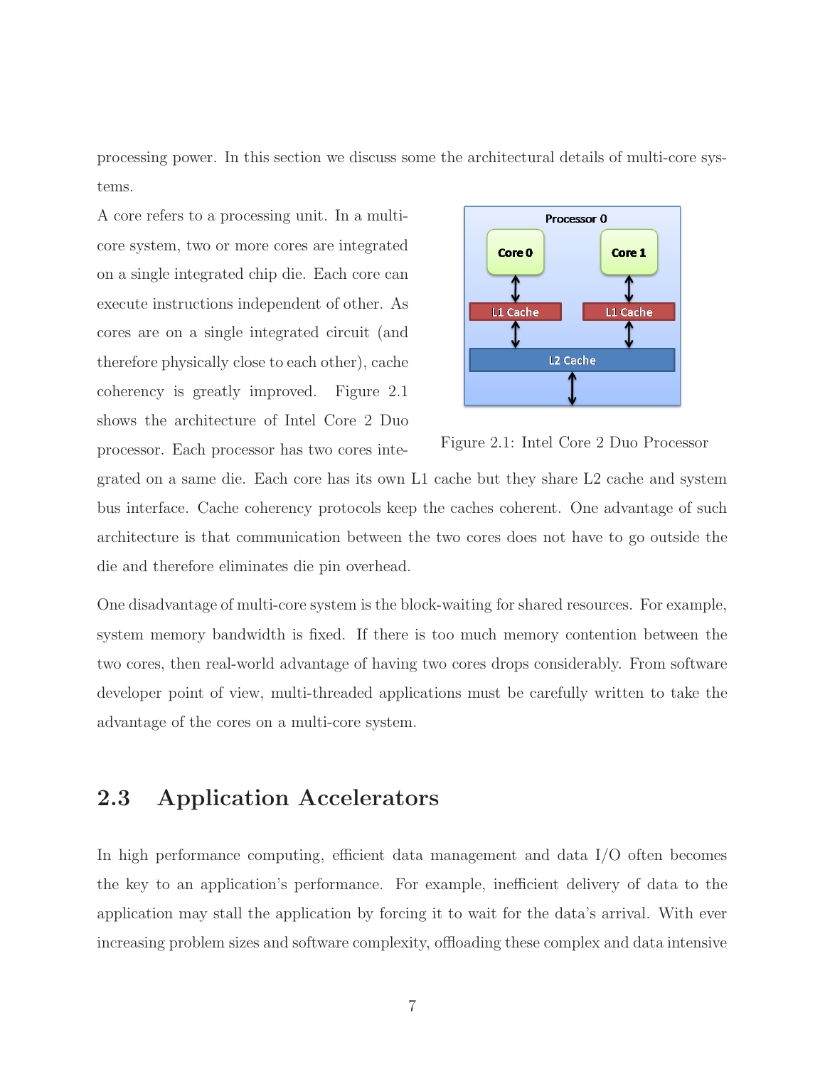processing power. In this section we discuss some the architectural details of multi-core systems.

A core refers to a processing unit. In a multi-core system, two or more cores are integrated on a single integrated chip die. Each core can execute instructions independent of other. As cores are on a single integrated circuit (and therefore physically close to each other), cache coherency is greatly improved. Figure 2.1 shows the architecture of Intel Core 2 Duo processor. Each processor has two cores integrated on a same die. Each core has its own L1 cache but they share L2 cache and system bus interface. Cache coherency protocols keep the caches coherent. One advantage of such architecture is that communication between the two cores does not have to go outside the die and therefore eliminates die pin overhead.

Figure 2.1: Intel Core 2 Duo Processor

One disadvantage of multi-core system is the block-waiting for shared resources. For example, system memory bandwidth is fixed. If there is too much memory contention between the two cores, then real-world advantage of having two cores drops considerably. From software developer point of view, multi-threaded applications must be carefully written to take the advantage of the cores on a multi-core system.

## 2.3 Application Accelerators

In high performance computing, efficient data management and data I/O often becomes the key to an application's performance. For example, inefficient delivery of data to the application may stall the application by forcing it to wait for the data's arrival. With ever increasing problem sizes and software complexity, offloading these complex and data intensive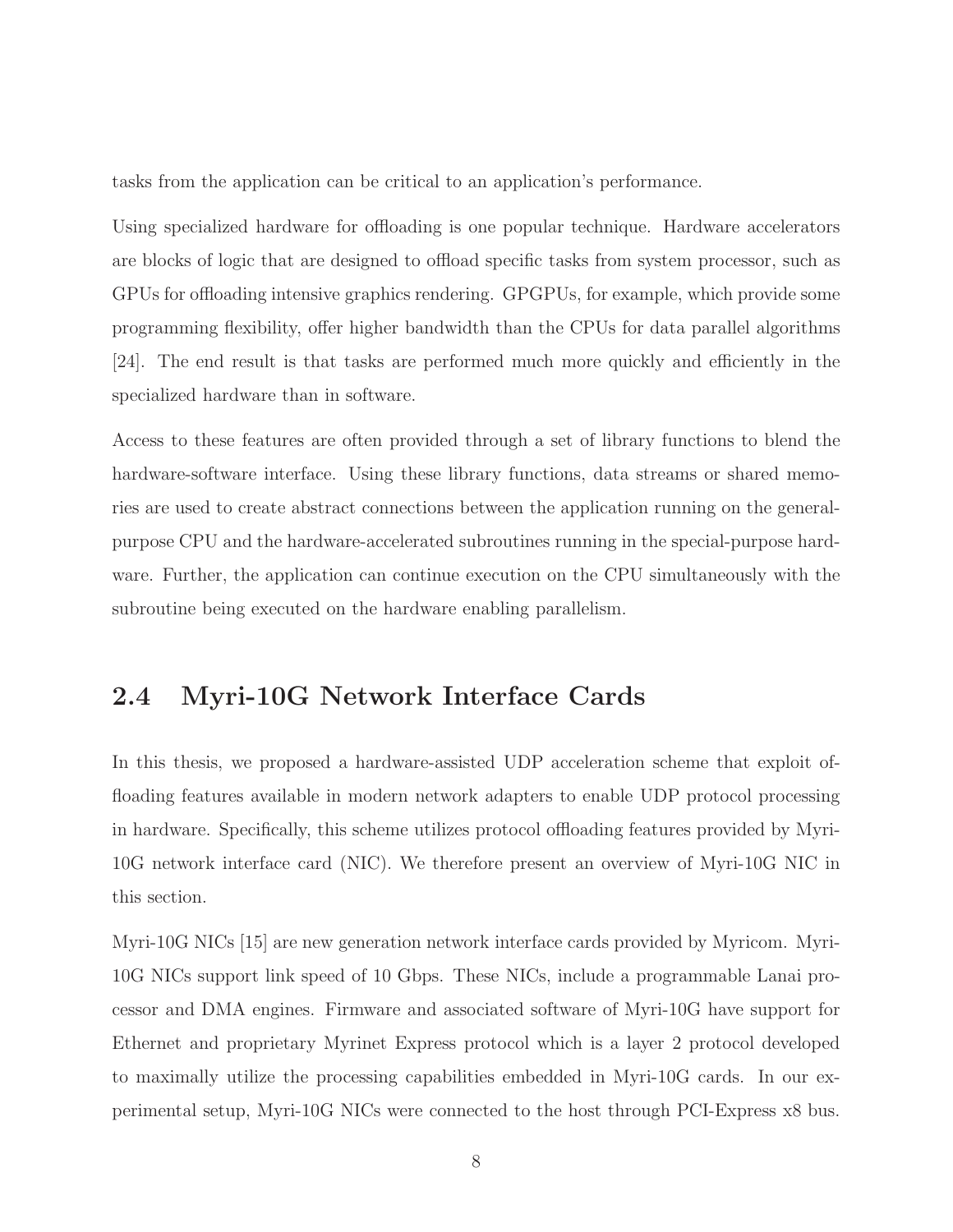tasks from the application can be critical to an application's performance.

Using specialized hardware for offloading is one popular technique. Hardware accelerators are blocks of logic that are designed to offload specific tasks from system processor, such as GPUs for offloading intensive graphics rendering. GPGPUs, for example, which provide some programming flexibility, offer higher bandwidth than the CPUs for data parallel algorithms [24]. The end result is that tasks are performed much more quickly and efficiently in the specialized hardware than in software.

Access to these features are often provided through a set of library functions to blend the hardware-software interface. Using these library functions, data streams or shared memories are used to create abstract connections between the application running on the general-purpose CPU and the hardware-accelerated subroutines running in the special-purpose hardware. Further, the application can continue execution on the CPU simultaneously with the subroutine being executed on the hardware enabling parallelism.

## 2.4 Myri-10G Network Interface Cards

In this thesis, we proposed a hardware-assisted UDP acceleration scheme that exploit offloading features available in modern network adapters to enable UDP protocol processing in hardware. Specifically, this scheme utilizes protocol offloading features provided by Myri-10G network interface card (NIC). We therefore present an overview of Myri-10G NIC in this section.

Myri-10G NICs [15] are new generation network interface cards provided by Myricom. Myri-10G NICs support link speed of 10 Gbps. These NICs, include a programmable Lanai processor and DMA engines. Firmware and associated software of Myri-10G have support for Ethernet and proprietary Myrinet Express protocol which is a layer 2 protocol developed to maximally utilize the processing capabilities embedded in Myri-10G cards. In our experimental setup, Myri-10G NICs were connected to the host through PCI-Express x8 bus.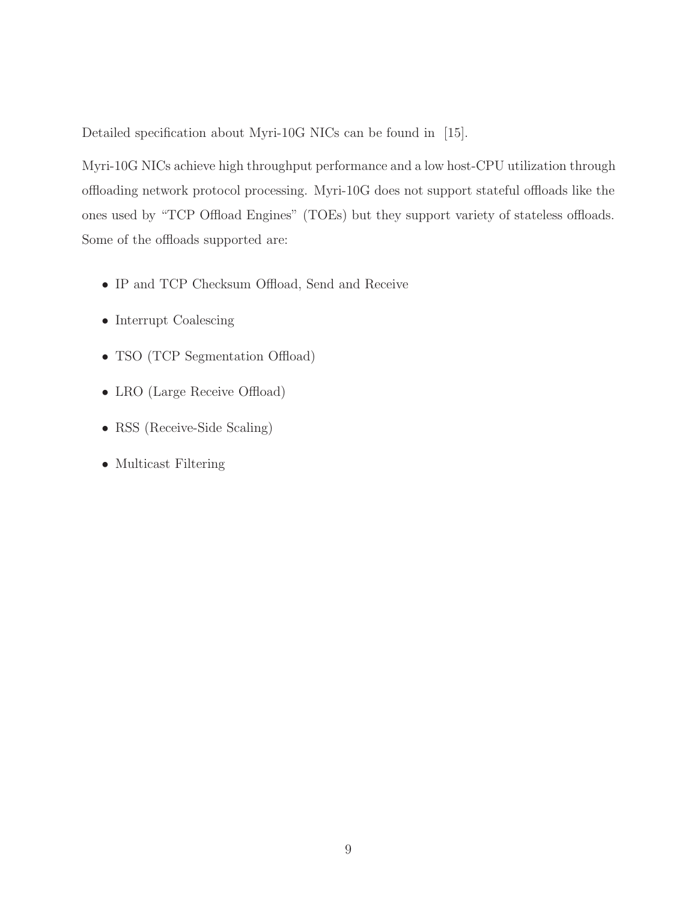Detailed specification about Myri-10G NICs can be found in [15].

Myri-10G NICs achieve high throughput performance and a low host-CPU utilization through offloading network protocol processing. Myri-10G does not support stateful offloads like the ones used by "TCP Offload Engines" (TOEs) but they support variety of stateless offloads. Some of the offloads supported are:

- IP and TCP Checksum Offload, Send and Receive
- Interrupt Coalescing
- TSO (TCP Segmentation Offload)
- LRO (Large Receive Offload)
- RSS (Receive-Side Scaling)
- Multicast Filtering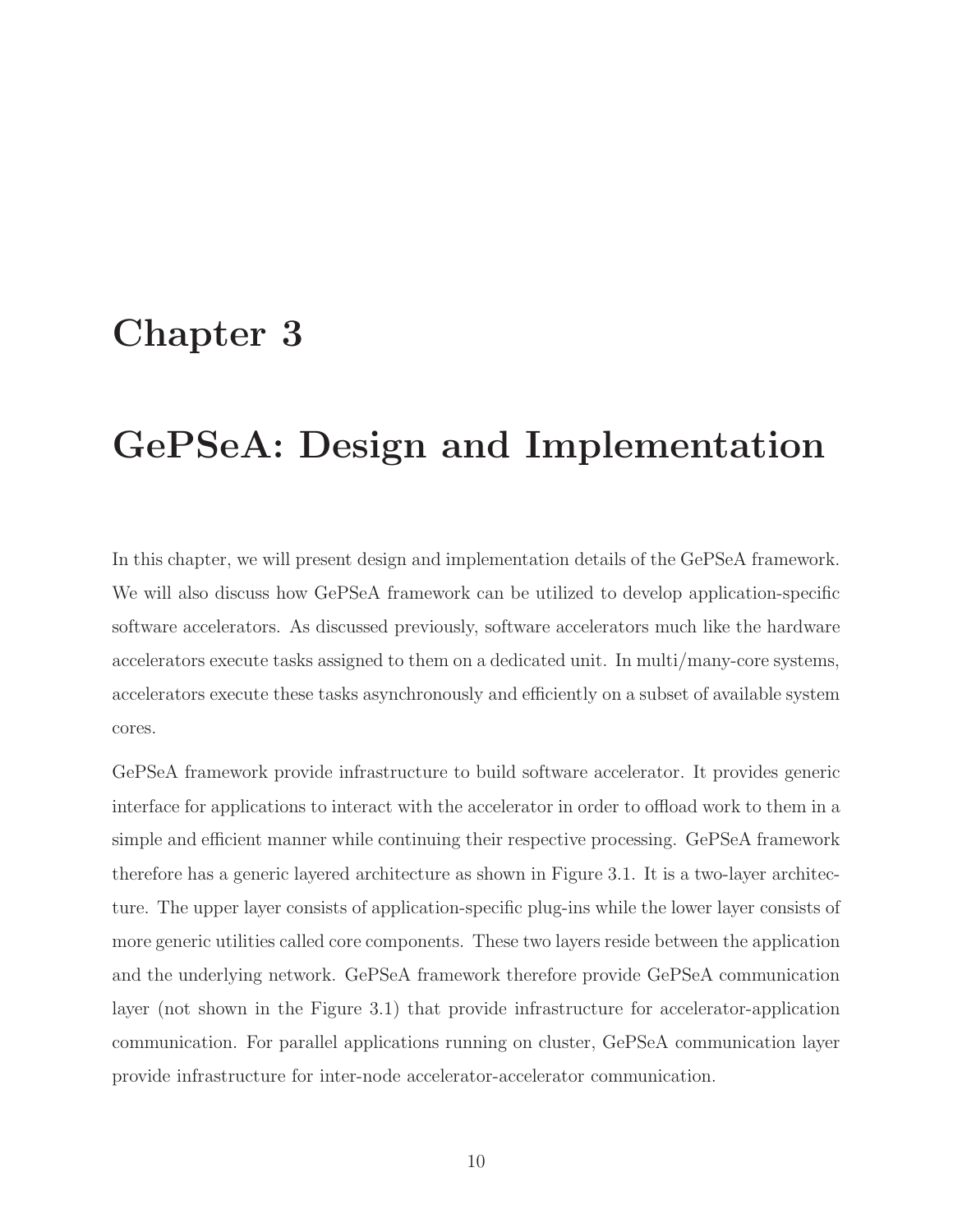# Chapter 3

# GePSeA: Design and Implementation

In this chapter, we will present design and implementation details of the GePSeA framework. We will also discuss how GePSeA framework can be utilized to develop application-specific software accelerators. As discussed previously, software accelerators much like the hardware accelerators execute tasks assigned to them on a dedicated unit. In multi/many-core systems, accelerators execute these tasks asynchronously and efficiently on a subset of available system cores.

GePSeA framework provide infrastructure to build software accelerator. It provides generic interface for applications to interact with the accelerator in order to offload work to them in a simple and efficient manner while continuing their respective processing. GePSeA framework therefore has a generic layered architecture as shown in Figure 3.1. It is a two-layer architecture. The upper layer consists of application-specific plug-ins while the lower layer consists of more generic utilities called core components. These two layers reside between the application and the underlying network. GePSeA framework therefore provide GePSeA communication layer (not shown in the Figure 3.1) that provide infrastructure for accelerator-application communication. For parallel applications running on cluster, GePSeA communication layer provide infrastructure for inter-node accelerator-accelerator communication.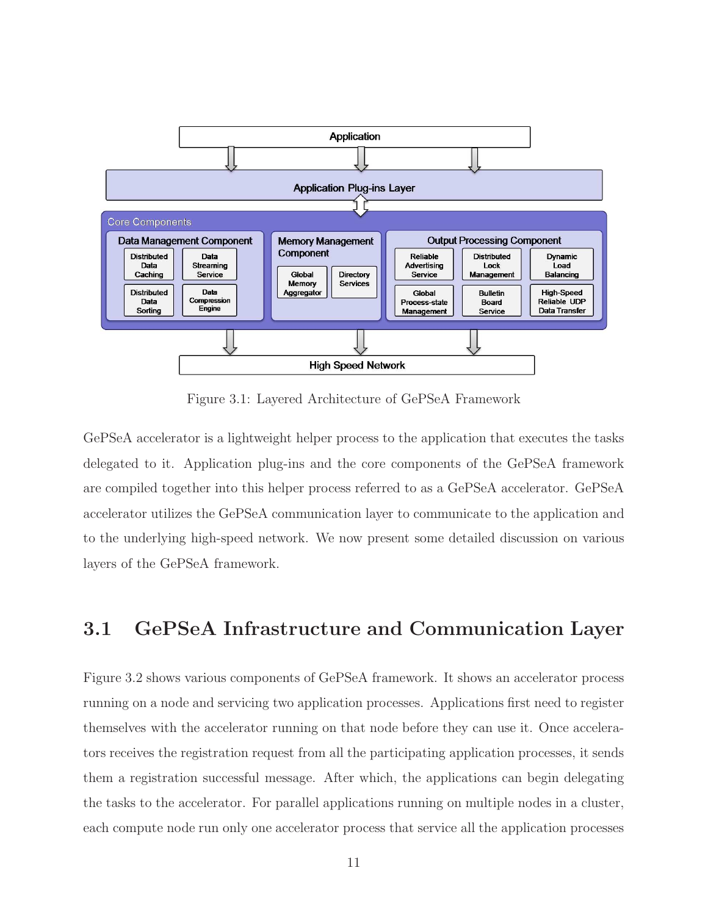Figure 3.1: Layered Architecture of GePSeA Framework

GePSeA accelerator is a lightweight helper process to the application that executes the tasks delegated to it. Application plug-ins and the core components of the GePSeA framework are compiled together into this helper process referred to as a GePSeA accelerator. GePSeA accelerator utilizes the GePSeA communication layer to communicate to the application and to the underlying high-speed network. We now present some detailed discussion on various layers of the GePSeA framework.

## 3.1 GePSeA Infrastructure and Communication Layer

Figure 3.2 shows various components of GePSeA framework. It shows an accelerator process running on a node and servicing two application processes. Applications first need to register themselves with the accelerator running on that node before they can use it. Once accelerators receives the registration request from all the participating application processes, it sends them a registration successful message. After which, the applications can begin delegating the tasks to the accelerator. For parallel applications running on multiple nodes in a cluster, each compute node run only one accelerator process that service all the application processes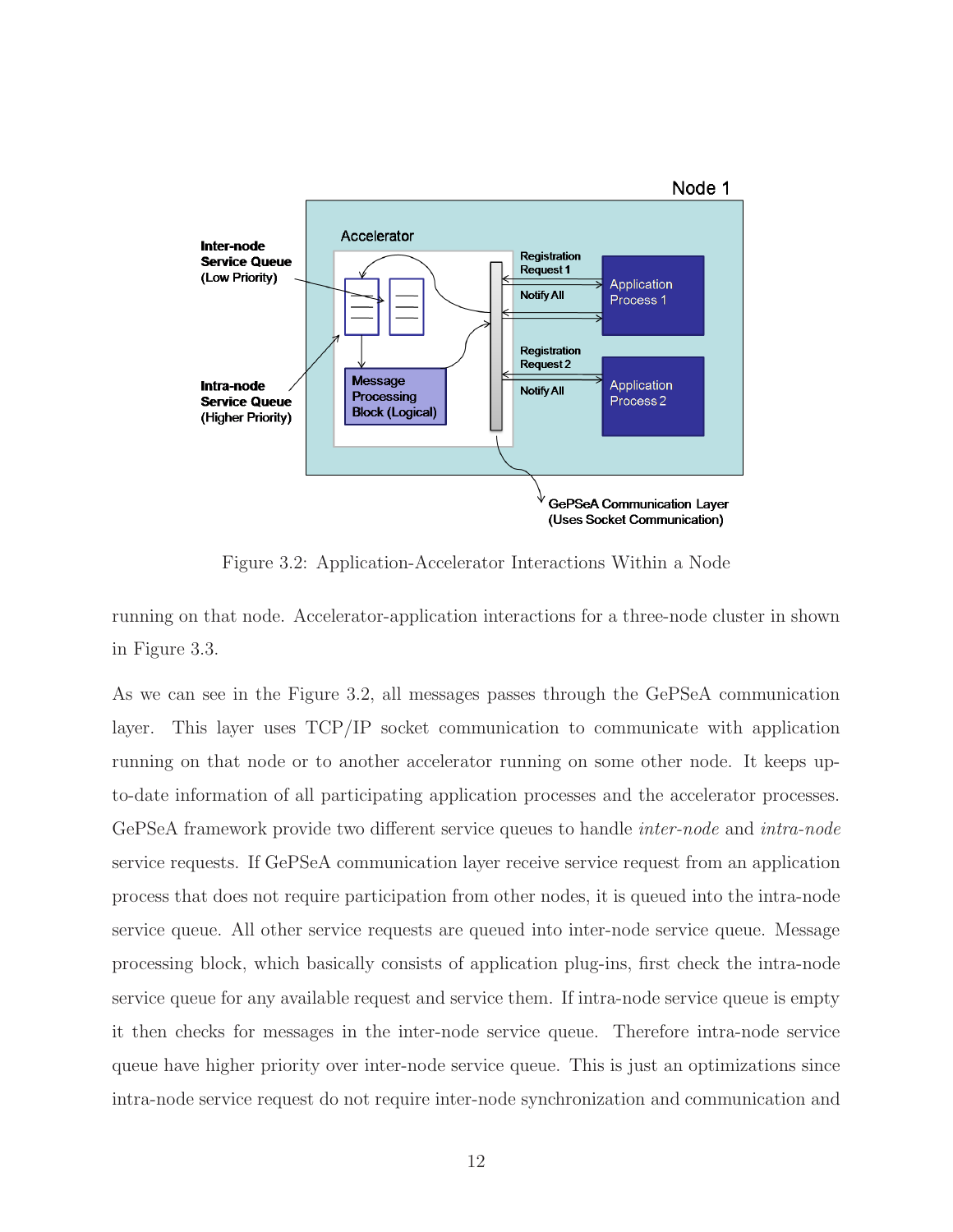Figure 3.2: Application-Accelerator Interactions Within a Node

running on that node. Accelerator-application interactions for a three-node cluster in shown in Figure 3.3.

As we can see in the Figure 3.2, all messages passes through the GePSeA communication layer. This layer uses TCP/IP socket communication to communicate with application running on that node or to another accelerator running on some other node. It keeps up-to-date information of all participating application processes and the accelerator processes. GePSeA framework provide two different service queues to handle *inter-node* and *intra-node* service requests. If GePSeA communication layer receive service request from an application process that does not require participation from other nodes, it is queued into the intra-node service queue. All other service requests are queued into inter-node service queue. Message processing block, which basically consists of application plug-ins, first check the intra-node service queue for any available request and service them. If intra-node service queue is empty it then checks for messages in the inter-node service queue. Therefore intra-node service queue have higher priority over inter-node service queue. This is just an optimizations since intra-node service request do not require inter-node synchronization and communication and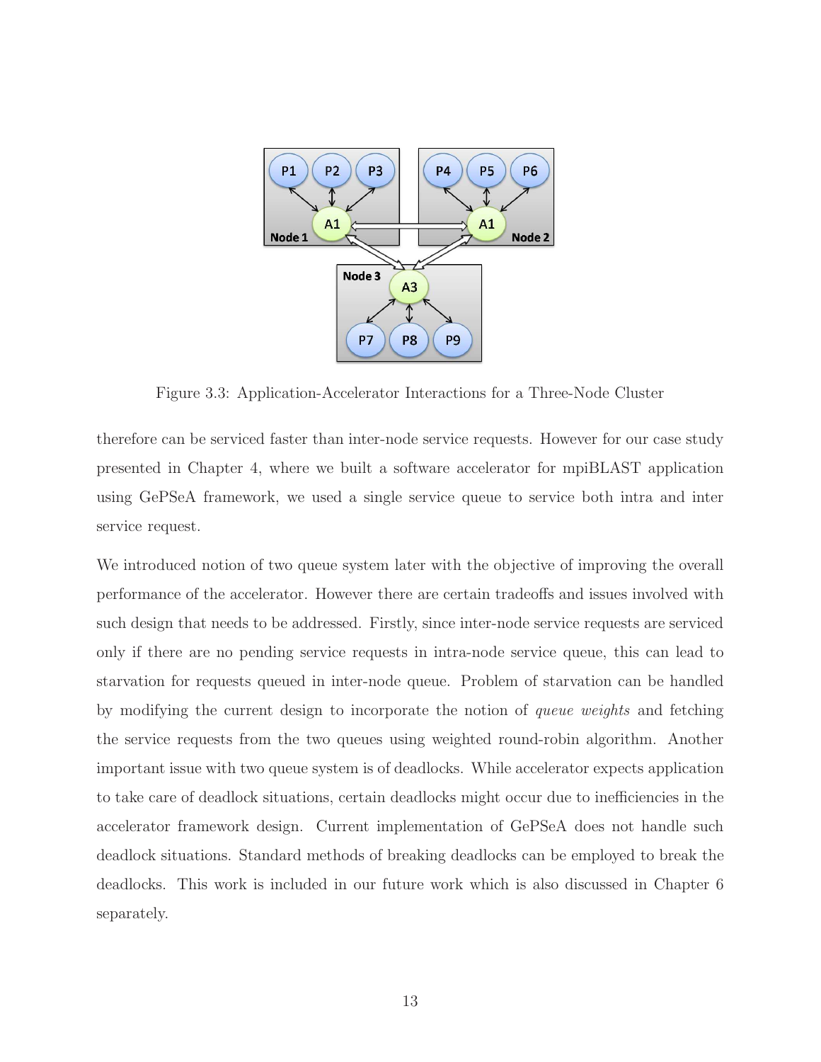Figure 3.3: Application-Accelerator Interactions for a Three-Node Cluster

therefore can be serviced faster than inter-node service requests. However for our case study presented in Chapter 4, where we built a software accelerator for mpiBLAST application using GePSeA framework, we used a single service queue to service both intra and inter service request.

We introduced notion of two queue system later with the objective of improving the overall performance of the accelerator. However there are certain tradeoffs and issues involved with such design that needs to be addressed. Firstly, since inter-node service requests are serviced only if there are no pending service requests in intra-node service queue, this can lead to starvation for requests queued in inter-node queue. Problem of starvation can be handled by modifying the current design to incorporate the notion of *queue weights* and fetching the service requests from the two queues using weighted round-robin algorithm. Another important issue with two queue system is of deadlocks. While accelerator expects application to take care of deadlock situations, certain deadlocks might occur due to inefficiencies in the accelerator framework design. Current implementation of GePSeA does not handle such deadlock situations. Standard methods of breaking deadlocks can be employed to break the deadlocks. This work is included in our future work which is also discussed in Chapter 6 separately.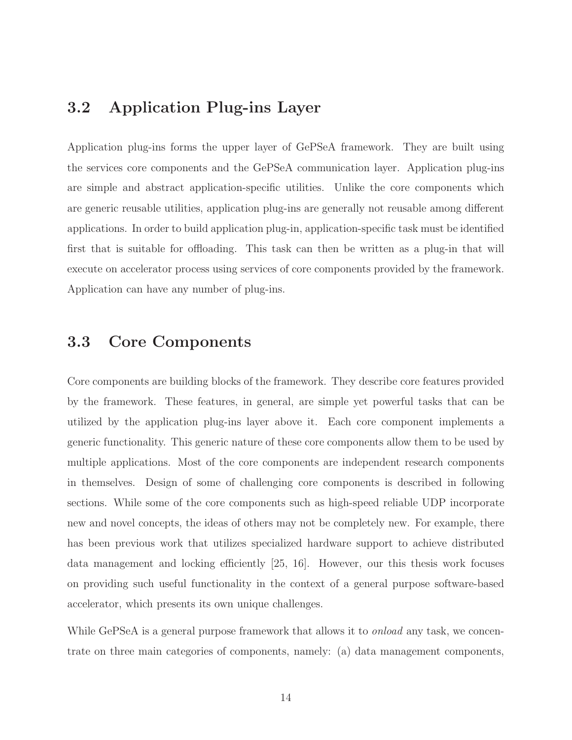## 3.2 Application Plug-ins Layer

Application plug-ins forms the upper layer of GePSeA framework. They are built using the services core components and the GePSeA communication layer. Application plug-ins are simple and abstract application-specific utilities. Unlike the core components which are generic reusable utilities, application plug-ins are generally not reusable among different applications. In order to build application plug-in, application-specific task must be identified first that is suitable for offloading. This task can then be written as a plug-in that will execute on accelerator process using services of core components provided by the framework. Application can have any number of plug-ins.

## 3.3 Core Components

Core components are building blocks of the framework. They describe core features provided by the framework. These features, in general, are simple yet powerful tasks that can be utilized by the application plug-ins layer above it. Each core component implements a generic functionality. This generic nature of these core components allow them to be used by multiple applications. Most of the core components are independent research components in themselves. Design of some of challenging core components is described in following sections. While some of the core components such as high-speed reliable UDP incorporate new and novel concepts, the ideas of others may not be completely new. For example, there has been previous work that utilizes specialized hardware support to achieve distributed data management and locking efficiently [25, 16]. However, our this thesis work focuses on providing such useful functionality in the context of a general purpose software-based accelerator, which presents its own unique challenges.

While GePSeA is a general purpose framework that allows it to *onload* any task, we concentrate on three main categories of components, namely: (a) data management components,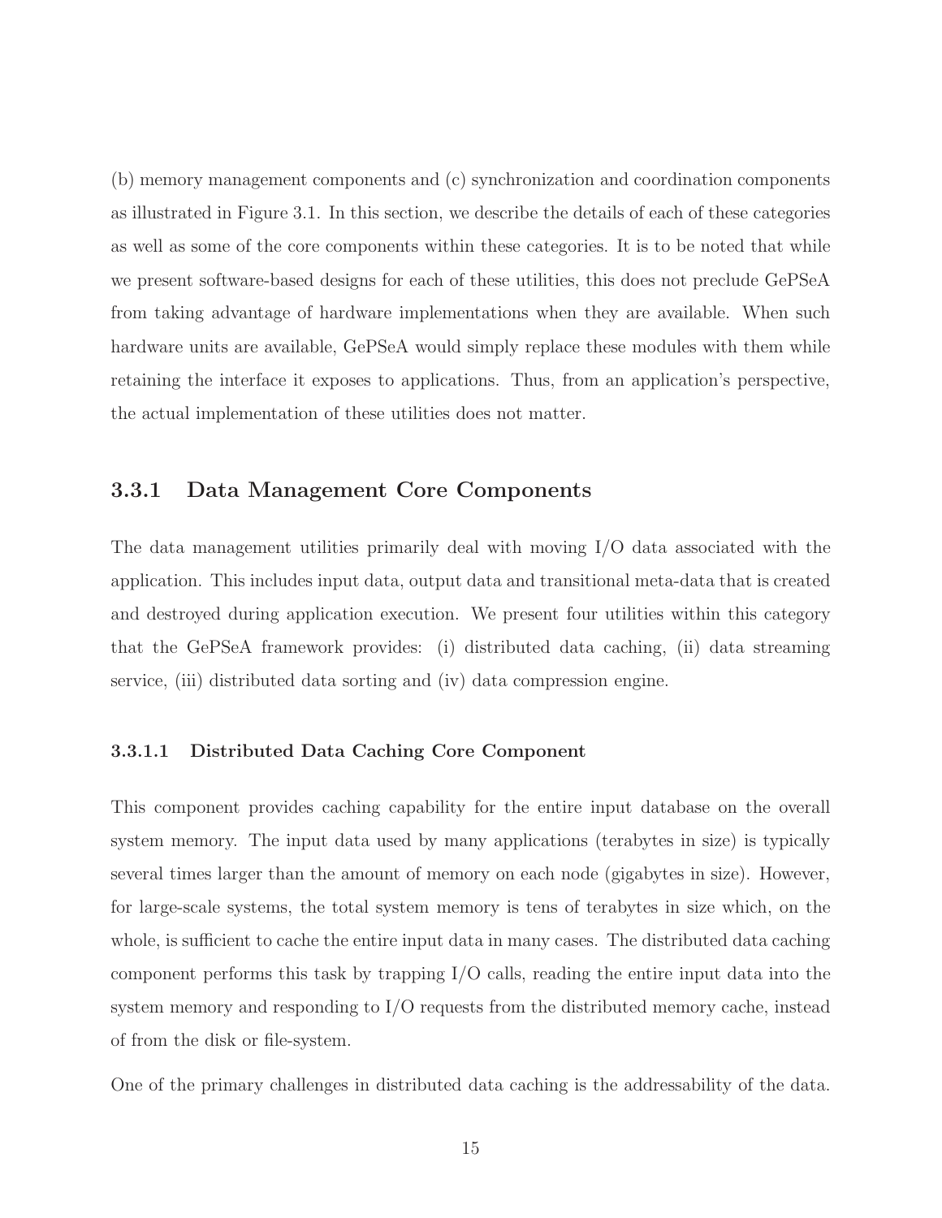(b) memory management components and (c) synchronization and coordination components as illustrated in Figure 3.1. In this section, we describe the details of each of these categories as well as some of the core components within these categories. It is to be noted that while we present software-based designs for each of these utilities, this does not preclude GePSeA from taking advantage of hardware implementations when they are available. When such hardware units are available, GePSeA would simply replace these modules with them while retaining the interface it exposes to applications. Thus, from an application's perspective, the actual implementation of these utilities does not matter.

### 3.3.1 Data Management Core Components

The data management utilities primarily deal with moving I/O data associated with the application. This includes input data, output data and transitional meta-data that is created and destroyed during application execution. We present four utilities within this category that the GePSeA framework provides: (i) distributed data caching, (ii) data streaming service, (iii) distributed data sorting and (iv) data compression engine.

#### 3.3.1.1 Distributed Data Caching Core Component

This component provides caching capability for the entire input database on the overall system memory. The input data used by many applications (terabytes in size) is typically several times larger than the amount of memory on each node (gigabytes in size). However, for large-scale systems, the total system memory is tens of terabytes in size which, on the whole, is sufficient to cache the entire input data in many cases. The distributed data caching component performs this task by trapping I/O calls, reading the entire input data into the system memory and responding to I/O requests from the distributed memory cache, instead of from the disk or file-system.

One of the primary challenges in distributed data caching is the addressability of the data.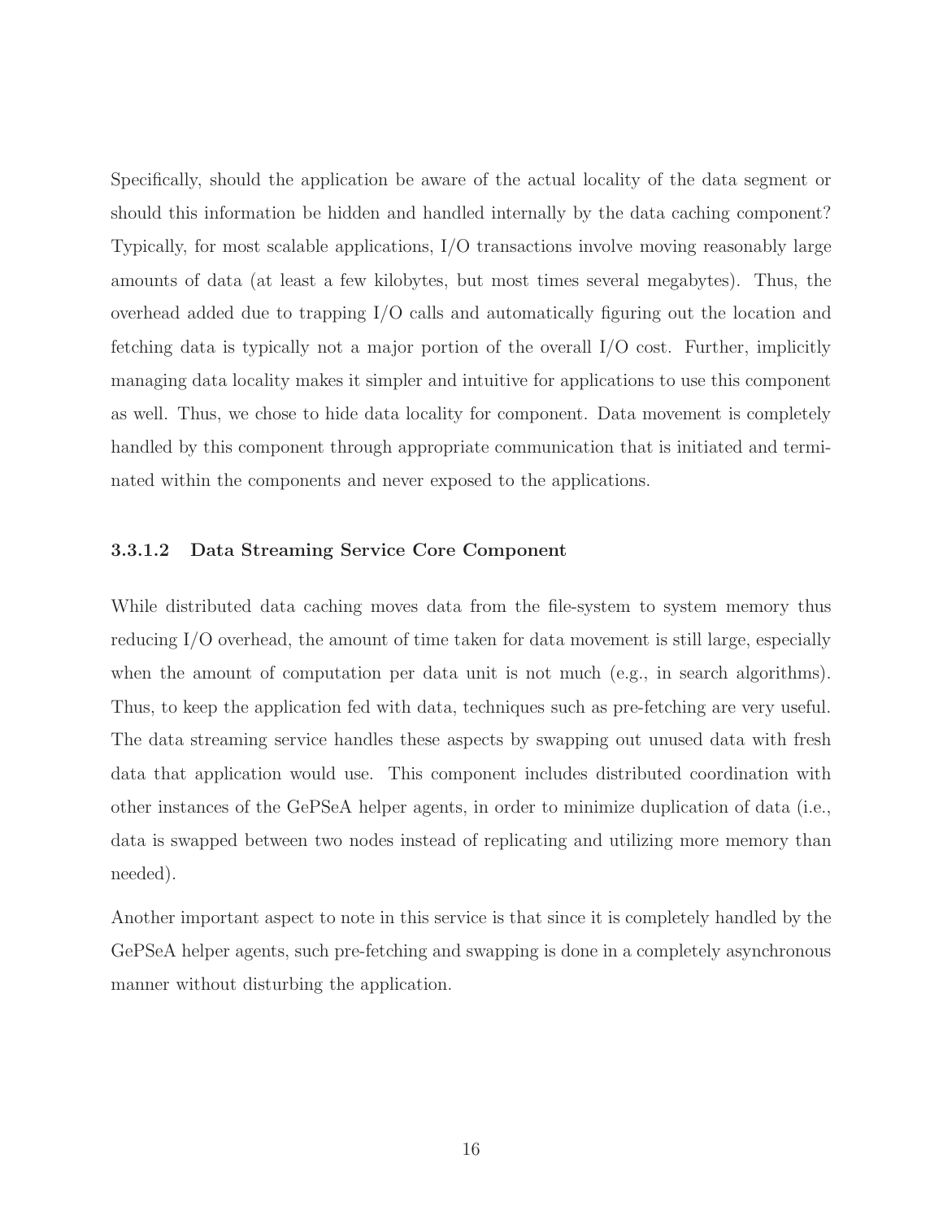Specifically, should the application be aware of the actual locality of the data segment or should this information be hidden and handled internally by the data caching component? Typically, for most scalable applications, I/O transactions involve moving reasonably large amounts of data (at least a few kilobytes, but most times several megabytes). Thus, the overhead added due to trapping I/O calls and automatically figuring out the location and fetching data is typically not a major portion of the overall I/O cost. Further, implicitly managing data locality makes it simpler and intuitive for applications to use this component as well. Thus, we chose to hide data locality for component. Data movement is completely handled by this component through appropriate communication that is initiated and terminated within the components and never exposed to the applications.

#### 3.3.1.2 Data Streaming Service Core Component

While distributed data caching moves data from the file-system to system memory thus reducing I/O overhead, the amount of time taken for data movement is still large, especially when the amount of computation per data unit is not much (e.g., in search algorithms). Thus, to keep the application fed with data, techniques such as pre-fetching are very useful. The data streaming service handles these aspects by swapping out unused data with fresh data that application would use. This component includes distributed coordination with other instances of the GePSeA helper agents, in order to minimize duplication of data (i.e., data is swapped between two nodes instead of replicating and utilizing more memory than needed).

Another important aspect to note in this service is that since it is completely handled by the GePSeA helper agents, such pre-fetching and swapping is done in a completely asynchronous manner without disturbing the application.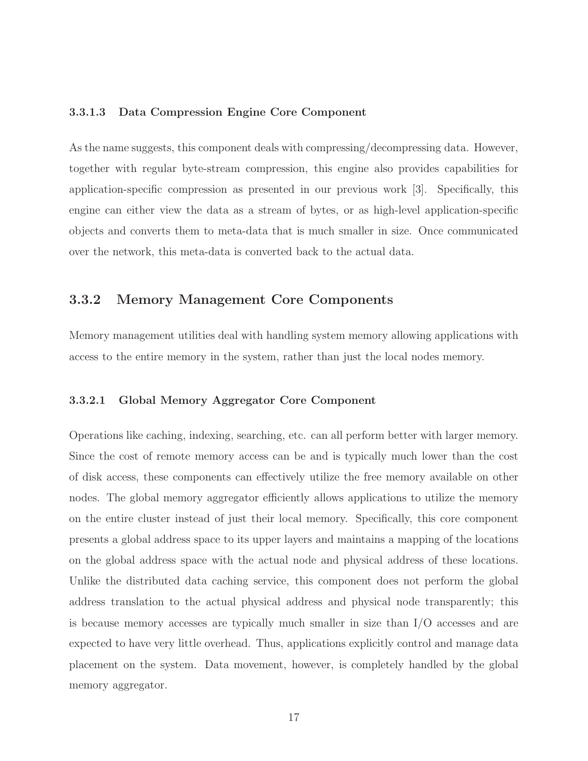#### 3.3.1.3 Data Compression Engine Core Component

As the name suggests, this component deals with compressing/decompressing data. However, together with regular byte-stream compression, this engine also provides capabilities for application-specific compression as presented in our previous work [3]. Specifically, this engine can either view the data as a stream of bytes, or as high-level application-specific objects and converts them to meta-data that is much smaller in size. Once communicated over the network, this meta-data is converted back to the actual data.

### 3.3.2 Memory Management Core Components

Memory management utilities deal with handling system memory allowing applications with access to the entire memory in the system, rather than just the local nodes memory.

#### 3.3.2.1 Global Memory Aggregator Core Component

Operations like caching, indexing, searching, etc. can all perform better with larger memory. Since the cost of remote memory access can be and is typically much lower than the cost of disk access, these components can effectively utilize the free memory available on other nodes. The global memory aggregator efficiently allows applications to utilize the memory on the entire cluster instead of just their local memory. Specifically, this core component presents a global address space to its upper layers and maintains a mapping of the locations on the global address space with the actual node and physical address of these locations. Unlike the distributed data caching service, this component does not perform the global address translation to the actual physical address and physical node transparently; this is because memory accesses are typically much smaller in size than I/O accesses and are expected to have very little overhead. Thus, applications explicitly control and manage data placement on the system. Data movement, however, is completely handled by the global memory aggregator.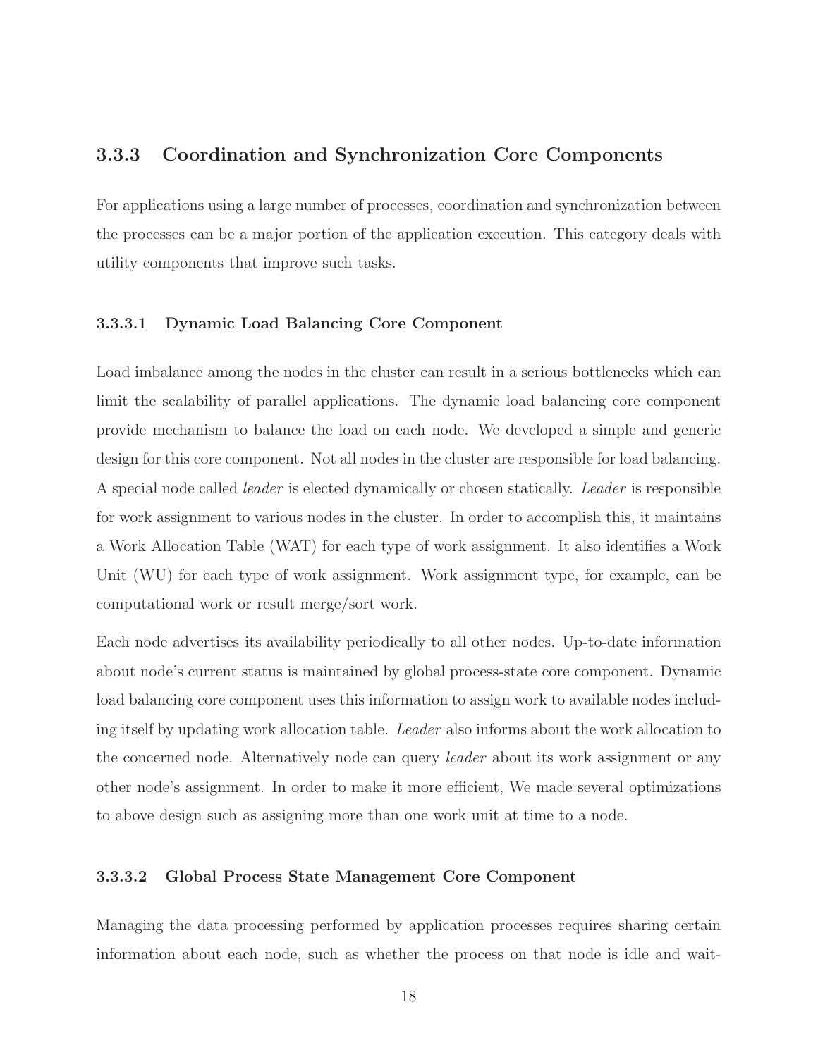### 3.3.3 Coordination and Synchronization Core Components

For applications using a large number of processes, coordination and synchronization between the processes can be a major portion of the application execution. This category deals with utility components that improve such tasks.

#### 3.3.3.1 Dynamic Load Balancing Core Component

Load imbalance among the nodes in the cluster can result in a serious bottlenecks which can limit the scalability of parallel applications. The dynamic load balancing core component provide mechanism to balance the load on each node. We developed a simple and generic design for this core component. Not all nodes in the cluster are responsible for load balancing. A special node called *leader* is elected dynamically or chosen statically. *Leader* is responsible for work assignment to various nodes in the cluster. In order to accomplish this, it maintains a Work Allocation Table (WAT) for each type of work assignment. It also identifies a Work Unit (WU) for each type of work assignment. Work assignment type, for example, can be computational work or result merge/sort work.

Each node advertises its availability periodically to all other nodes. Up-to-date information about node's current status is maintained by global process-state core component. Dynamic load balancing core component uses this information to assign work to available nodes including itself by updating work allocation table. *Leader* also informs about the work allocation to the concerned node. Alternatively node can query *leader* about its work assignment or any other node's assignment. In order to make it more efficient, We made several optimizations to above design such as assigning more than one work unit at time to a node.

#### 3.3.3.2 Global Process State Management Core Component

Managing the data processing performed by application processes requires sharing certain information about each node, such as whether the process on that node is idle and wait-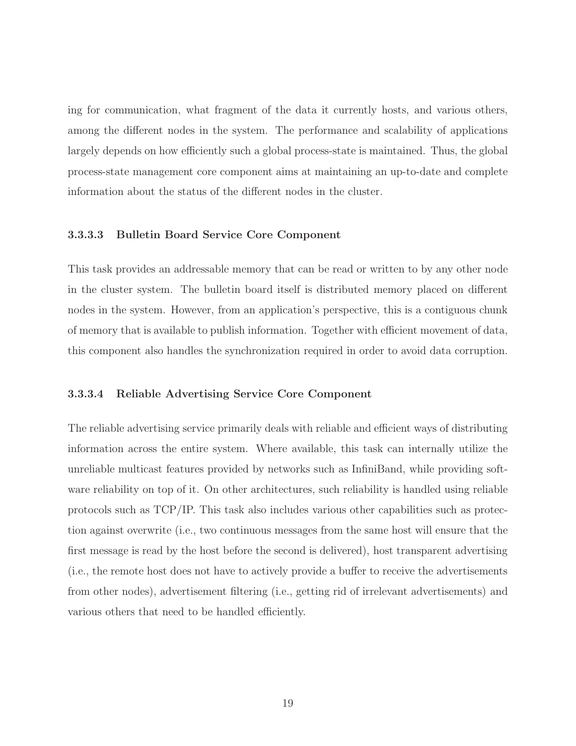ing for communication, what fragment of the data it currently hosts, and various others, among the different nodes in the system. The performance and scalability of applications largely depends on how efficiently such a global process-state is maintained. Thus, the global process-state management core component aims at maintaining an up-to-date and complete information about the status of the different nodes in the cluster.

#### 3.3.3.3 Bulletin Board Service Core Component

This task provides an addressable memory that can be read or written to by any other node in the cluster system. The bulletin board itself is distributed memory placed on different nodes in the system. However, from an application's perspective, this is a contiguous chunk of memory that is available to publish information. Together with efficient movement of data, this component also handles the synchronization required in order to avoid data corruption.

#### 3.3.3.4 Reliable Advertising Service Core Component

The reliable advertising service primarily deals with reliable and efficient ways of distributing information across the entire system. Where available, this task can internally utilize the unreliable multicast features provided by networks such as InfiniBand, while providing software reliability on top of it. On other architectures, such reliability is handled using reliable protocols such as TCP/IP. This task also includes various other capabilities such as protection against overwrite (i.e., two continuous messages from the same host will ensure that the first message is read by the host before the second is delivered), host transparent advertising (i.e., the remote host does not have to actively provide a buffer to receive the advertisements from other nodes), advertisement filtering (i.e., getting rid of irrelevant advertisements) and various others that need to be handled efficiently.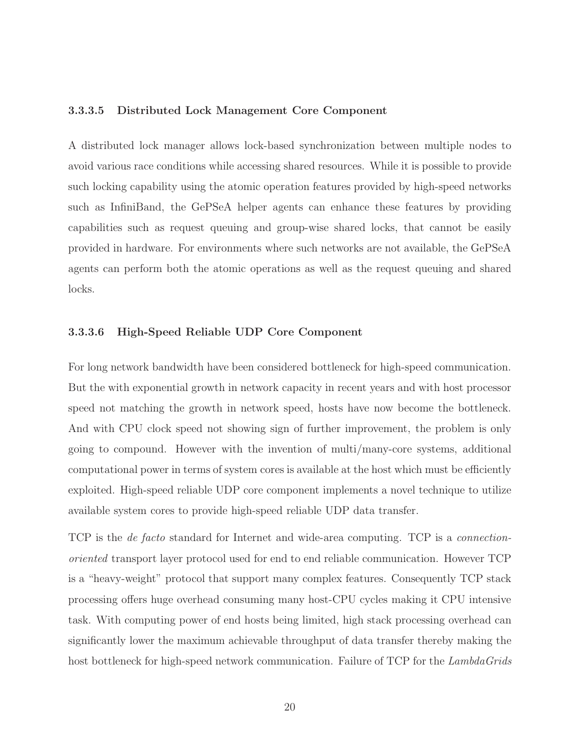#### 3.3.3.5 Distributed Lock Management Core Component

A distributed lock manager allows lock-based synchronization between multiple nodes to avoid various race conditions while accessing shared resources. While it is possible to provide such locking capability using the atomic operation features provided by high-speed networks such as InfiniBand, the GePSeA helper agents can enhance these features by providing capabilities such as request queuing and group-wise shared locks, that cannot be easily provided in hardware. For environments where such networks are not available, the GePSeA agents can perform both the atomic operations as well as the request queuing and shared locks.

#### 3.3.3.6 High-Speed Reliable UDP Core Component

For long network bandwidth have been considered bottleneck for high-speed communication. But the with exponential growth in network capacity in recent years and with host processor speed not matching the growth in network speed, hosts have now become the bottleneck. And with CPU clock speed not showing sign of further improvement, the problem is only going to compound. However with the invention of multi/many-core systems, additional computational power in terms of system cores is available at the host which must be efficiently exploited. High-speed reliable UDP core component implements a novel technique to utilize available system cores to provide high-speed reliable UDP data transfer.

TCP is the *de facto* standard for Internet and wide-area computing. TCP is a *connection-oriented* transport layer protocol used for end to end reliable communication. However TCP is a "heavy-weight" protocol that support many complex features. Consequently TCP stack processing offers huge overhead consuming many host-CPU cycles making it CPU intensive task. With computing power of end hosts being limited, high stack processing overhead can significantly lower the maximum achievable throughput of data transfer thereby making the host bottleneck for high-speed network communication. Failure of TCP for the *LambdaGrids*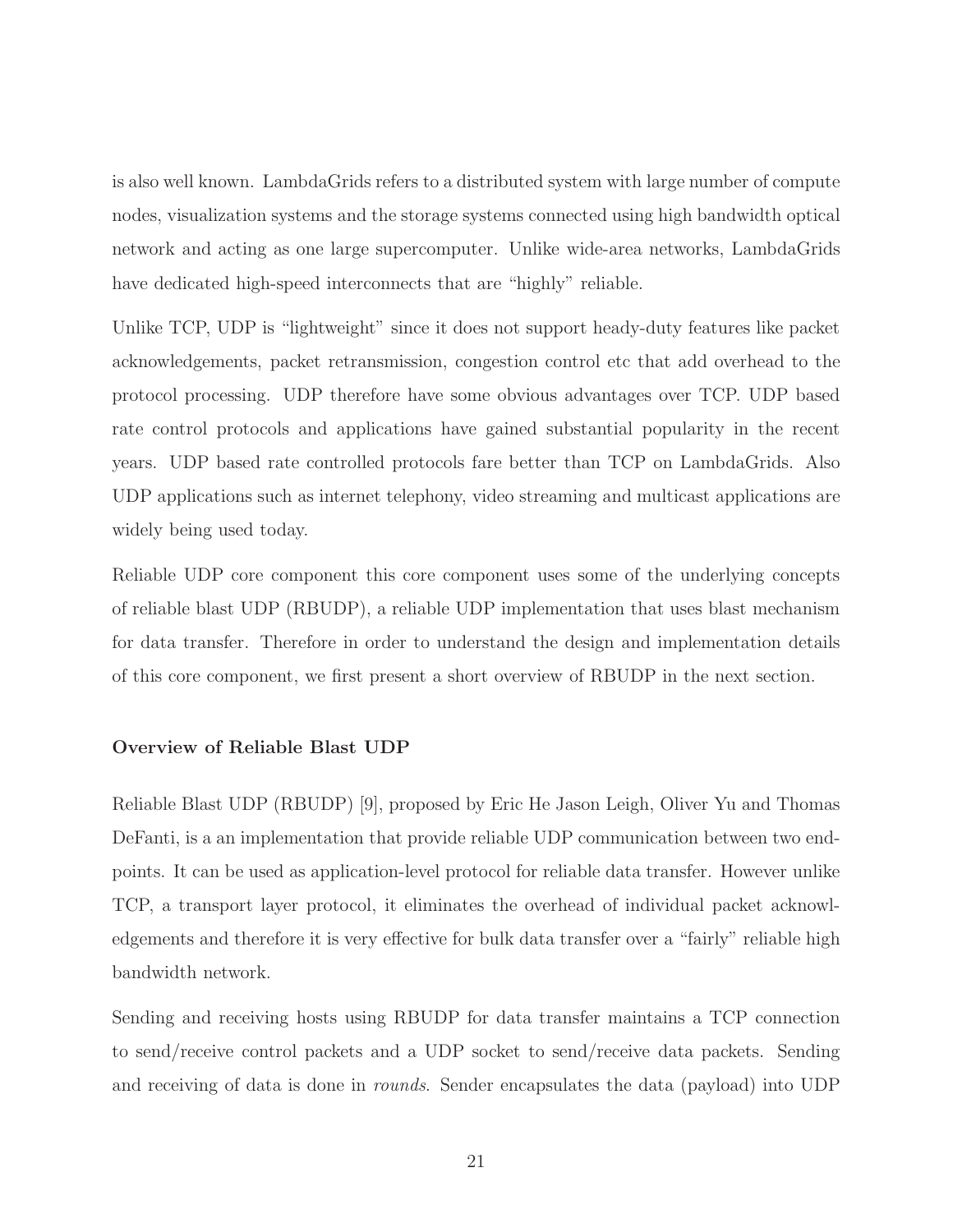is also well known. LambdaGrids refers to a distributed system with large number of compute nodes, visualization systems and the storage systems connected using high bandwidth optical network and acting as one large supercomputer. Unlike wide-area networks, LambdaGrids have dedicated high-speed interconnects that are "highly" reliable.

Unlike TCP, UDP is "lightweight" since it does not support heady-duty features like packet acknowledgements, packet retransmission, congestion control etc that add overhead to the protocol processing. UDP therefore have some obvious advantages over TCP. UDP based rate control protocols and applications have gained substantial popularity in the recent years. UDP based rate controlled protocols fare better than TCP on LambdaGrids. Also UDP applications such as internet telephony, video streaming and multicast applications are widely being used today.

Reliable UDP core component this core component uses some of the underlying concepts of reliable blast UDP (RBUDP), a reliable UDP implementation that uses blast mechanism for data transfer. Therefore in order to understand the design and implementation details of this core component, we first present a short overview of RBUDP in the next section.

### Overview of Reliable Blast UDP

Reliable Blast UDP (RBUDP) [9], proposed by Eric He Jason Leigh, Oliver Yu and Thomas DeFanti, is a an implementation that provide reliable UDP communication between two end-points. It can be used as application-level protocol for reliable data transfer. However unlike TCP, a transport layer protocol, it eliminates the overhead of individual packet acknowledgements and therefore it is very effective for bulk data transfer over a "fairly" reliable high bandwidth network.

Sending and receiving hosts using RBUDP for data transfer maintains a TCP connection to send/receive control packets and a UDP socket to send/receive data packets. Sending and receiving of data is done in *rounds*. Sender encapsulates the data (payload) into UDP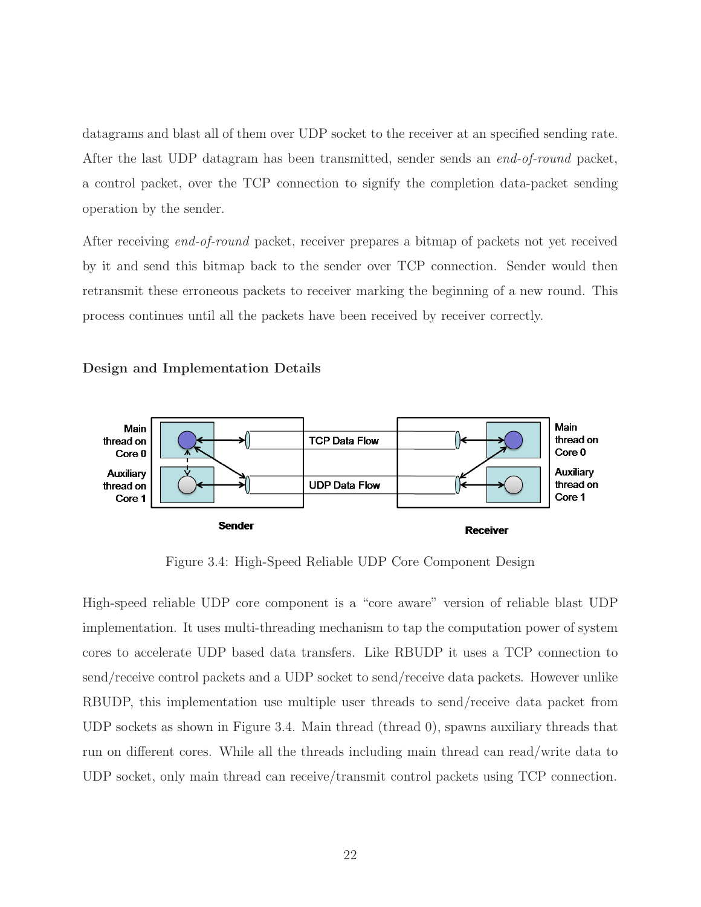datagrams and blast all of them over UDP socket to the receiver at an specified sending rate. After the last UDP datagram has been transmitted, sender sends an *end-of-round* packet, a control packet, over the TCP connection to signify the completion data-packet sending operation by the sender.

After receiving *end-of-round* packet, receiver prepares a bitmap of packets not yet received by it and send this bitmap back to the sender over TCP connection. Sender would then retransmit these erroneous packets to receiver marking the beginning of a new round. This process continues until all the packets have been received by receiver correctly.

### Design and Implementation Details

Figure 3.4: High-Speed Reliable UDP Core Component Design

High-speed reliable UDP core component is a "core aware" version of reliable blast UDP implementation. It uses multi-threading mechanism to tap the computation power of system cores to accelerate UDP based data transfers. Like RBUDP it uses a TCP connection to send/receive control packets and a UDP socket to send/receive data packets. However unlike RBUDP, this implementation use multiple user threads to send/receive data packet from UDP sockets as shown in Figure 3.4. Main thread (thread 0), spawns auxiliary threads that run on different cores. While all the threads including main thread can read/write data to UDP socket, only main thread can receive/transmit control packets using TCP connection.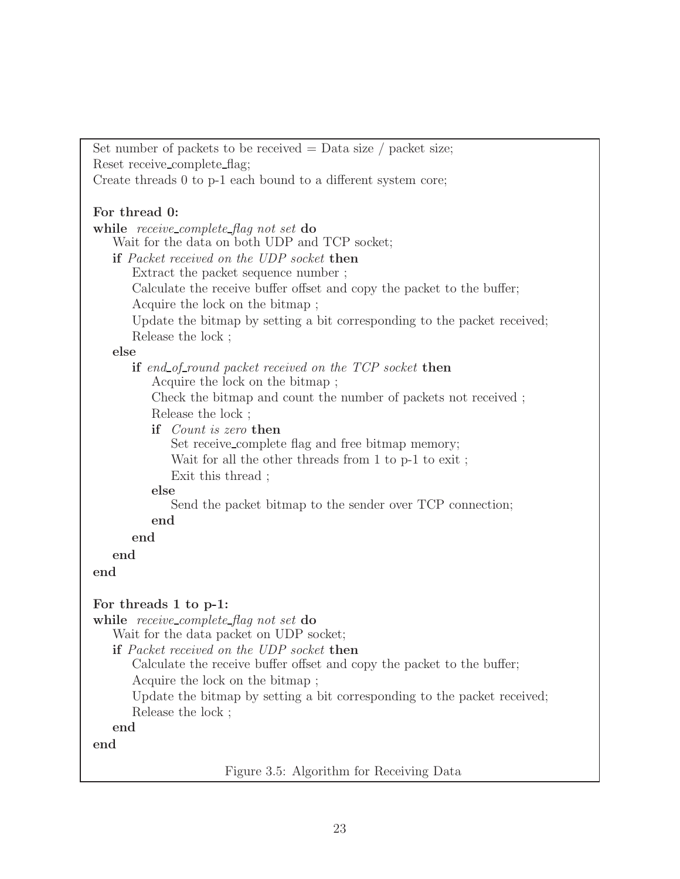```
Set number of packets to be received = Data size / packet size;
Reset receive_complete_flag;
Create threads 0 to p-1 each bound to a different system core;

For thread 0:
while receive_complete_flag not set do
    Wait for the data on both UDP and TCP socket;
    if Packet received on the UDP socket then
        Extract the packet sequence number ;
        Calculate the receive buffer offset and copy the packet to the buffer;
        Acquire the lock on the bitmap ;
        Update the bitmap by setting a bit corresponding to the packet received;
        Release the lock ;
    else
        if end_of_round packet received on the TCP socket then
            Acquire the lock on the bitmap ;
            Check the bitmap and count the number of packets not received ;
            Release the lock ;
            if Count is zero then
                Set receive_complete flag and free bitmap memory;
                Wait for all the other threads from 1 to p-1 to exit ;
                Exit this thread ;
            else
                Send the packet bitmap to the sender over TCP connection;
            end
        end
    end
end

For threads 1 to p-1:
while receive_complete_flag not set do
    Wait for the data packet on UDP socket;
    if Packet received on the UDP socket then
        Calculate the receive buffer offset and copy the packet to the buffer;
        Acquire the lock on the bitmap ;
        Update the bitmap by setting a bit corresponding to the packet received;
        Release the lock ;
    end
end
```

Figure 3.5: Algorithm for Receiving Data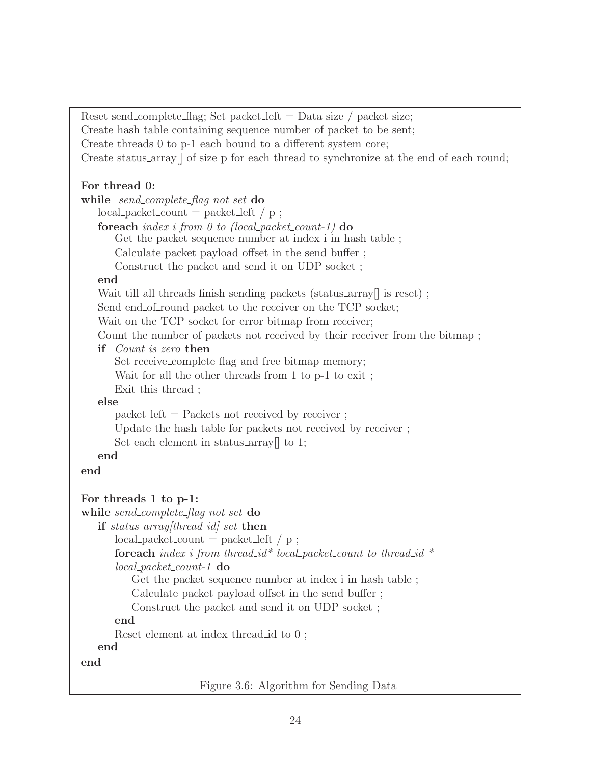```
Reset send_complete_flag; Set packet_left = Data size / packet size;
Create hash table containing sequence number of packet to be sent;
Create threads 0 to p-1 each bound to a different system core;
Create status_array[] of size p for each thread to synchronize at the end of each round;

For thread 0:
while send_complete_flag not set do
    local_packet_count = packet_left / p ;
    foreach index i from 0 to (local_packet_count-1) do
        Get the packet sequence number at index i in hash table ;
        Calculate packet payload offset in the send buffer ;
        Construct the packet and send it on UDP socket ;
    end
    Wait till all threads finish sending packets (status_array[] is reset) ;
    Send end_of_round packet to the receiver on the TCP socket;
    Wait on the TCP socket for error bitmap from receiver;
    Count the number of packets not received by their receiver from the bitmap ;
    if Count is zero then
        Set receive_complete flag and free bitmap memory;
        Wait for all the other threads from 1 to p-1 to exit ;
        Exit this thread ;
    else
        packet_left = Packets not received by receiver ;
        Update the hash table for packets not received by receiver ;
        Set each element in status_array[] to 1;
    end
end

For threads 1 to p-1:
while send_complete_flag not set do
    if status_array[thread_id] set then
        local_packet_count = packet_left / p ;
        foreach index i from thread_id* local_packet_count to thread_id *
        local_packet_count-1 do
            Get the packet sequence number at index i in hash table ;
            Calculate packet payload offset in the send buffer ;
            Construct the packet and send it on UDP socket ;
        end
        Reset element at index thread_id to 0 ;
    end
end
```

Figure 3.6: Algorithm for Sending Data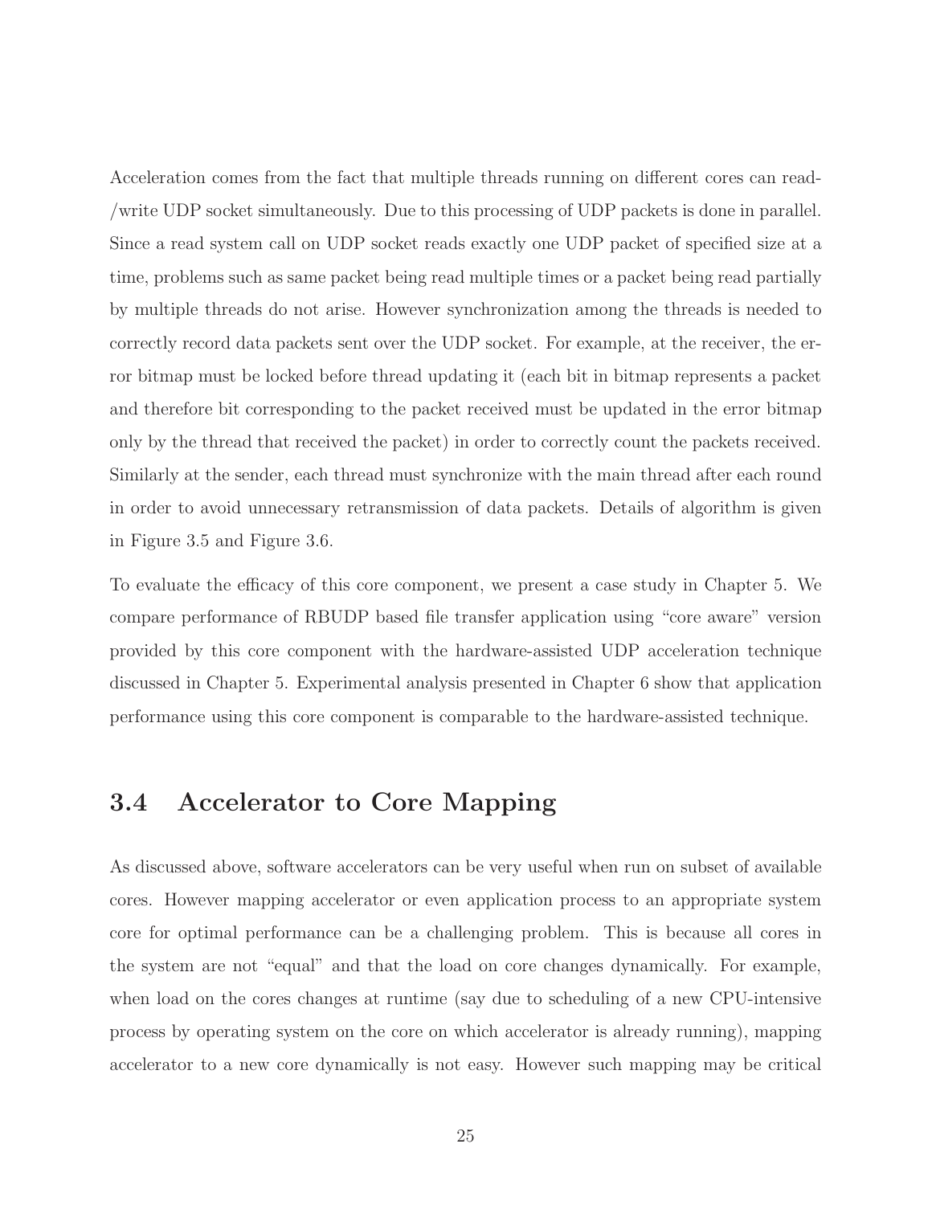Acceleration comes from the fact that multiple threads running on different cores can read-/write UDP socket simultaneously. Due to this processing of UDP packets is done in parallel. Since a read system call on UDP socket reads exactly one UDP packet of specified size at a time, problems such as same packet being read multiple times or a packet being read partially by multiple threads do not arise. However synchronization among the threads is needed to correctly record data packets sent over the UDP socket. For example, at the receiver, the error bitmap must be locked before thread updating it (each bit in bitmap represents a packet and therefore bit corresponding to the packet received must be updated in the error bitmap only by the thread that received the packet) in order to correctly count the packets received. Similarly at the sender, each thread must synchronize with the main thread after each round in order to avoid unnecessary retransmission of data packets. Details of algorithm is given in Figure 3.5 and Figure 3.6.

To evaluate the efficacy of this core component, we present a case study in Chapter 5. We compare performance of RBUDP based file transfer application using "core aware" version provided by this core component with the hardware-assisted UDP acceleration technique discussed in Chapter 5. Experimental analysis presented in Chapter 6 show that application performance using this core component is comparable to the hardware-assisted technique.

## 3.4 Accelerator to Core Mapping

As discussed above, software accelerators can be very useful when run on subset of available cores. However mapping accelerator or even application process to an appropriate system core for optimal performance can be a challenging problem. This is because all cores in the system are not "equal" and that the load on core changes dynamically. For example, when load on the cores changes at runtime (say due to scheduling of a new CPU-intensive process by operating system on the core on which accelerator is already running), mapping accelerator to a new core dynamically is not easy. However such mapping may be critical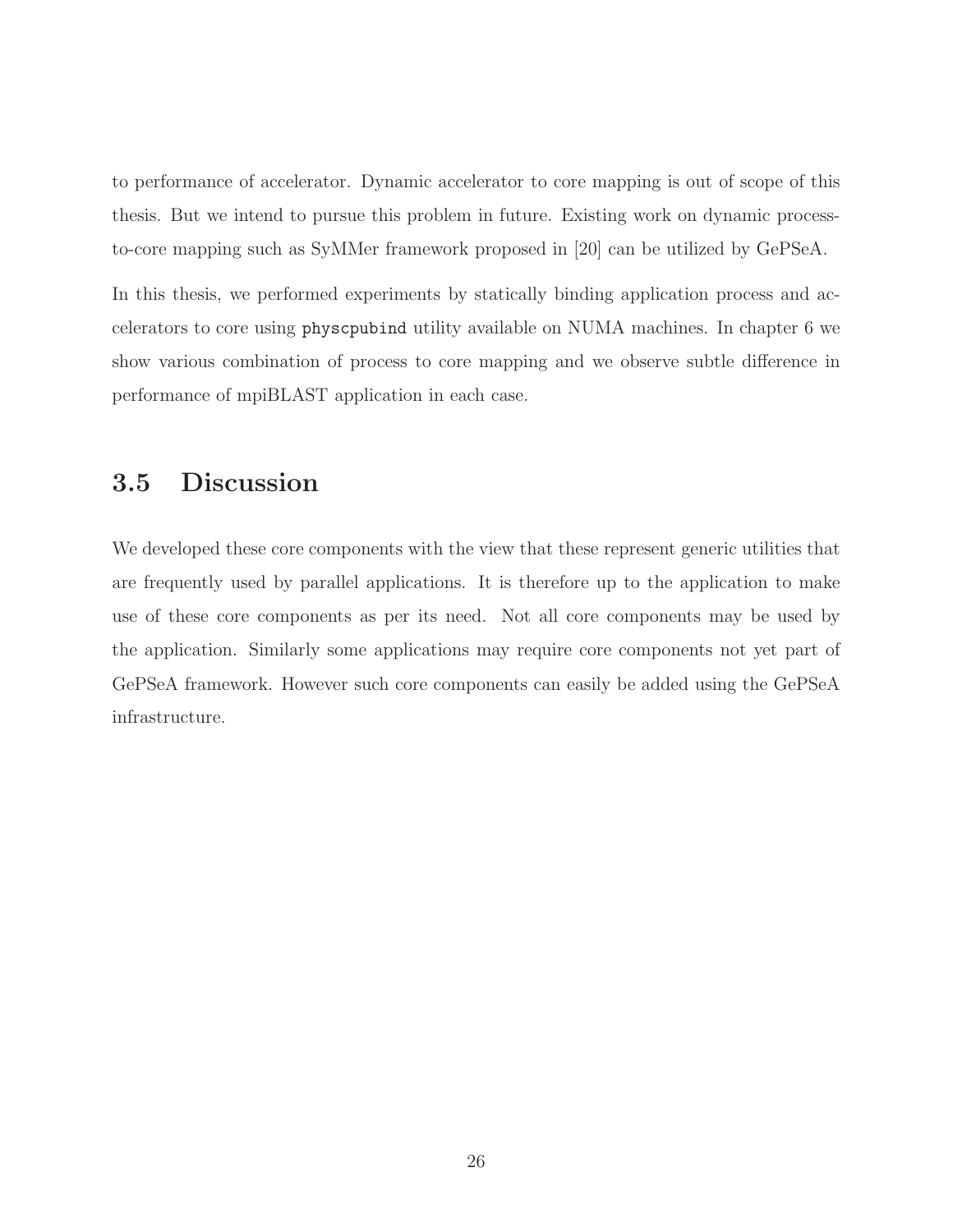to performance of accelerator. Dynamic accelerator to core mapping is out of scope of this thesis. But we intend to pursue this problem in future. Existing work on dynamic process-to-core mapping such as SyMMer framework proposed in [20] can be utilized by GePSeA.

In this thesis, we performed experiments by statically binding application process and accelerators to core using `physcpubind` utility available on NUMA machines. In chapter 6 we show various combination of process to core mapping and we observe subtle difference in performance of mpiBLAST application in each case.

## 3.5 Discussion

We developed these core components with the view that these represent generic utilities that are frequently used by parallel applications. It is therefore up to the application to make use of these core components as per its need. Not all core components may be used by the application. Similarly some applications may require core components not yet part of GePSeA framework. However such core components can easily be added using the GePSeA infrastructure.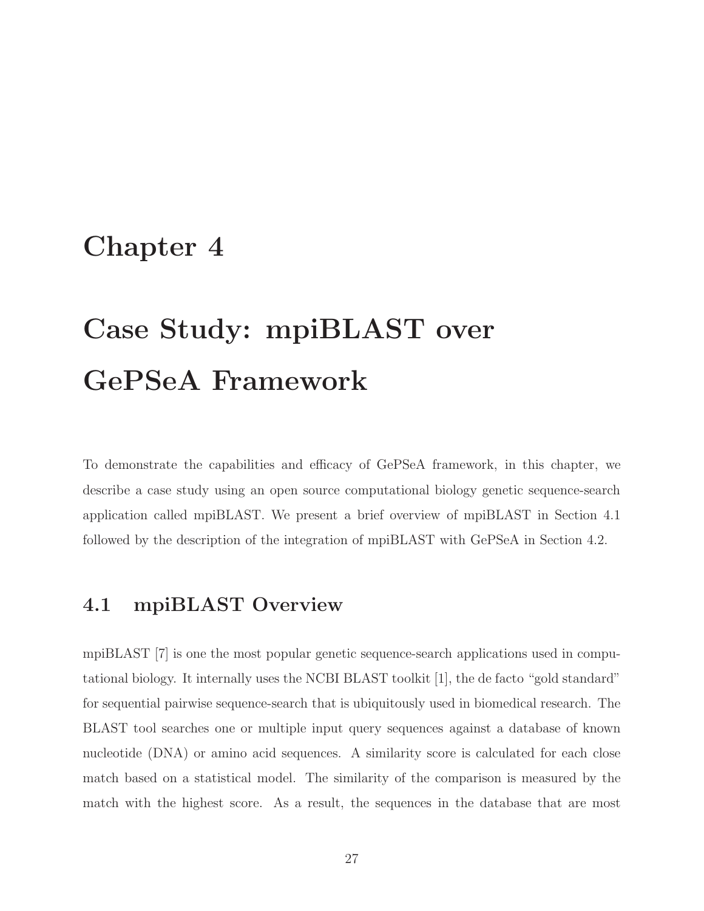# Chapter 4

# Case Study: mpiBLAST over GePSeA Framework

To demonstrate the capabilities and efficacy of GePSeA framework, in this chapter, we describe a case study using an open source computational biology genetic sequence-search application called mpiBLAST. We present a brief overview of mpiBLAST in Section 4.1 followed by the description of the integration of mpiBLAST with GePSeA in Section 4.2.

## 4.1 mpiBLAST Overview

mpiBLAST [7] is one the most popular genetic sequence-search applications used in computational biology. It internally uses the NCBI BLAST toolkit [1], the de facto "gold standard" for sequential pairwise sequence-search that is ubiquitously used in biomedical research. The BLAST tool searches one or multiple input query sequences against a database of known nucleotide (DNA) or amino acid sequences. A similarity score is calculated for each close match based on a statistical model. The similarity of the comparison is measured by the match with the highest score. As a result, the sequences in the database that are most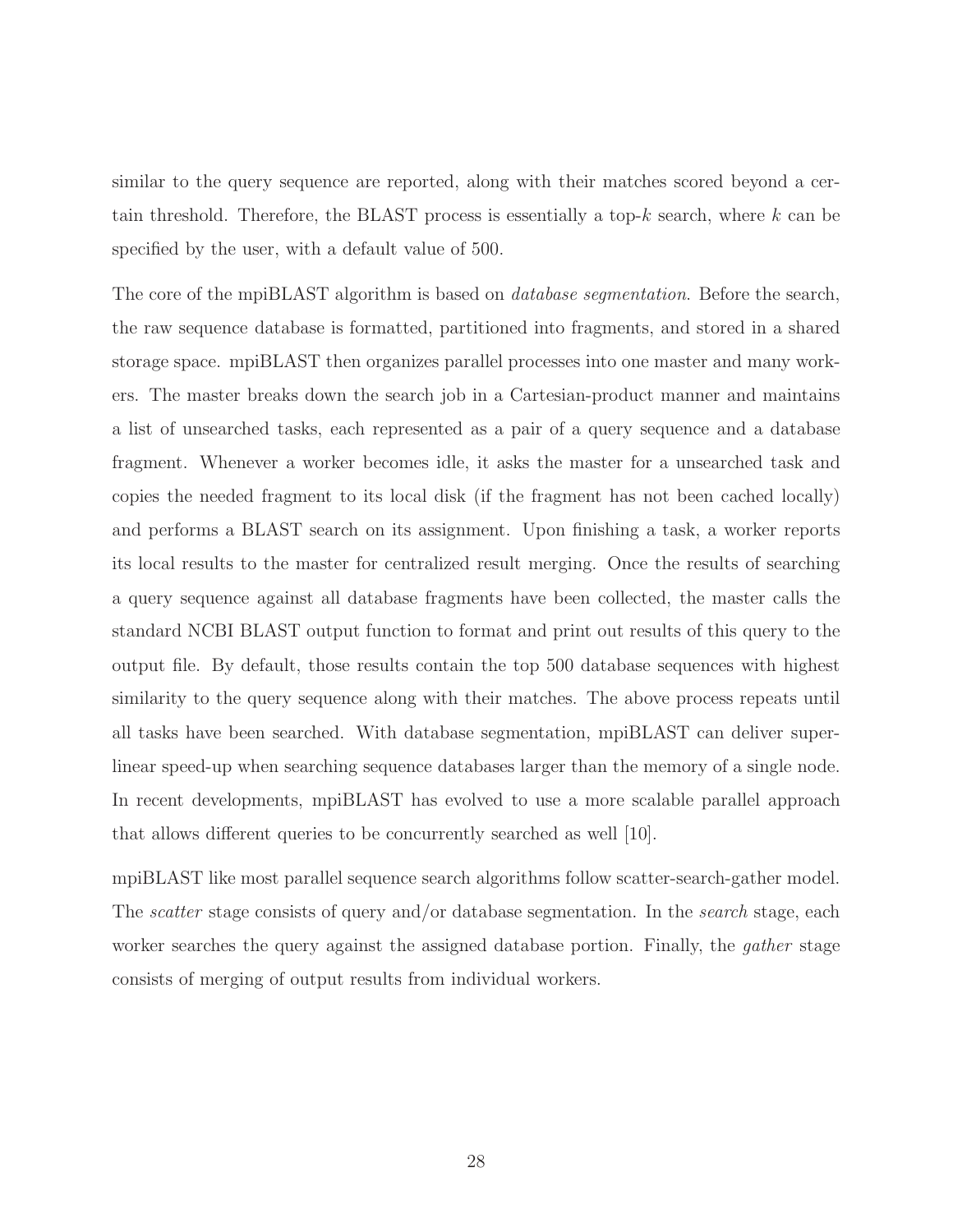similar to the query sequence are reported, along with their matches scored beyond a certain threshold. Therefore, the BLAST process is essentially a top-$k$ search, where $k$ can be specified by the user, with a default value of 500.

The core of the mpiBLAST algorithm is based on *database segmentation*. Before the search, the raw sequence database is formatted, partitioned into fragments, and stored in a shared storage space. mpiBLAST then organizes parallel processes into one master and many workers. The master breaks down the search job in a Cartesian-product manner and maintains a list of unsearched tasks, each represented as a pair of a query sequence and a database fragment. Whenever a worker becomes idle, it asks the master for a unsearched task and copies the needed fragment to its local disk (if the fragment has not been cached locally) and performs a BLAST search on its assignment. Upon finishing a task, a worker reports its local results to the master for centralized result merging. Once the results of searching a query sequence against all database fragments have been collected, the master calls the standard NCBI BLAST output function to format and print out results of this query to the output file. By default, those results contain the top 500 database sequences with highest similarity to the query sequence along with their matches. The above process repeats until all tasks have been searched. With database segmentation, mpiBLAST can deliver superlinear speed-up when searching sequence databases larger than the memory of a single node. In recent developments, mpiBLAST has evolved to use a more scalable parallel approach that allows different queries to be concurrently searched as well [10].

mpiBLAST like most parallel sequence search algorithms follow scatter-search-gather model. The *scatter* stage consists of query and/or database segmentation. In the *search* stage, each worker searches the query against the assigned database portion. Finally, the *gather* stage consists of merging of output results from individual workers.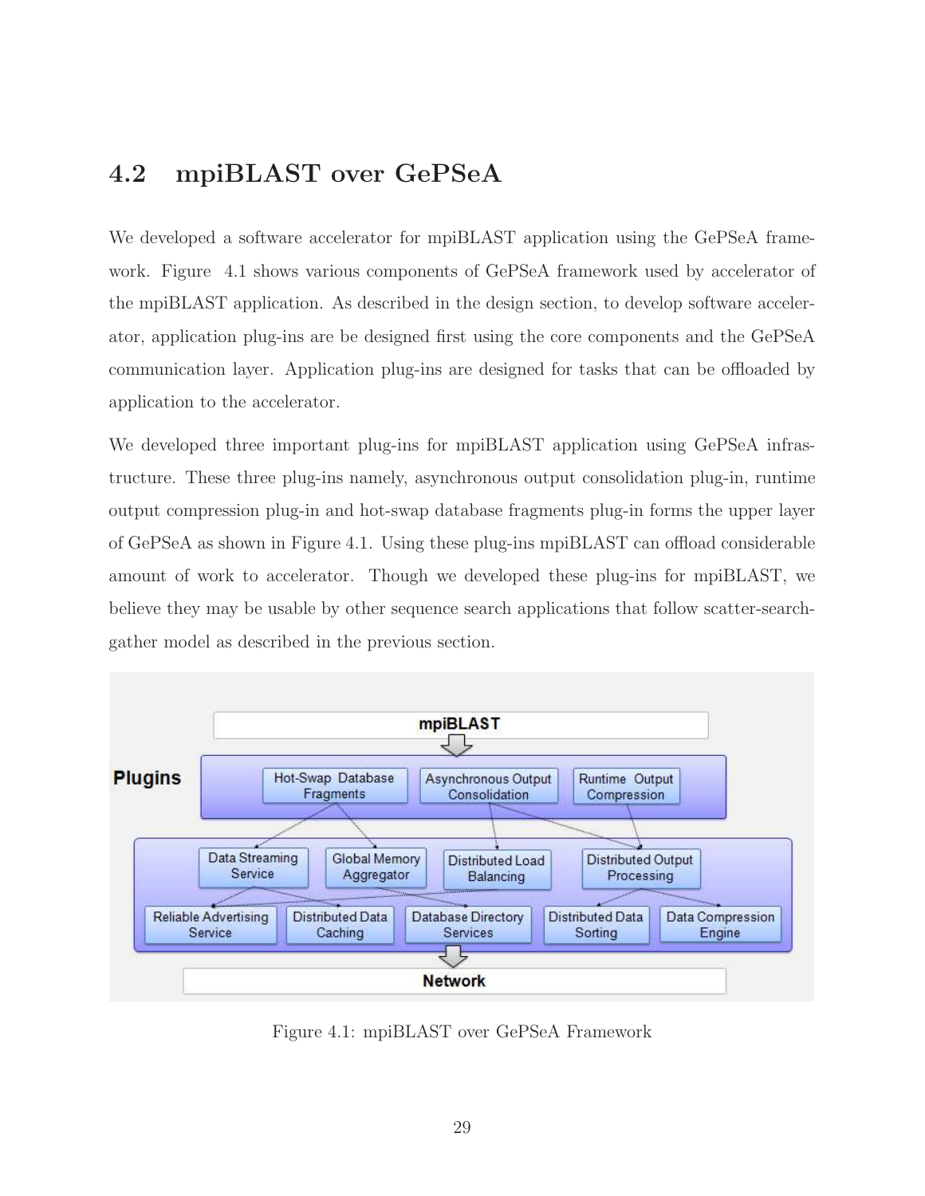## 4.2 mpiBLAST over GePSeA

We developed a software accelerator for mpiBLAST application using the GePSeA framework. Figure 4.1 shows various components of GePSeA framework used by accelerator of the mpiBLAST application. As described in the design section, to develop software accelerator, application plug-ins are be designed first using the core components and the GePSeA communication layer. Application plug-ins are designed for tasks that can be offloaded by application to the accelerator.

We developed three important plug-ins for mpiBLAST application using GePSeA infrastructure. These three plug-ins namely, asynchronous output consolidation plug-in, runtime output compression plug-in and hot-swap database fragments plug-in forms the upper layer of GePSeA as shown in Figure 4.1. Using these plug-ins mpiBLAST can offload considerable amount of work to accelerator. Though we developed these plug-ins for mpiBLAST, we believe they may be usable by other sequence search applications that follow scatter-search-gather model as described in the previous section.

Figure 4.1: mpiBLAST over GePSeA Framework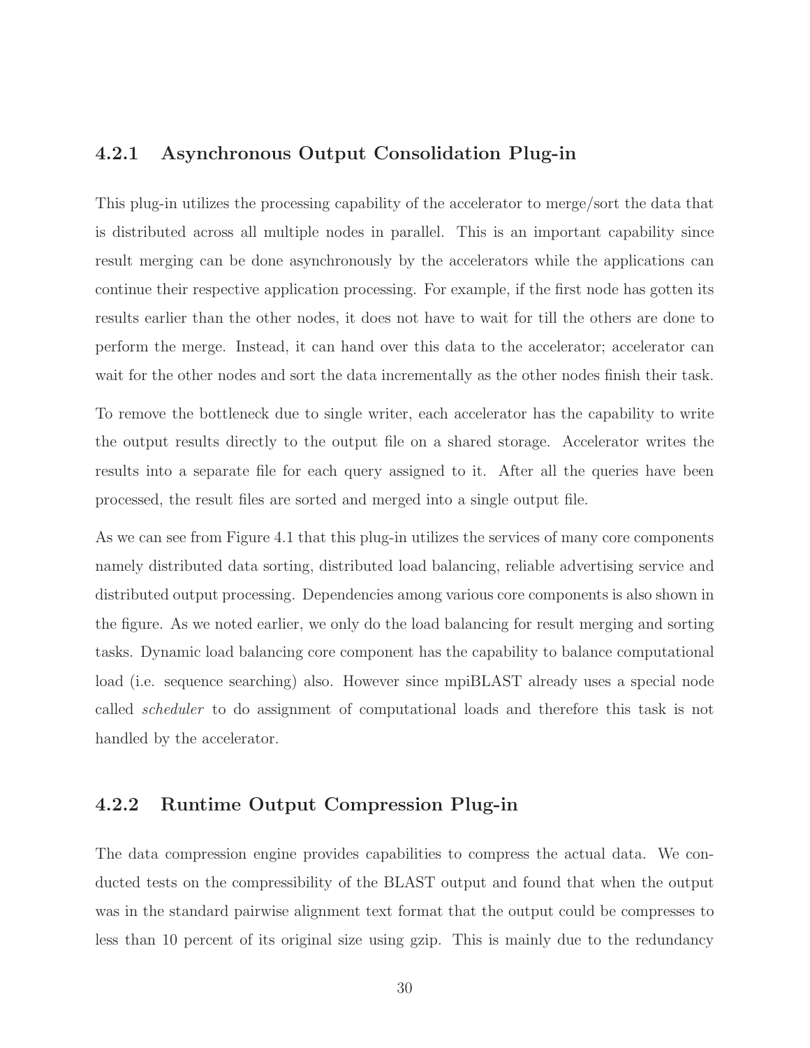### 4.2.1 Asynchronous Output Consolidation Plug-in

This plug-in utilizes the processing capability of the accelerator to merge/sort the data that is distributed across all multiple nodes in parallel. This is an important capability since result merging can be done asynchronously by the accelerators while the applications can continue their respective application processing. For example, if the first node has gotten its results earlier than the other nodes, it does not have to wait for till the others are done to perform the merge. Instead, it can hand over this data to the accelerator; accelerator can wait for the other nodes and sort the data incrementally as the other nodes finish their task.

To remove the bottleneck due to single writer, each accelerator has the capability to write the output results directly to the output file on a shared storage. Accelerator writes the results into a separate file for each query assigned to it. After all the queries have been processed, the result files are sorted and merged into a single output file.

As we can see from Figure 4.1 that this plug-in utilizes the services of many core components namely distributed data sorting, distributed load balancing, reliable advertising service and distributed output processing. Dependencies among various core components is also shown in the figure. As we noted earlier, we only do the load balancing for result merging and sorting tasks. Dynamic load balancing core component has the capability to balance computational load (i.e. sequence searching) also. However since mpiBLAST already uses a special node called *scheduler* to do assignment of computational loads and therefore this task is not handled by the accelerator.

### 4.2.2 Runtime Output Compression Plug-in

The data compression engine provides capabilities to compress the actual data. We conducted tests on the compressibility of the BLAST output and found that when the output was in the standard pairwise alignment text format that the output could be compresses to less than 10 percent of its original size using gzip. This is mainly due to the redundancy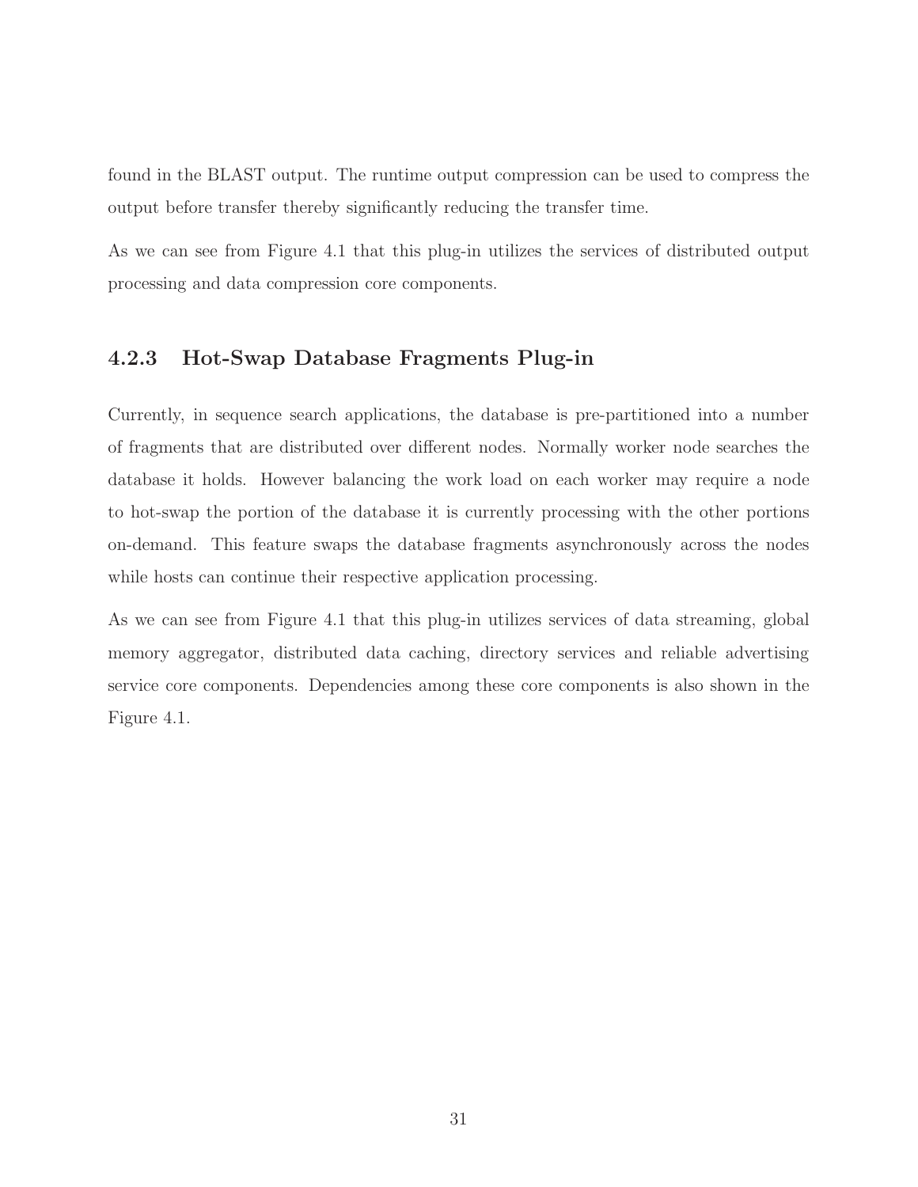found in the BLAST output. The runtime output compression can be used to compress the output before transfer thereby significantly reducing the transfer time.

As we can see from Figure 4.1 that this plug-in utilizes the services of distributed output processing and data compression core components.

### 4.2.3 Hot-Swap Database Fragments Plug-in

Currently, in sequence search applications, the database is pre-partitioned into a number of fragments that are distributed over different nodes. Normally worker node searches the database it holds. However balancing the work load on each worker may require a node to hot-swap the portion of the database it is currently processing with the other portions on-demand. This feature swaps the database fragments asynchronously across the nodes while hosts can continue their respective application processing.

As we can see from Figure 4.1 that this plug-in utilizes services of data streaming, global memory aggregator, distributed data caching, directory services and reliable advertising service core components. Dependencies among these core components is also shown in the Figure 4.1.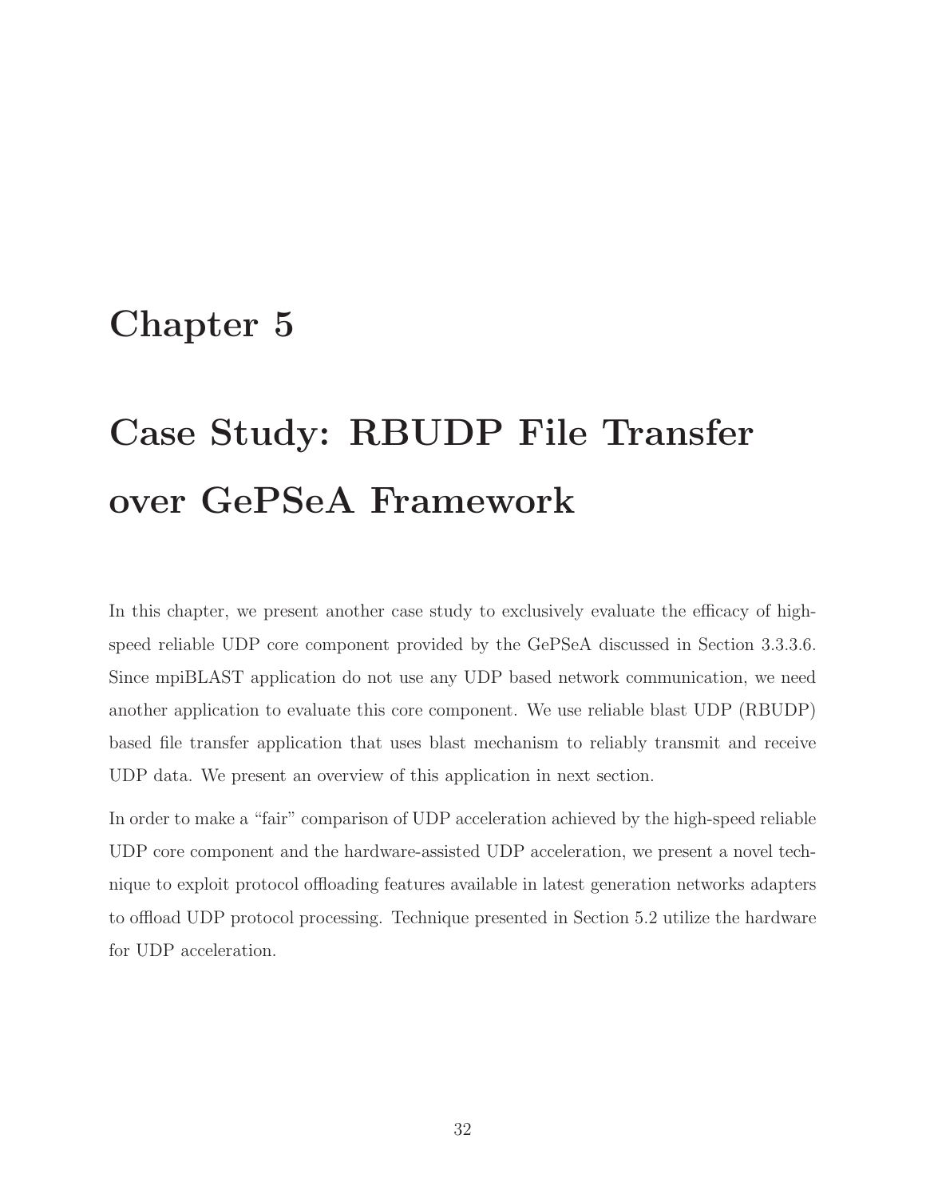# Chapter 5

# Case Study: RBUDP File Transfer over GePSeA Framework

In this chapter, we present another case study to exclusively evaluate the efficacy of high-speed reliable UDP core component provided by the GePSeA discussed in Section 3.3.3.6. Since mpiBLAST application do not use any UDP based network communication, we need another application to evaluate this core component. We use reliable blast UDP (RBUDP) based file transfer application that uses blast mechanism to reliably transmit and receive UDP data. We present an overview of this application in next section.

In order to make a "fair" comparison of UDP acceleration achieved by the high-speed reliable UDP core component and the hardware-assisted UDP acceleration, we present a novel technique to exploit protocol offloading features available in latest generation networks adapters to offload UDP protocol processing. Technique presented in Section 5.2 utilize the hardware for UDP acceleration.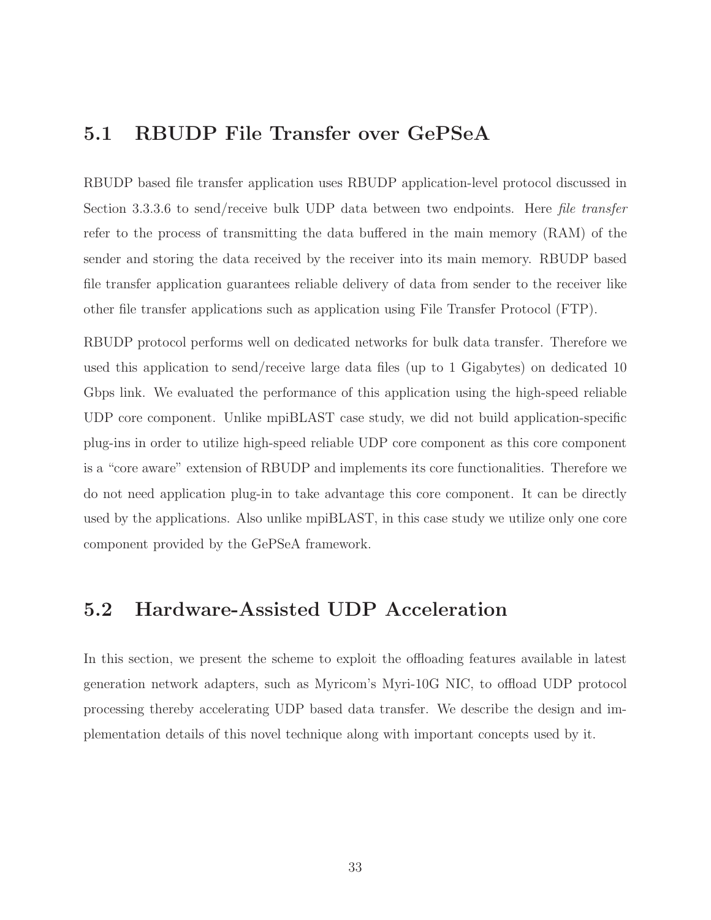## 5.1 RBUDP File Transfer over GePSeA

RBUDP based file transfer application uses RBUDP application-level protocol discussed in Section 3.3.3.6 to send/receive bulk UDP data between two endpoints. Here *file transfer* refer to the process of transmitting the data buffered in the main memory (RAM) of the sender and storing the data received by the receiver into its main memory. RBUDP based file transfer application guarantees reliable delivery of data from sender to the receiver like other file transfer applications such as application using File Transfer Protocol (FTP).

RBUDP protocol performs well on dedicated networks for bulk data transfer. Therefore we used this application to send/receive large data files (up to 1 Gigabytes) on dedicated 10 Gbps link. We evaluated the performance of this application using the high-speed reliable UDP core component. Unlike mpiBLAST case study, we did not build application-specific plug-ins in order to utilize high-speed reliable UDP core component as this core component is a "core aware" extension of RBUDP and implements its core functionalities. Therefore we do not need application plug-in to take advantage this core component. It can be directly used by the applications. Also unlike mpiBLAST, in this case study we utilize only one core component provided by the GePSeA framework.

## 5.2 Hardware-Assisted UDP Acceleration

In this section, we present the scheme to exploit the offloading features available in latest generation network adapters, such as Myricom's Myri-10G NIC, to offload UDP protocol processing thereby accelerating UDP based data transfer. We describe the design and implementation details of this novel technique along with important concepts used by it.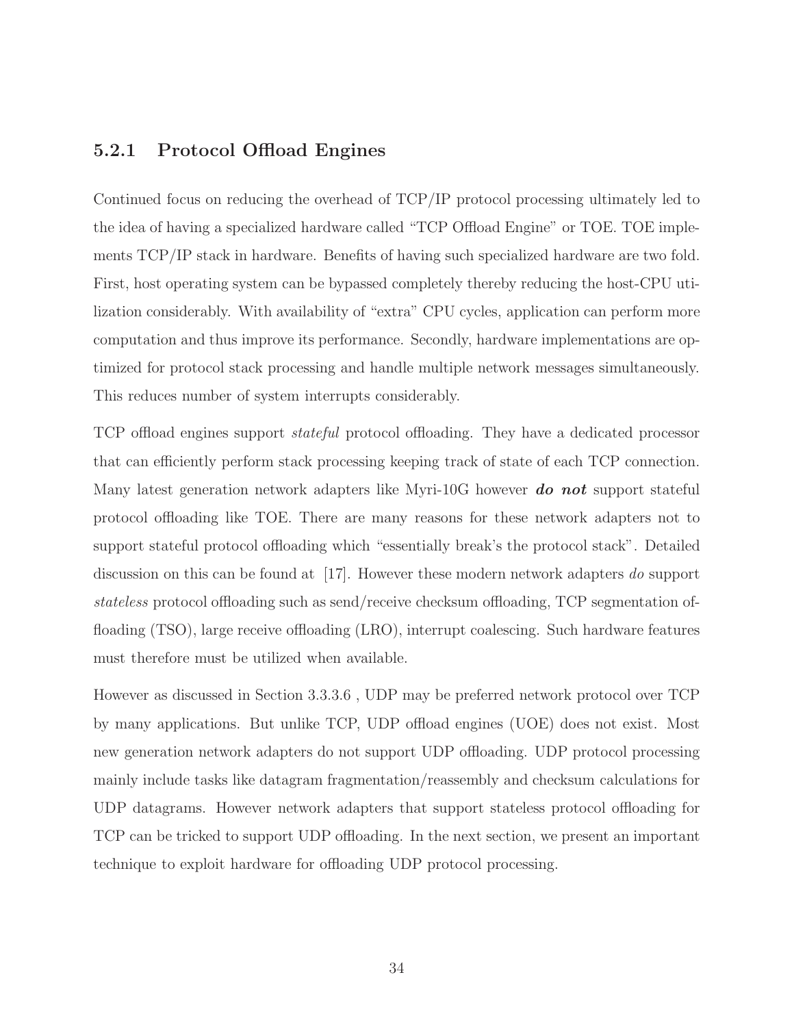### 5.2.1 Protocol Offload Engines

Continued focus on reducing the overhead of TCP/IP protocol processing ultimately led to the idea of having a specialized hardware called "TCP Offload Engine" or TOE. TOE implements TCP/IP stack in hardware. Benefits of having such specialized hardware are two fold. First, host operating system can be bypassed completely thereby reducing the host-CPU utilization considerably. With availability of "extra" CPU cycles, application can perform more computation and thus improve its performance. Secondly, hardware implementations are optimized for protocol stack processing and handle multiple network messages simultaneously. This reduces number of system interrupts considerably.

TCP offload engines support *stateful* protocol offloading. They have a dedicated processor that can efficiently perform stack processing keeping track of state of each TCP connection. Many latest generation network adapters like Myri-10G however ***do not*** support stateful protocol offloading like TOE. There are many reasons for these network adapters not to support stateful protocol offloading which "essentially break's the protocol stack". Detailed discussion on this can be found at [17]. However these modern network adapters *do* support *stateless* protocol offloading such as send/receive checksum offloading, TCP segmentation offloading (TSO), large receive offloading (LRO), interrupt coalescing. Such hardware features must therefore must be utilized when available.

However as discussed in Section 3.3.3.6 , UDP may be preferred network protocol over TCP by many applications. But unlike TCP, UDP offload engines (UOE) does not exist. Most new generation network adapters do not support UDP offloading. UDP protocol processing mainly include tasks like datagram fragmentation/reassembly and checksum calculations for UDP datagrams. However network adapters that support stateless protocol offloading for TCP can be tricked to support UDP offloading. In the next section, we present an important technique to exploit hardware for offloading UDP protocol processing.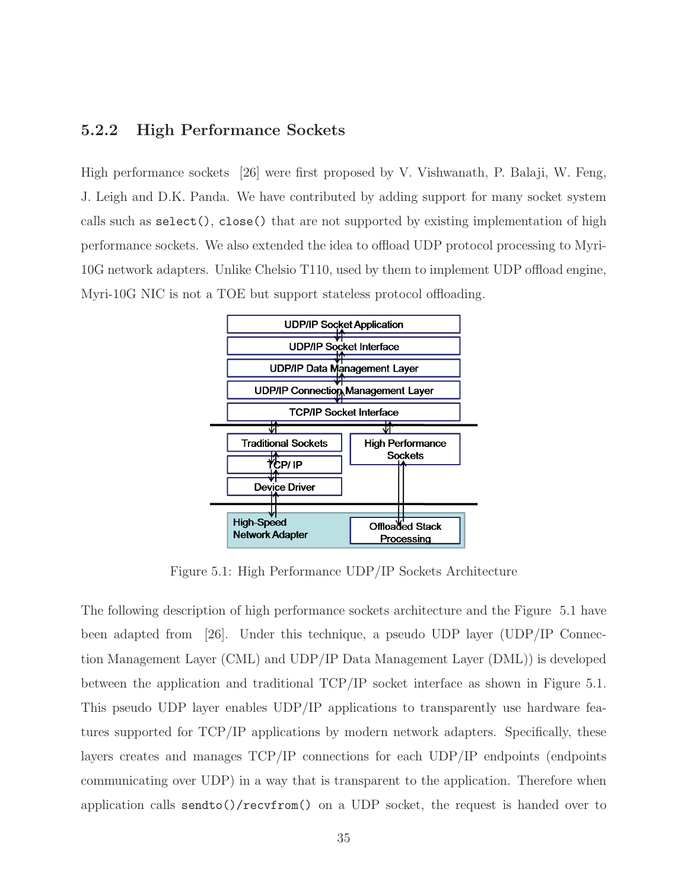### 5.2.2 High Performance Sockets

High performance sockets [26] were first proposed by V. Vishwanath, P. Balaji, W. Feng, J. Leigh and D.K. Panda. We have contributed by adding support for many socket system calls such as `select()`, `close()` that are not supported by existing implementation of high performance sockets. We also extended the idea to offload UDP protocol processing to Myri-10G network adapters. Unlike Chelsio T110, used by them to implement UDP offload engine, Myri-10G NIC is not a TOE but support stateless protocol offloading.

Figure 5.1: High Performance UDP/IP Sockets Architecture

The following description of high performance sockets architecture and the Figure 5.1 have been adapted from [26]. Under this technique, a pseudo UDP layer (UDP/IP Connection Management Layer (CML) and UDP/IP Data Management Layer (DML)) is developed between the application and traditional TCP/IP socket interface as shown in Figure 5.1. This pseudo UDP layer enables UDP/IP applications to transparently use hardware features supported for TCP/IP applications by modern network adapters. Specifically, these layers creates and manages TCP/IP connections for each UDP/IP endpoints (endpoints communicating over UDP) in a way that is transparent to the application. Therefore when application calls `sendto()/recvfrom()` on a UDP socket, the request is handed over to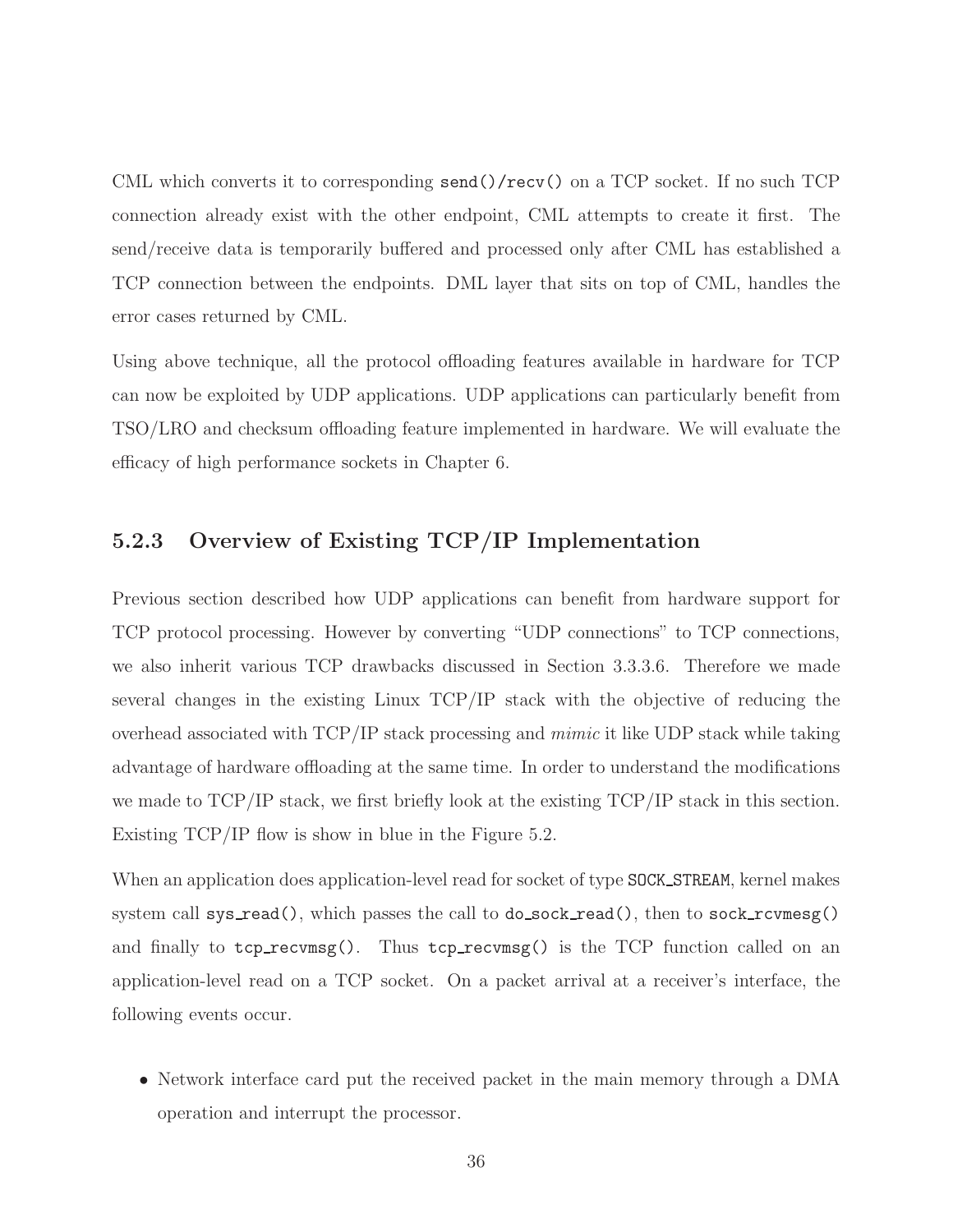CML which converts it to corresponding `send()/recv()` on a TCP socket. If no such TCP connection already exist with the other endpoint, CML attempts to create it first. The send/receive data is temporarily buffered and processed only after CML has established a TCP connection between the endpoints. DML layer that sits on top of CML, handles the error cases returned by CML.

Using above technique, all the protocol offloading features available in hardware for TCP can now be exploited by UDP applications. UDP applications can particularly benefit from TSO/LRO and checksum offloading feature implemented in hardware. We will evaluate the efficacy of high performance sockets in Chapter 6.

### 5.2.3 Overview of Existing TCP/IP Implementation

Previous section described how UDP applications can benefit from hardware support for TCP protocol processing. However by converting "UDP connections" to TCP connections, we also inherit various TCP drawbacks discussed in Section 3.3.3.6. Therefore we made several changes in the existing Linux TCP/IP stack with the objective of reducing the overhead associated with TCP/IP stack processing and *mimic* it like UDP stack while taking advantage of hardware offloading at the same time. In order to understand the modifications we made to TCP/IP stack, we first briefly look at the existing TCP/IP stack in this section. Existing TCP/IP flow is show in blue in the Figure 5.2.

When an application does application-level read for socket of type `SOCK_STREAM`, kernel makes system call `sys_read()`, which passes the call to `do_sock_read()`, then to `sock_rcvmesg()` and finally to `tcp_recvmsg()`. Thus `tcp_recvmsg()` is the TCP function called on an application-level read on a TCP socket. On a packet arrival at a receiver's interface, the following events occur.

- Network interface card put the received packet in the main memory through a DMA operation and interrupt the processor.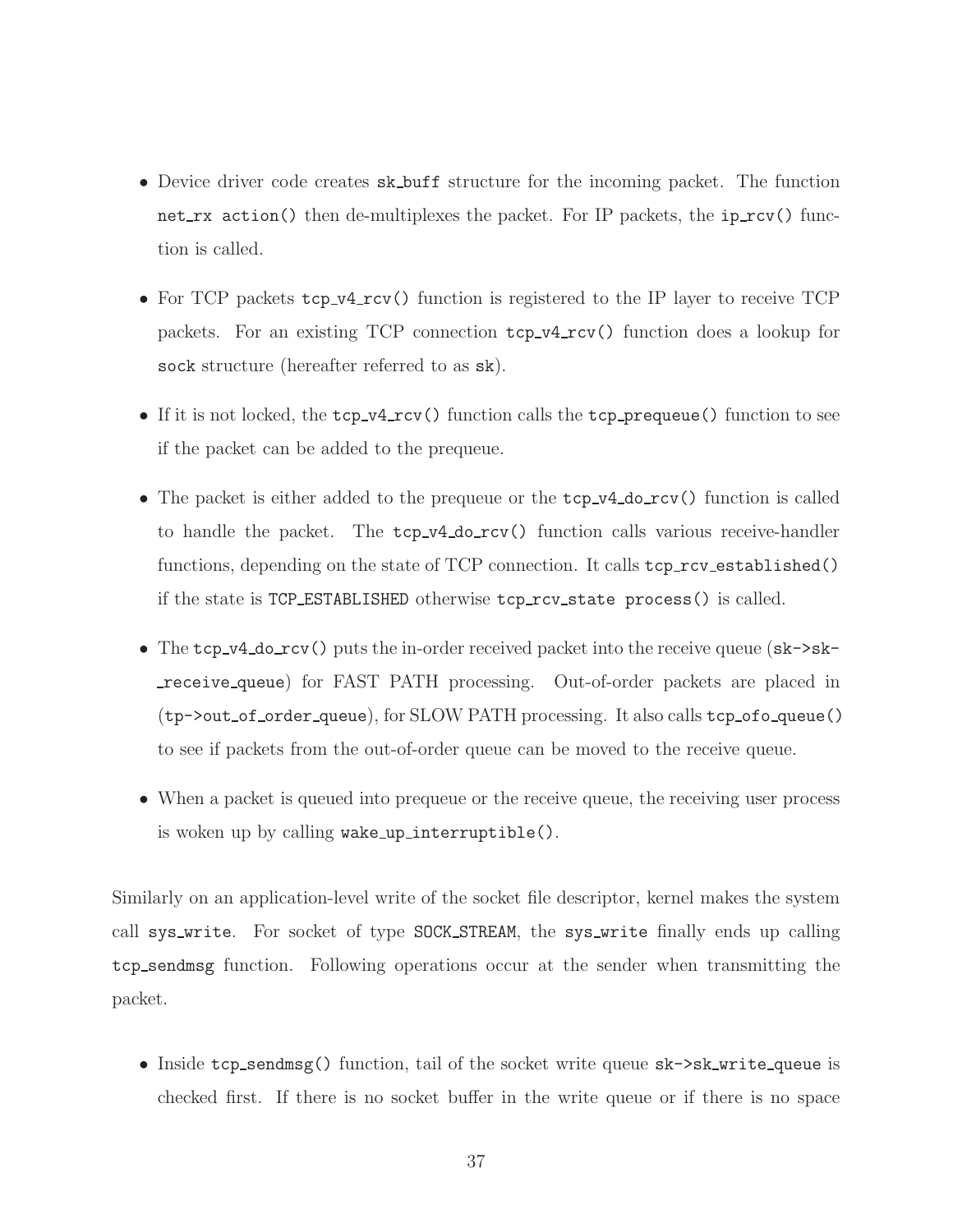- Device driver code creates `sk_buff` structure for the incoming packet. The function `net_rx action()` then de-multiplexes the packet. For IP packets, the `ip_rcv()` function is called.

- For TCP packets `tcp_v4_rcv()` function is registered to the IP layer to receive TCP packets. For an existing TCP connection `tcp_v4_rcv()` function does a lookup for `sock` structure (hereafter referred to as `sk`).

- If it is not locked, the `tcp_v4_rcv()` function calls the `tcp_prequeue()` function to see if the packet can be added to the prequeue.

- The packet is either added to the prequeue or the `tcp_v4_do_rcv()` function is called to handle the packet. The `tcp_v4_do_rcv()` function calls various receive-handler functions, depending on the state of TCP connection. It calls `tcp_rcv_established()` if the state is `TCP_ESTABLISHED` otherwise `tcp_rcv_state process()` is called.

- The `tcp_v4_do_rcv()` puts the in-order received packet into the receive queue (`sk->sk_receive_queue`) for FAST PATH processing. Out-of-order packets are placed in (`tp->out_of_order_queue`), for SLOW PATH processing. It also calls `tcp_ofo_queue()` to see if packets from the out-of-order queue can be moved to the receive queue.

- When a packet is queued into prequeue or the receive queue, the receiving user process is woken up by calling `wake_up_interruptible()`.

Similarly on an application-level write of the socket file descriptor, kernel makes the system call `sys_write`. For socket of type `SOCK_STREAM`, the `sys_write` finally ends up calling `tcp_sendmsg` function. Following operations occur at the sender when transmitting the packet.

- Inside `tcp_sendmsg()` function, tail of the socket write queue `sk->sk_write_queue` is checked first. If there is no socket buffer in the write queue or if there is no space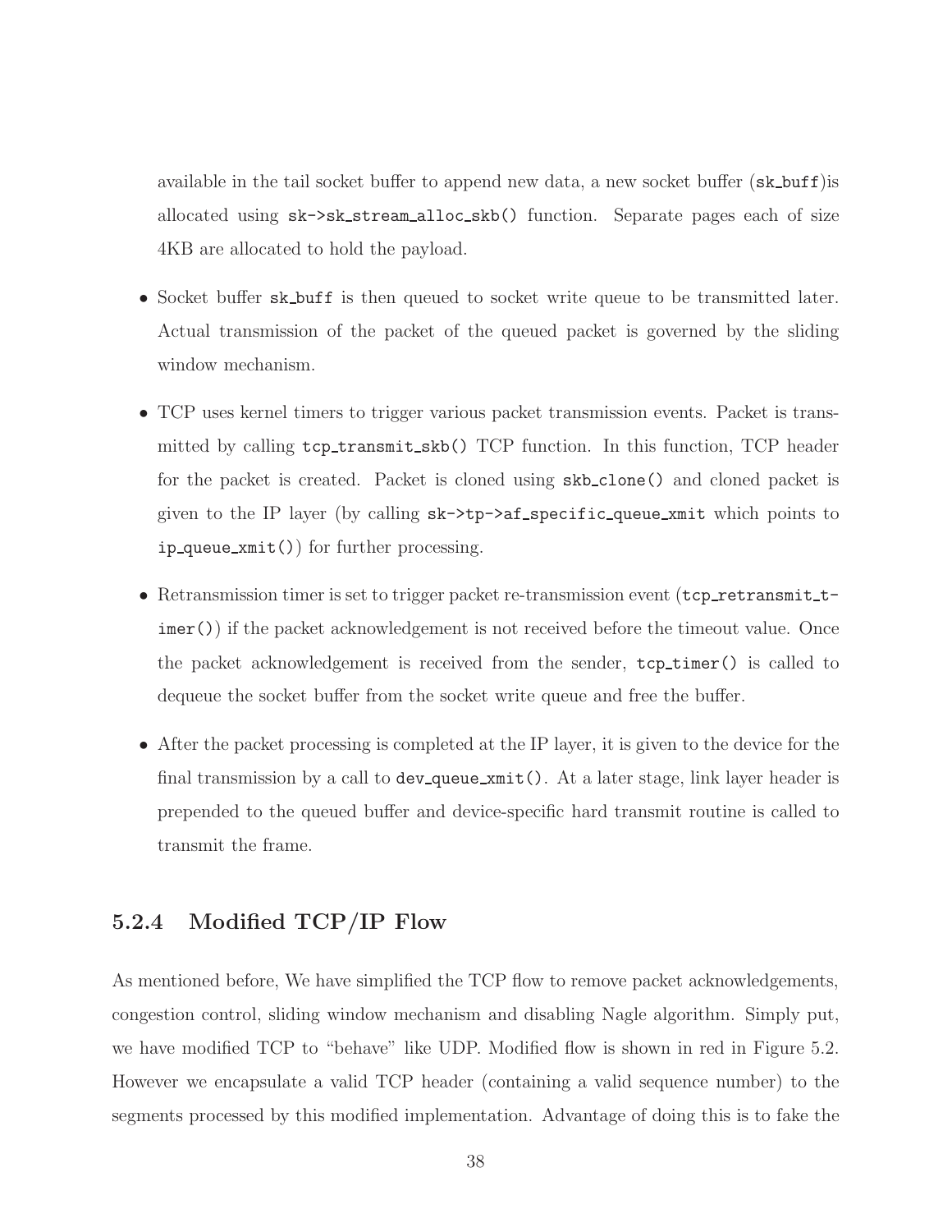available in the tail socket buffer to append new data, a new socket buffer (`sk_buff`)is allocated using `sk->sk_stream_alloc_skb()` function. Separate pages each of size 4KB are allocated to hold the payload.

- Socket buffer `sk_buff` is then queued to socket write queue to be transmitted later. Actual transmission of the packet of the queued packet is governed by the sliding window mechanism.

- TCP uses kernel timers to trigger various packet transmission events. Packet is transmitted by calling `tcp_transmit_skb()` TCP function. In this function, TCP header for the packet is created. Packet is cloned using `skb_clone()` and cloned packet is given to the IP layer (by calling `sk->tp->af_specific_queue_xmit` which points to `ip_queue_xmit()`) for further processing.

- Retransmission timer is set to trigger packet re-transmission event (`tcp_retransmit_timer()`) if the packet acknowledgement is not received before the timeout value. Once the packet acknowledgement is received from the sender, `tcp_timer()` is called to dequeue the socket buffer from the socket write queue and free the buffer.

- After the packet processing is completed at the IP layer, it is given to the device for the final transmission by a call to `dev_queue_xmit()`. At a later stage, link layer header is prepended to the queued buffer and device-specific hard transmit routine is called to transmit the frame.

### 5.2.4 Modified TCP/IP Flow

As mentioned before, We have simplified the TCP flow to remove packet acknowledgements, congestion control, sliding window mechanism and disabling Nagle algorithm. Simply put, we have modified TCP to "behave" like UDP. Modified flow is shown in red in Figure 5.2. However we encapsulate a valid TCP header (containing a valid sequence number) to the segments processed by this modified implementation. Advantage of doing this is to fake the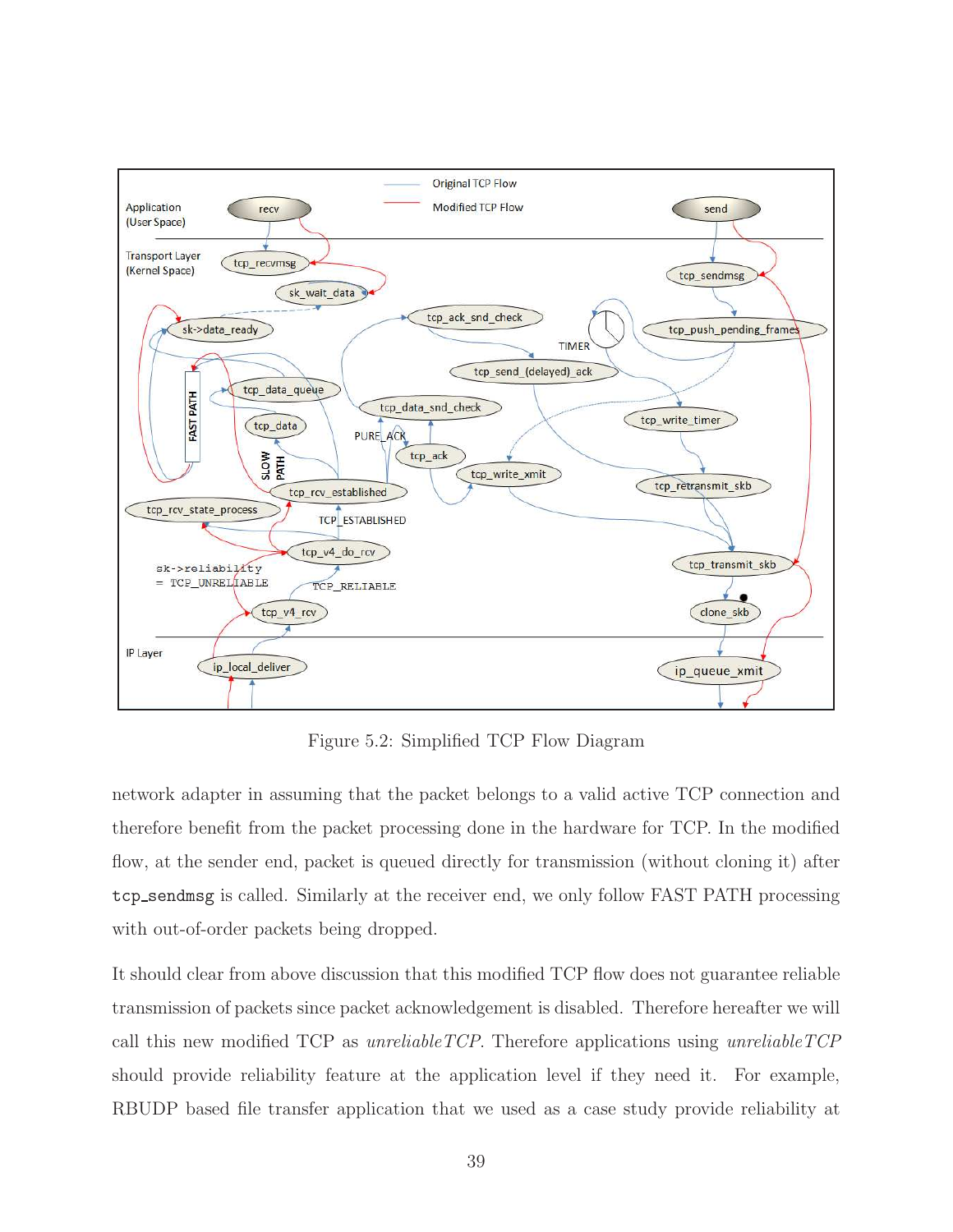Figure 5.2: Simplified TCP Flow Diagram

network adapter in assuming that the packet belongs to a valid active TCP connection and therefore benefit from the packet processing done in the hardware for TCP. In the modified flow, at the sender end, packet is queued directly for transmission (without cloning it) after `tcp_sendmsg` is called. Similarly at the receiver end, we only follow FAST PATH processing with out-of-order packets being dropped.

It should clear from above discussion that this modified TCP flow does not guarantee reliable transmission of packets since packet acknowledgement is disabled. Therefore hereafter we will call this new modified TCP as *unreliableTCP*. Therefore applications using *unreliableTCP* should provide reliability feature at the application level if they need it. For example, RBUDP based file transfer application that we used as a case study provide reliability at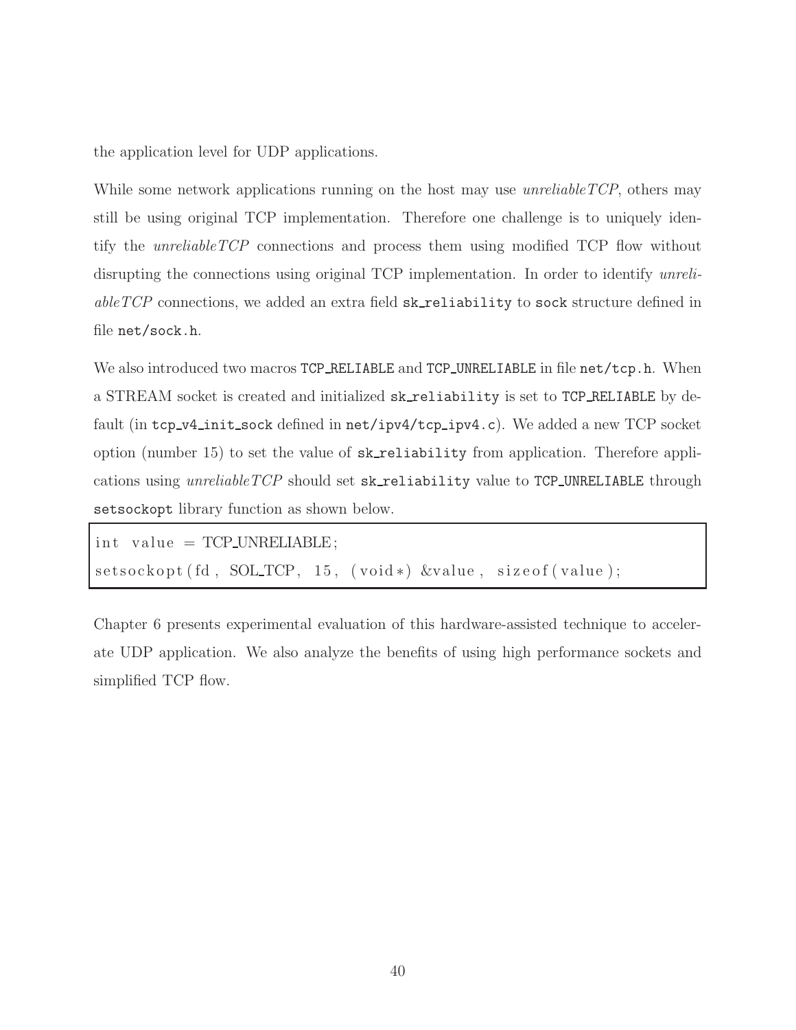the application level for UDP applications.

While some network applications running on the host may use *unreliableTCP*, others may still be using original TCP implementation. Therefore one challenge is to uniquely identify the *unreliableTCP* connections and process them using modified TCP flow without disrupting the connections using original TCP implementation. In order to identify *unreliableTCP* connections, we added an extra field `sk_reliability` to `sock` structure defined in file `net/sock.h`.

We also introduced two macros `TCP_RELIABLE` and `TCP_UNRELIABLE` in file `net/tcp.h`. When a STREAM socket is created and initialized `sk_reliability` is set to `TCP_RELIABLE` by default (in `tcp_v4_init_sock` defined in `net/ipv4/tcp_ipv4.c`). We added a new TCP socket option (number 15) to set the value of `sk_reliability` from application. Therefore applications using *unreliableTCP* should set `sk_reliability` value to `TCP_UNRELIABLE` through `setsockopt` library function as shown below.

```
int value = TCP_UNRELIABLE;
setsockopt(fd, SOL_TCP, 15, (void*) &value, sizeof(value);
```

Chapter 6 presents experimental evaluation of this hardware-assisted technique to accelerate UDP application. We also analyze the benefits of using high performance sockets and simplified TCP flow.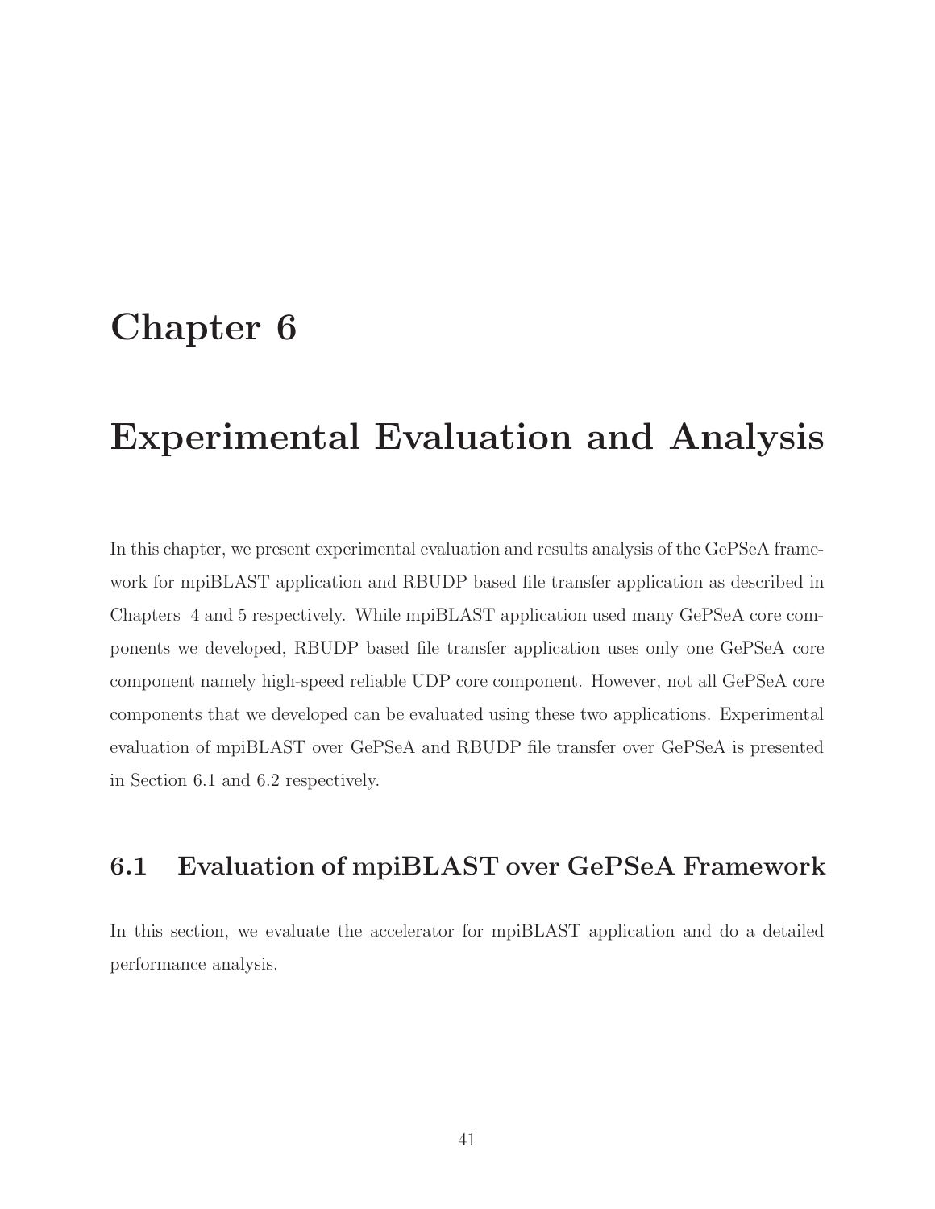# Chapter 6

# Experimental Evaluation and Analysis

In this chapter, we present experimental evaluation and results analysis of the GePSeA framework for mpiBLAST application and RBUDP based file transfer application as described in Chapters 4 and 5 respectively. While mpiBLAST application used many GePSeA core components we developed, RBUDP based file transfer application uses only one GePSeA core component namely high-speed reliable UDP core component. However, not all GePSeA core components that we developed can be evaluated using these two applications. Experimental evaluation of mpiBLAST over GePSeA and RBUDP file transfer over GePSeA is presented in Section 6.1 and 6.2 respectively.

## 6.1 Evaluation of mpiBLAST over GePSeA Framework

In this section, we evaluate the accelerator for mpiBLAST application and do a detailed performance analysis.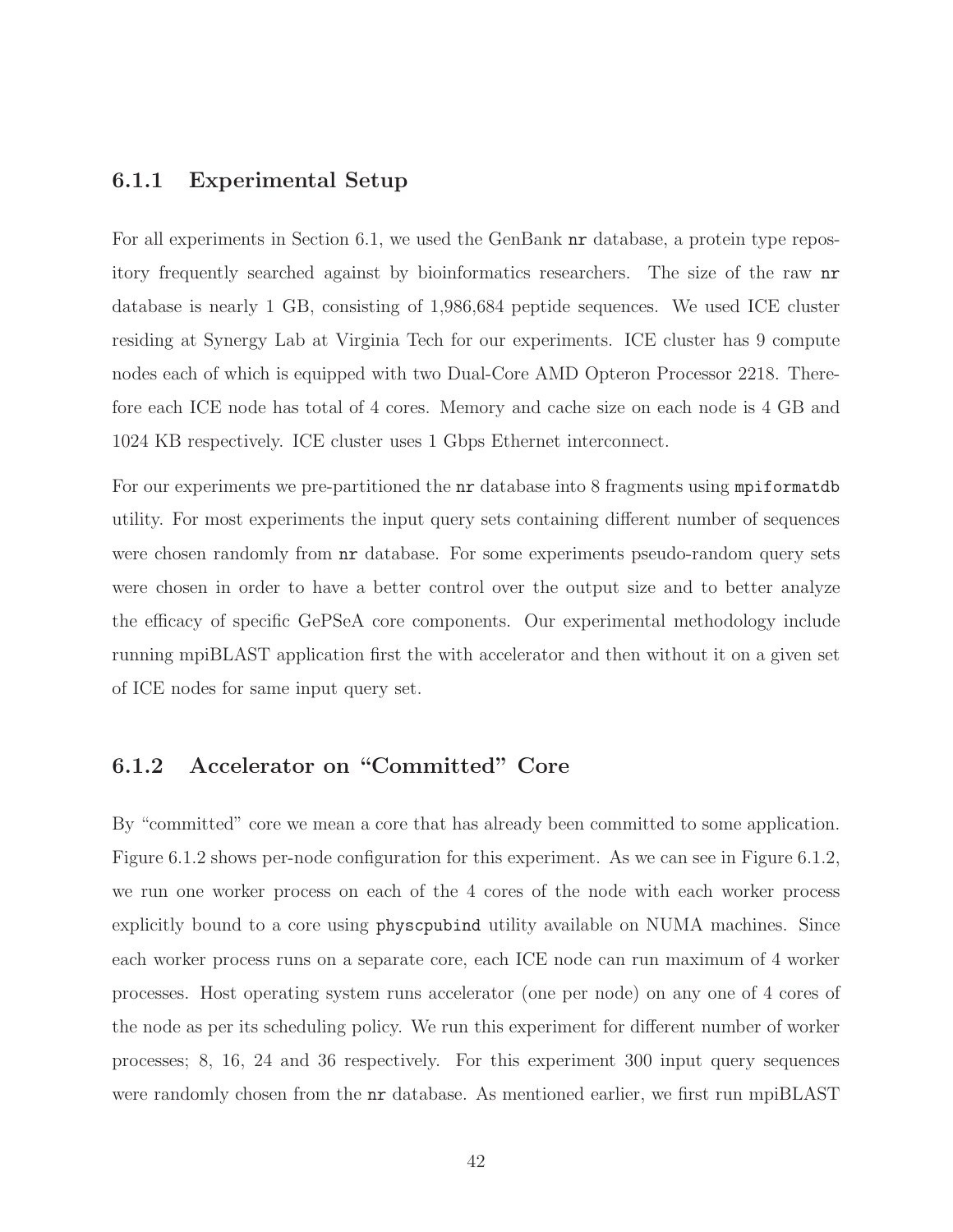### 6.1.1 Experimental Setup

For all experiments in Section 6.1, we used the GenBank `nr` database, a protein type repository frequently searched against by bioinformatics researchers. The size of the raw `nr` database is nearly 1 GB, consisting of 1,986,684 peptide sequences. We used ICE cluster residing at Synergy Lab at Virginia Tech for our experiments. ICE cluster has 9 compute nodes each of which is equipped with two Dual-Core AMD Opteron Processor 2218. Therefore each ICE node has total of 4 cores. Memory and cache size on each node is 4 GB and 1024 KB respectively. ICE cluster uses 1 Gbps Ethernet interconnect.

For our experiments we pre-partitioned the `nr` database into 8 fragments using `mpiformatdb` utility. For most experiments the input query sets containing different number of sequences were chosen randomly from `nr` database. For some experiments pseudo-random query sets were chosen in order to have a better control over the output size and to better analyze the efficacy of specific GePSeA core components. Our experimental methodology include running mpiBLAST application first the with accelerator and then without it on a given set of ICE nodes for same input query set.

### 6.1.2 Accelerator on "Committed" Core

By "committed" core we mean a core that has already been committed to some application. Figure 6.1.2 shows per-node configuration for this experiment. As we can see in Figure 6.1.2, we run one worker process on each of the 4 cores of the node with each worker process explicitly bound to a core using `physcpubind` utility available on NUMA machines. Since each worker process runs on a separate core, each ICE node can run maximum of 4 worker processes. Host operating system runs accelerator (one per node) on any one of 4 cores of the node as per its scheduling policy. We run this experiment for different number of worker processes; 8, 16, 24 and 36 respectively. For this experiment 300 input query sequences were randomly chosen from the `nr` database. As mentioned earlier, we first run mpiBLAST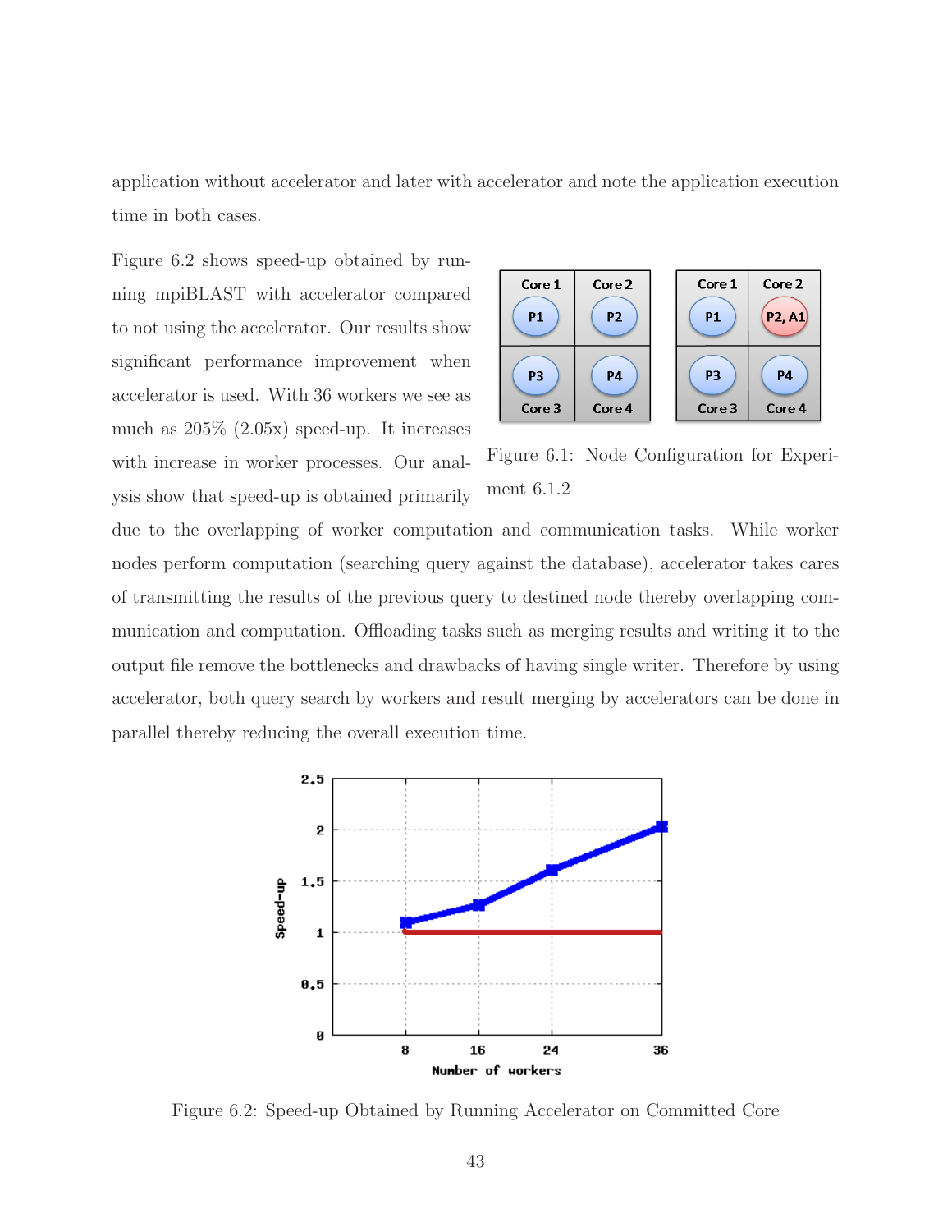application without accelerator and later with accelerator and note the application execution time in both cases.

Figure 6.2 shows speed-up obtained by running mpiBLAST with accelerator compared to not using the accelerator. Our results show significant performance improvement when accelerator is used. With 36 workers we see as much as 205% (2.05x) speed-up. It increases with increase in worker processes. Our analysis show that speed-up is obtained primarily due to the overlapping of worker computation and communication tasks. While worker nodes perform computation (searching query against the database), accelerator takes cares of transmitting the results of the previous query to destined node thereby overlapping communication and computation. Offloading tasks such as merging results and writing it to the output file remove the bottlenecks and drawbacks of having single writer. Therefore by using accelerator, both query search by workers and result merging by accelerators can be done in parallel thereby reducing the overall execution time.

Figure 6.1: Node Configuration for Experiment 6.1.2

Figure 6.2: Speed-up Obtained by Running Accelerator on Committed Core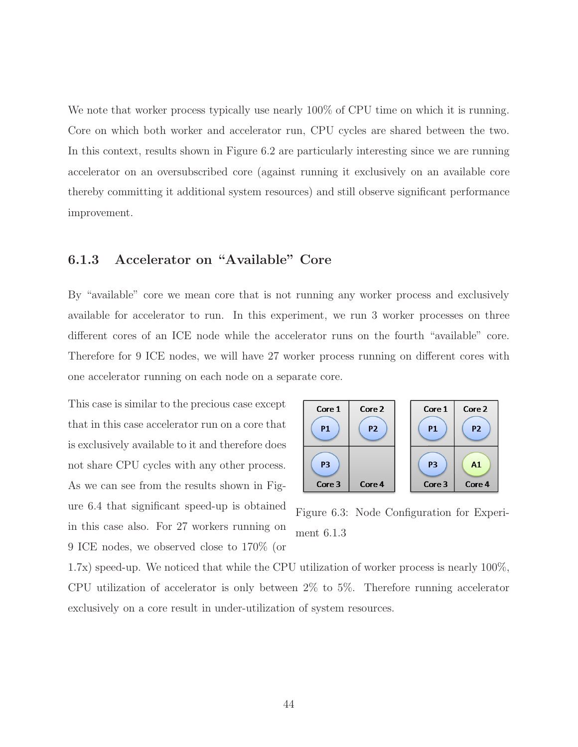We note that worker process typically use nearly 100% of CPU time on which it is running. Core on which both worker and accelerator run, CPU cycles are shared between the two. In this context, results shown in Figure 6.2 are particularly interesting since we are running accelerator on an oversubscribed core (against running it exclusively on an available core thereby committing it additional system resources) and still observe significant performance improvement.

### 6.1.3 Accelerator on "Available" Core

By "available" core we mean core that is not running any worker process and exclusively available for accelerator to run. In this experiment, we run 3 worker processes on three different cores of an ICE node while the accelerator runs on the fourth "available" core. Therefore for 9 ICE nodes, we will have 27 worker process running on different cores with one accelerator running on each node on a separate core.

This case is similar to the precious case except that in this case accelerator run on a core that is exclusively available to it and therefore does not share CPU cycles with any other process. As we can see from the results shown in Figure 6.4 that significant speed-up is obtained in this case also. For 27 workers running on 9 ICE nodes, we observed close to 170% (or 1.7x) speed-up. We noticed that while the CPU utilization of worker process is nearly 100%, CPU utilization of accelerator is only between 2% to 5%. Therefore running accelerator exclusively on a core result in under-utilization of system resources.

Figure 6.3: Node Configuration for Experiment 6.1.3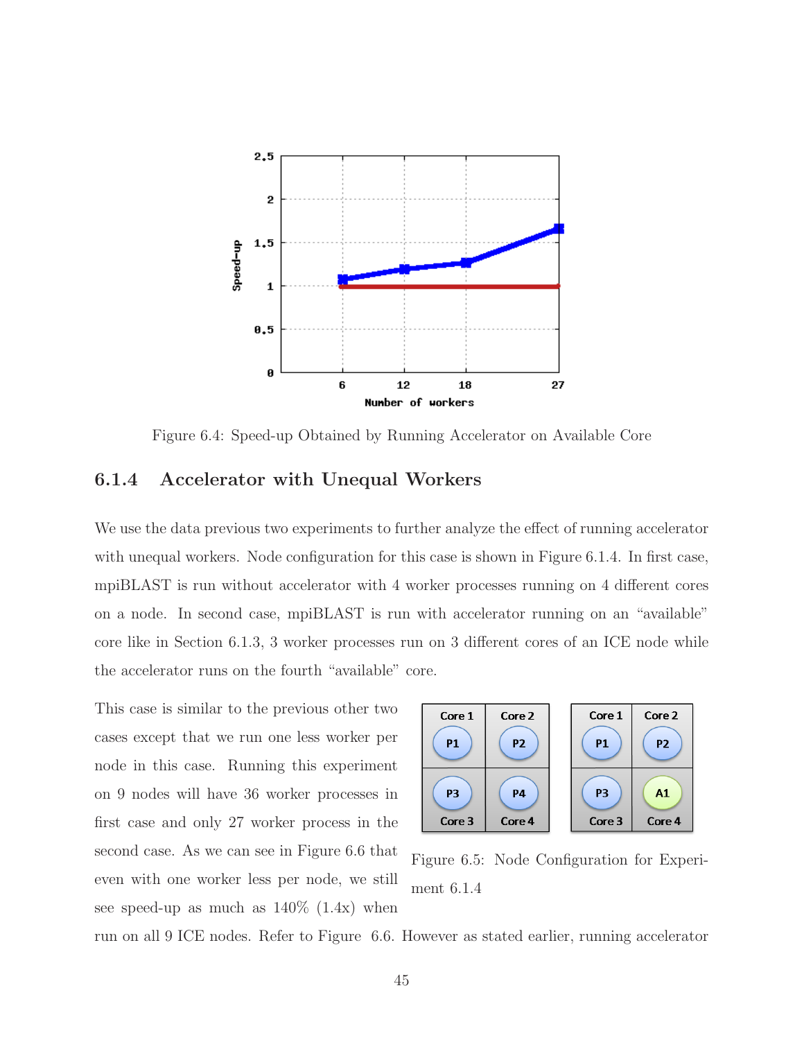Figure 6.4: Speed-up Obtained by Running Accelerator on Available Core

### 6.1.4 Accelerator with Unequal Workers

We use the data previous two experiments to further analyze the effect of running accelerator with unequal workers. Node configuration for this case is shown in Figure 6.1.4. In first case, mpiBLAST is run without accelerator with 4 worker processes running on 4 different cores on a node. In second case, mpiBLAST is run with accelerator running on an "available" core like in Section 6.1.3, 3 worker processes run on 3 different cores of an ICE node while the accelerator runs on the fourth "available" core.

This case is similar to the previous other two cases except that we run one less worker per node in this case. Running this experiment on 9 nodes will have 36 worker processes in first case and only 27 worker process in the second case. As we can see in Figure 6.6 that even with one worker less per node, we still see speed-up as much as 140% (1.4x) when run on all 9 ICE nodes. Refer to Figure 6.6. However as stated earlier, running accelerator

Figure 6.5: Node Configuration for Experiment 6.1.4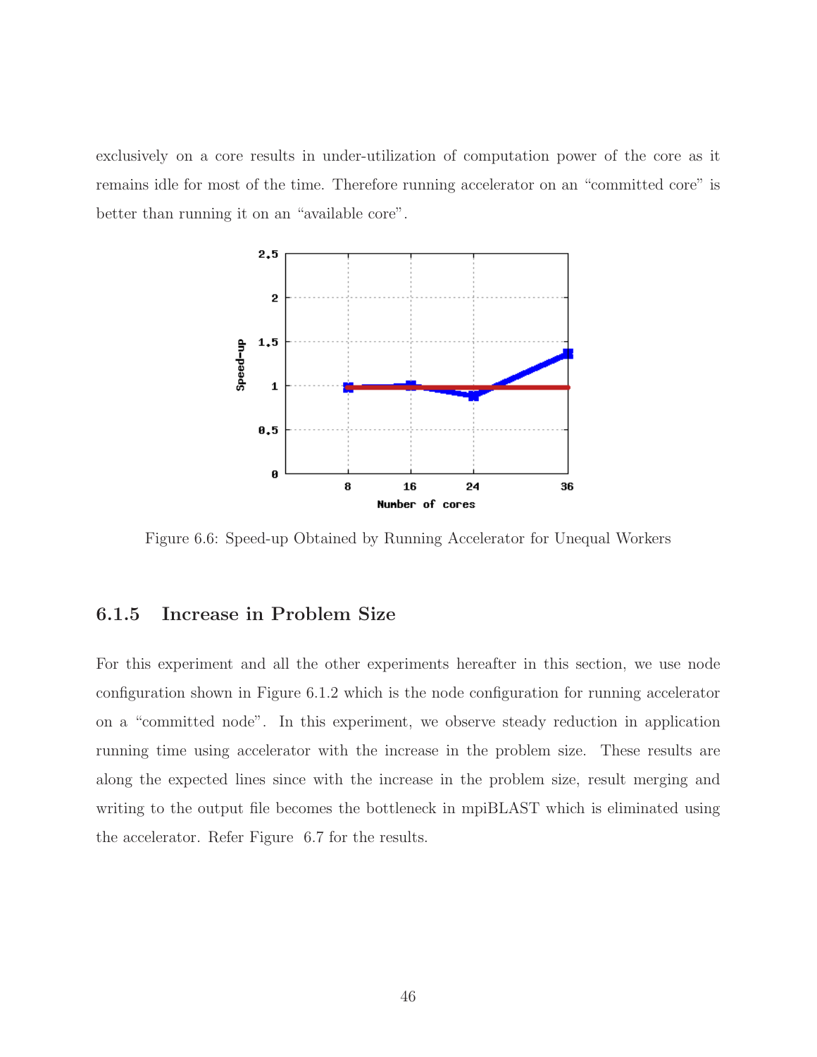exclusively on a core results in under-utilization of computation power of the core as it remains idle for most of the time. Therefore running accelerator on an "committed core" is better than running it on an "available core".

Figure 6.6: Speed-up Obtained by Running Accelerator for Unequal Workers

### 6.1.5 Increase in Problem Size

For this experiment and all the other experiments hereafter in this section, we use node configuration shown in Figure 6.1.2 which is the node configuration for running accelerator on a "committed node". In this experiment, we observe steady reduction in application running time using accelerator with the increase in the problem size. These results are along the expected lines since with the increase in the problem size, result merging and writing to the output file becomes the bottleneck in mpiBLAST which is eliminated using the accelerator. Refer Figure 6.7 for the results.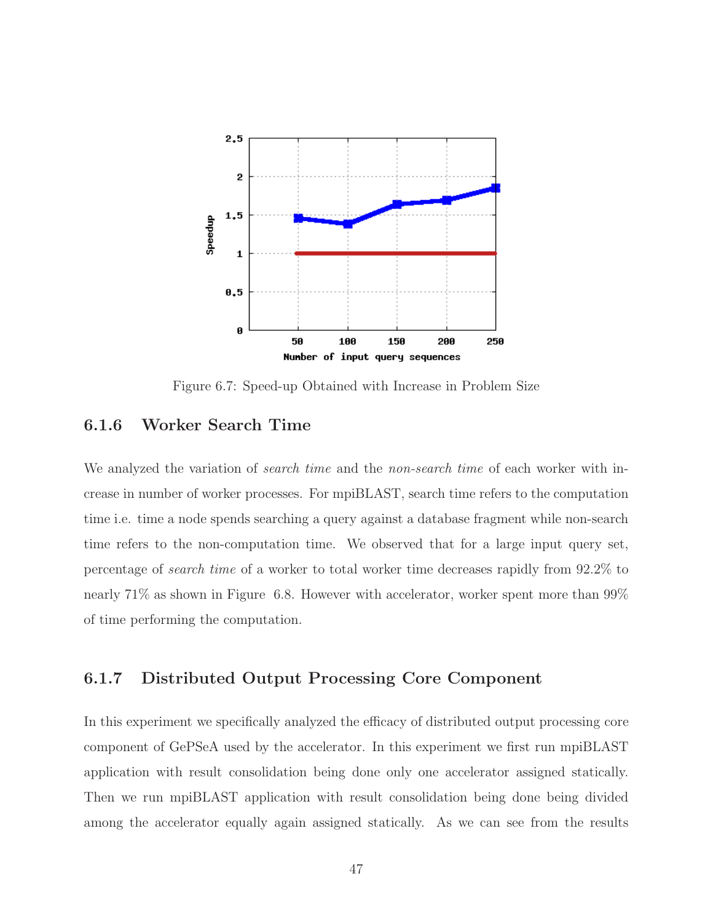Figure 6.7: Speed-up Obtained with Increase in Problem Size

### 6.1.6 Worker Search Time

We analyzed the variation of *search time* and the *non-search time* of each worker with increase in number of worker processes. For mpiBLAST, search time refers to the computation time i.e. time a node spends searching a query against a database fragment while non-search time refers to the non-computation time. We observed that for a large input query set, percentage of *search time* of a worker to total worker time decreases rapidly from 92.2% to nearly 71% as shown in Figure 6.8. However with accelerator, worker spent more than 99% of time performing the computation.

### 6.1.7 Distributed Output Processing Core Component

In this experiment we specifically analyzed the efficacy of distributed output processing core component of GePSeA used by the accelerator. In this experiment we first run mpiBLAST application with result consolidation being done only one accelerator assigned statically. Then we run mpiBLAST application with result consolidation being done being divided among the accelerator equally again assigned statically. As we can see from the results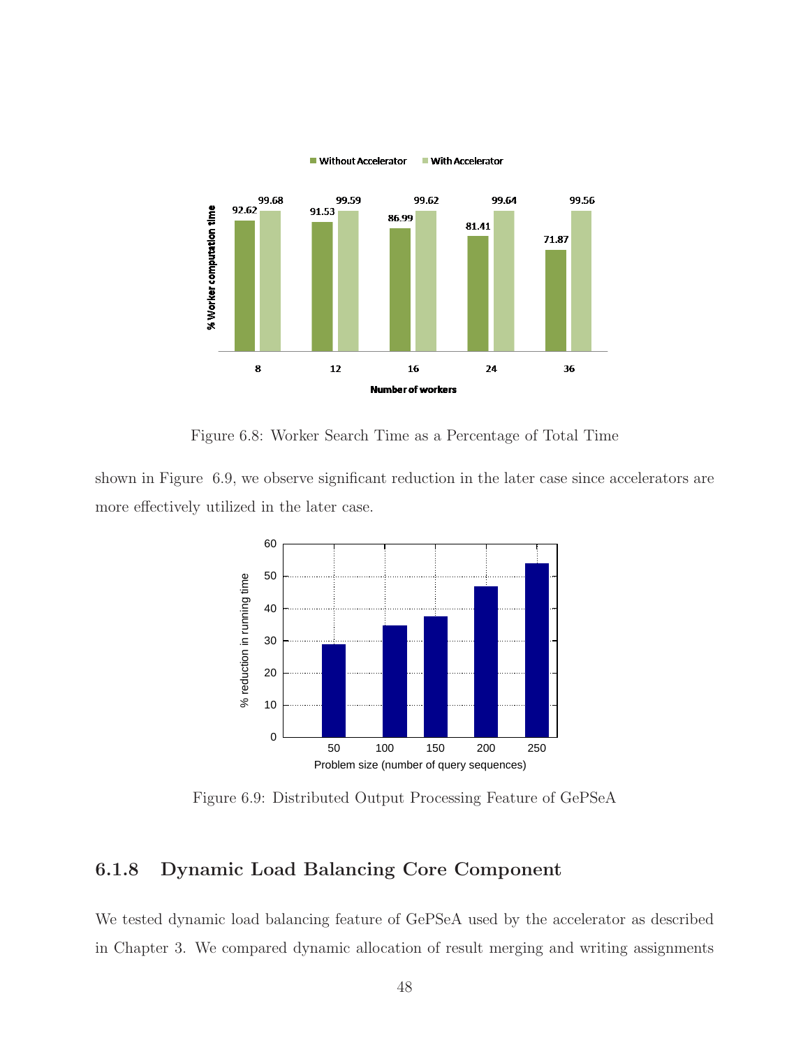Figure 6.8: Worker Search Time as a Percentage of Total Time

shown in Figure 6.9, we observe significant reduction in the later case since accelerators are more effectively utilized in the later case.

Figure 6.9: Distributed Output Processing Feature of GePSeA

### 6.1.8 Dynamic Load Balancing Core Component

We tested dynamic load balancing feature of GePSeA used by the accelerator as described in Chapter 3. We compared dynamic allocation of result merging and writing assignments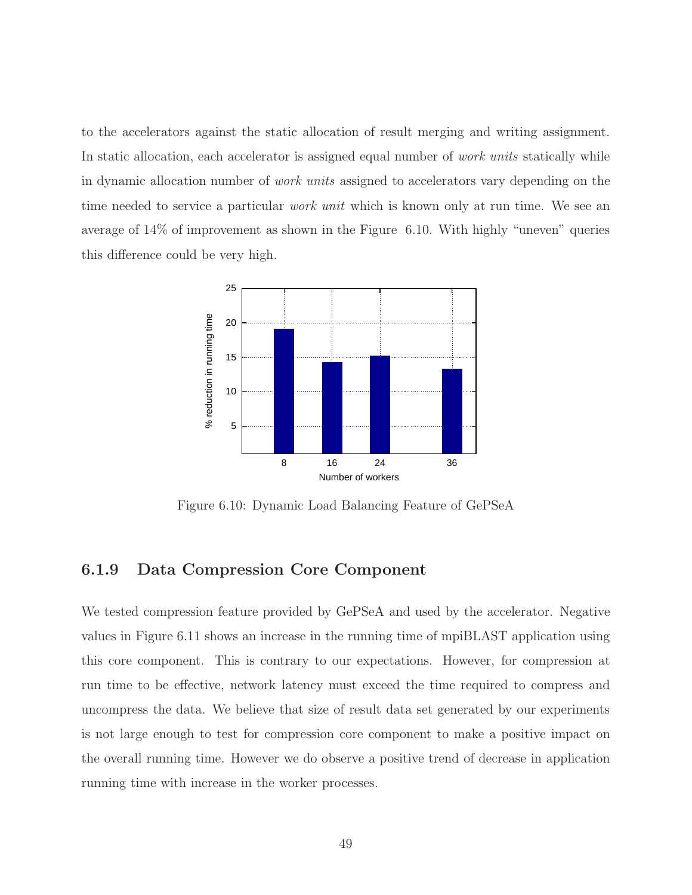to the accelerators against the static allocation of result merging and writing assignment. In static allocation, each accelerator is assigned equal number of *work units* statically while in dynamic allocation number of *work units* assigned to accelerators vary depending on the time needed to service a particular *work unit* which is known only at run time. We see an average of 14% of improvement as shown in the Figure 6.10. With highly "uneven" queries this difference could be very high.

Figure 6.10: Dynamic Load Balancing Feature of GePSeA

### 6.1.9 Data Compression Core Component

We tested compression feature provided by GePSeA and used by the accelerator. Negative values in Figure 6.11 shows an increase in the running time of mpiBLAST application using this core component. This is contrary to our expectations. However, for compression at run time to be effective, network latency must exceed the time required to compress and uncompress the data. We believe that size of result data set generated by our experiments is not large enough to test for compression core component to make a positive impact on the overall running time. However we do observe a positive trend of decrease in application running time with increase in the worker processes.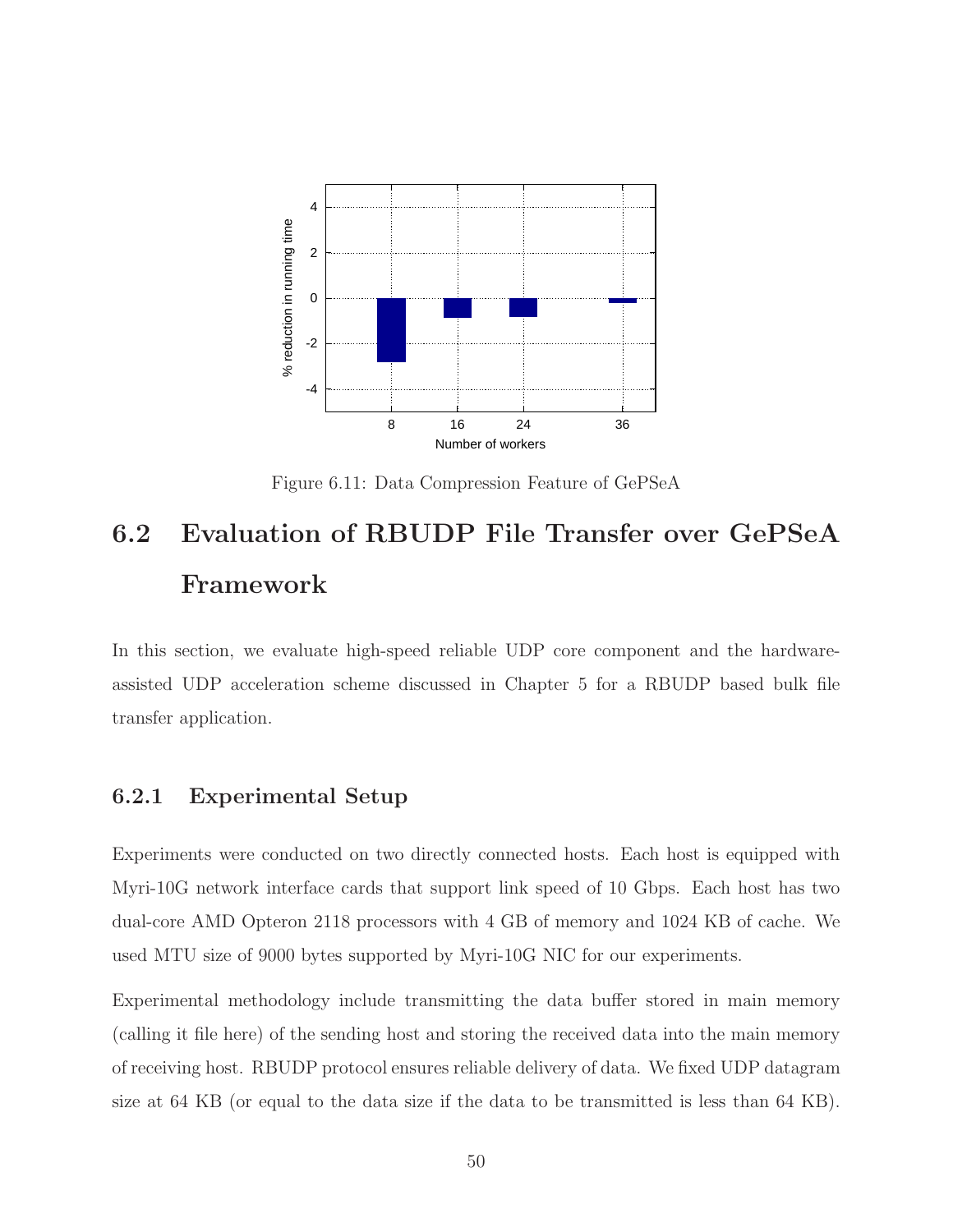Figure 6.11: Data Compression Feature of GePSeA

## 6.2 Evaluation of RBUDP File Transfer over GePSeA Framework

In this section, we evaluate high-speed reliable UDP core component and the hardware-assisted UDP acceleration scheme discussed in Chapter 5 for a RBUDP based bulk file transfer application.

### 6.2.1 Experimental Setup

Experiments were conducted on two directly connected hosts. Each host is equipped with Myri-10G network interface cards that support link speed of 10 Gbps. Each host has two dual-core AMD Opteron 2118 processors with 4 GB of memory and 1024 KB of cache. We used MTU size of 9000 bytes supported by Myri-10G NIC for our experiments.

Experimental methodology include transmitting the data buffer stored in main memory (calling it file here) of the sending host and storing the received data into the main memory of receiving host. RBUDP protocol ensures reliable delivery of data. We fixed UDP datagram size at 64 KB (or equal to the data size if the data to be transmitted is less than 64 KB).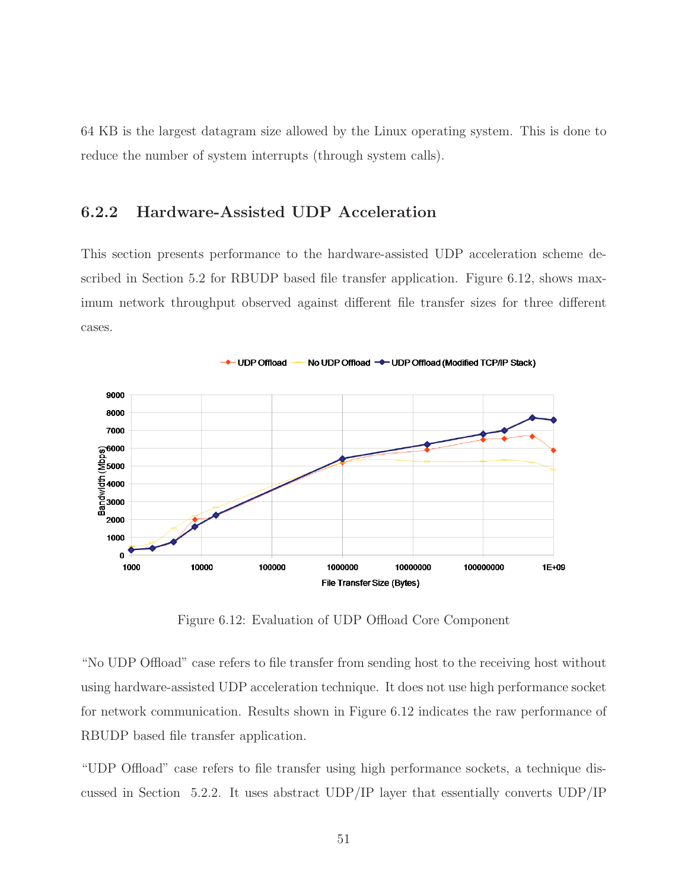64 KB is the largest datagram size allowed by the Linux operating system. This is done to reduce the number of system interrupts (through system calls).

### 6.2.2 Hardware-Assisted UDP Acceleration

This section presents performance to the hardware-assisted UDP acceleration scheme described in Section 5.2 for RBUDP based file transfer application. Figure 6.12, shows maximum network throughput observed against different file transfer sizes for three different cases.

Figure 6.12: Evaluation of UDP Offload Core Component

"No UDP Offload" case refers to file transfer from sending host to the receiving host without using hardware-assisted UDP acceleration technique. It does not use high performance socket for network communication. Results shown in Figure 6.12 indicates the raw performance of RBUDP based file transfer application.

"UDP Offload" case refers to file transfer using high performance sockets, a technique discussed in Section 5.2.2. It uses abstract UDP/IP layer that essentially converts UDP/IP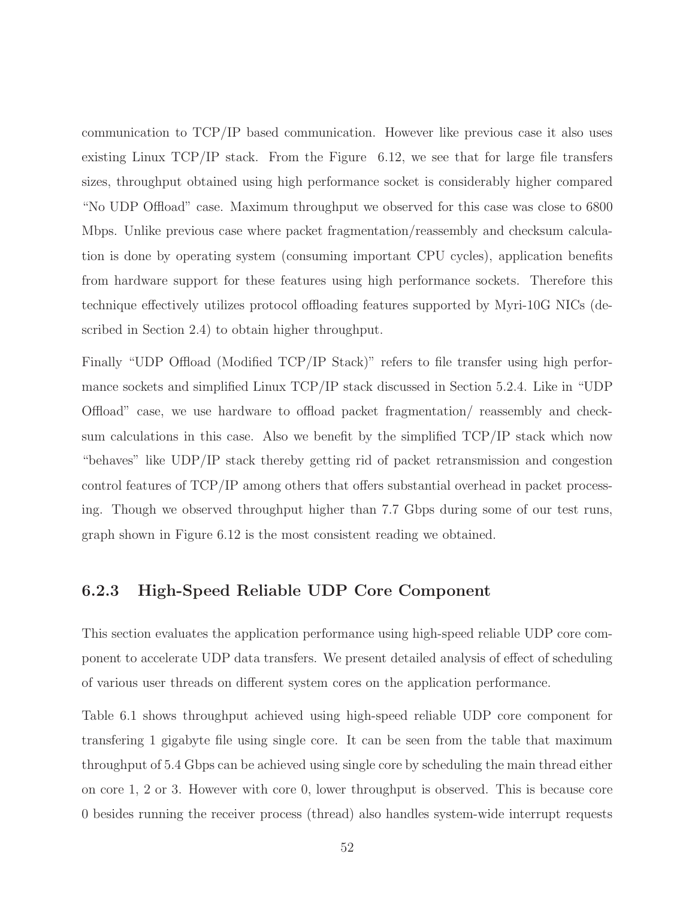communication to TCP/IP based communication. However like previous case it also uses existing Linux TCP/IP stack. From the Figure 6.12, we see that for large file transfers sizes, throughput obtained using high performance socket is considerably higher compared "No UDP Offload" case. Maximum throughput we observed for this case was close to 6800 Mbps. Unlike previous case where packet fragmentation/reassembly and checksum calculation is done by operating system (consuming important CPU cycles), application benefits from hardware support for these features using high performance sockets. Therefore this technique effectively utilizes protocol offloading features supported by Myri-10G NICs (described in Section 2.4) to obtain higher throughput.

Finally "UDP Offload (Modified TCP/IP Stack)" refers to file transfer using high performance sockets and simplified Linux TCP/IP stack discussed in Section 5.2.4. Like in "UDP Offload" case, we use hardware to offload packet fragmentation/ reassembly and checksum calculations in this case. Also we benefit by the simplified TCP/IP stack which now "behaves" like UDP/IP stack thereby getting rid of packet retransmission and congestion control features of TCP/IP among others that offers substantial overhead in packet processing. Though we observed throughput higher than 7.7 Gbps during some of our test runs, graph shown in Figure 6.12 is the most consistent reading we obtained.

### 6.2.3 High-Speed Reliable UDP Core Component

This section evaluates the application performance using high-speed reliable UDP core component to accelerate UDP data transfers. We present detailed analysis of effect of scheduling of various user threads on different system cores on the application performance.

Table 6.1 shows throughput achieved using high-speed reliable UDP core component for transfering 1 gigabyte file using single core. It can be seen from the table that maximum throughput of 5.4 Gbps can be achieved using single core by scheduling the main thread either on core 1, 2 or 3. However with core 0, lower throughput is observed. This is because core 0 besides running the receiver process (thread) also handles system-wide interrupt requests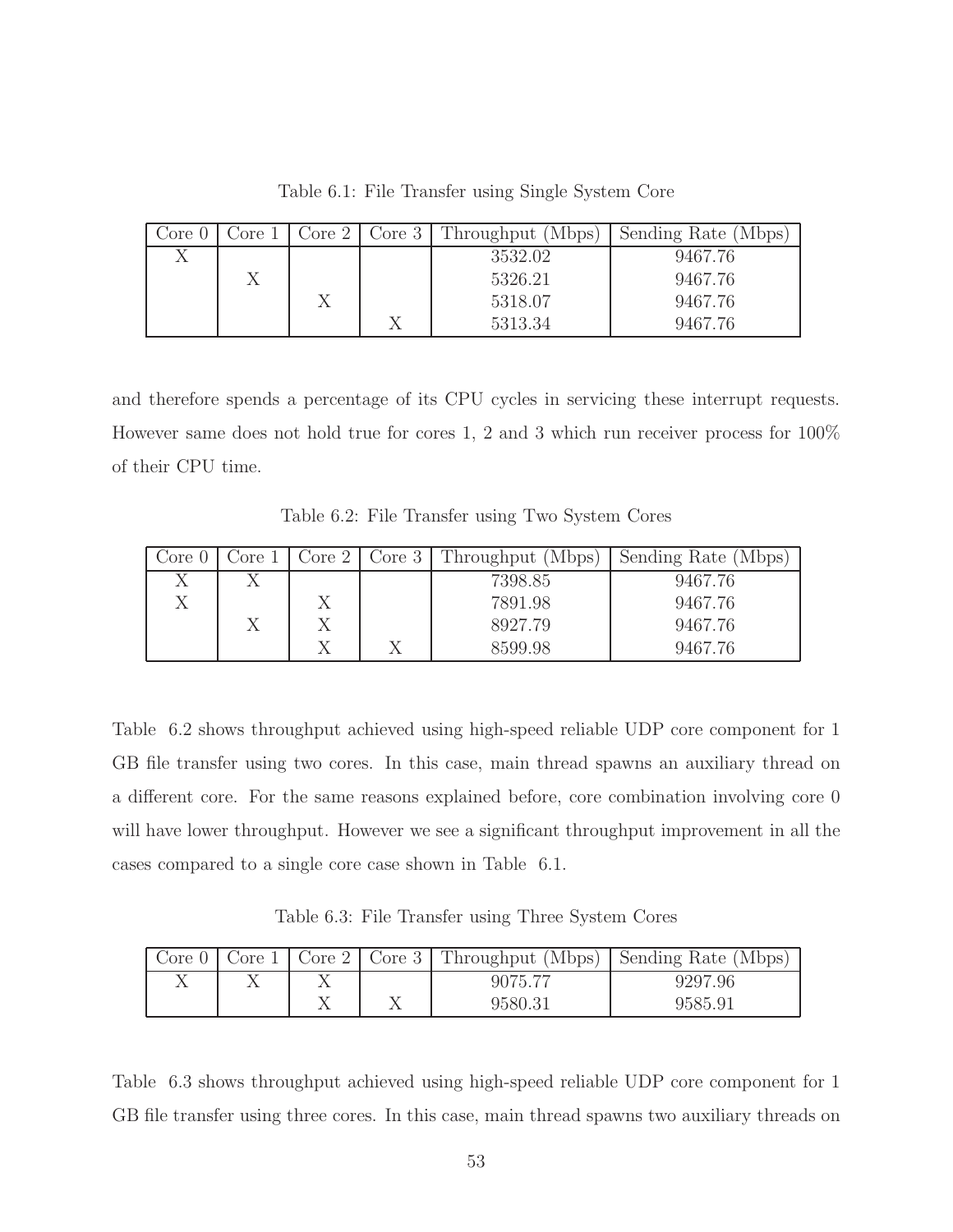Table 6.1: File Transfer using Single System Core

| Core 0 | Core 1 | Core 2 | Core 3 | Throughput (Mbps) | Sending Rate (Mbps) |
|---|---|---|---|---|---|
| X | | | | 3532.02 | 9467.76 |
| | X | | | 5326.21 | 9467.76 |
| | | X | | 5318.07 | 9467.76 |
| | | | X | 5313.34 | 9467.76 |

and therefore spends a percentage of its CPU cycles in servicing these interrupt requests. However same does not hold true for cores 1, 2 and 3 which run receiver process for 100% of their CPU time.

Table 6.2: File Transfer using Two System Cores

| Core 0 | Core 1 | Core 2 | Core 3 | Throughput (Mbps) | Sending Rate (Mbps) |
|---|---|---|---|---|---|
| X | X | | | 7398.85 | 9467.76 |
| X | | X | | 7891.98 | 9467.76 |
| | X | X | | 8927.79 | 9467.76 |
| | | X | X | 8599.98 | 9467.76 |

Table 6.2 shows throughput achieved using high-speed reliable UDP core component for 1 GB file transfer using two cores. In this case, main thread spawns an auxiliary thread on a different core. For the same reasons explained before, core combination involving core 0 will have lower throughput. However we see a significant throughput improvement in all the cases compared to a single core case shown in Table 6.1.

Table 6.3: File Transfer using Three System Cores

| Core 0 | Core 1 | Core 2 | Core 3 | Throughput (Mbps) | Sending Rate (Mbps) |
|---|---|---|---|---|---|
| X | X | X | | 9075.77 | 9297.96 |
| | | X | X | 9580.31 | 9585.91 |

Table 6.3 shows throughput achieved using high-speed reliable UDP core component for 1 GB file transfer using three cores. In this case, main thread spawns two auxiliary threads on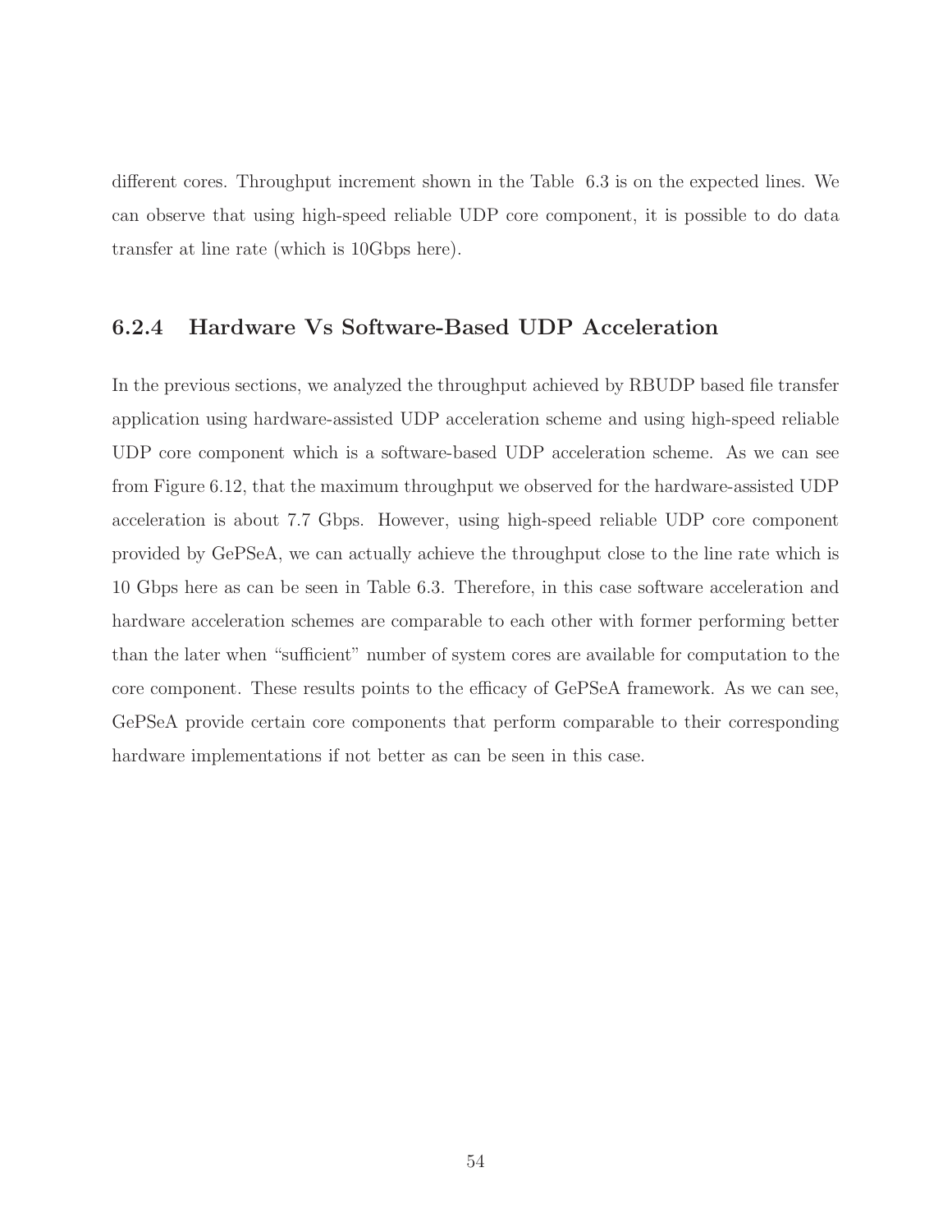different cores. Throughput increment shown in the Table 6.3 is on the expected lines. We can observe that using high-speed reliable UDP core component, it is possible to do data transfer at line rate (which is 10Gbps here).

### 6.2.4 Hardware Vs Software-Based UDP Acceleration

In the previous sections, we analyzed the throughput achieved by RBUDP based file transfer application using hardware-assisted UDP acceleration scheme and using high-speed reliable UDP core component which is a software-based UDP acceleration scheme. As we can see from Figure 6.12, that the maximum throughput we observed for the hardware-assisted UDP acceleration is about 7.7 Gbps. However, using high-speed reliable UDP core component provided by GePSeA, we can actually achieve the throughput close to the line rate which is 10 Gbps here as can be seen in Table 6.3. Therefore, in this case software acceleration and hardware acceleration schemes are comparable to each other with former performing better than the later when "sufficient" number of system cores are available for computation to the core component. These results points to the efficacy of GePSeA framework. As we can see, GePSeA provide certain core components that perform comparable to their corresponding hardware implementations if not better as can be seen in this case.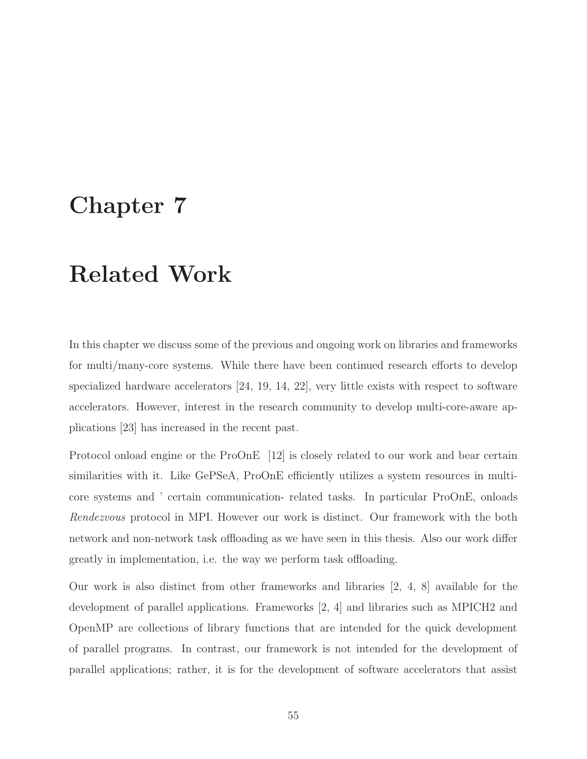# Chapter 7

# Related Work

In this chapter we discuss some of the previous and ongoing work on libraries and frameworks for multi/many-core systems. While there have been continued research efforts to develop specialized hardware accelerators [24, 19, 14, 22], very little exists with respect to software accelerators. However, interest in the research community to develop multi-core-aware applications [23] has increased in the recent past.

Protocol onload engine or the ProOnE [12] is closely related to our work and bear certain similarities with it. Like GePSeA, ProOnE efficiently utilizes a system resources in multi-core systems and ' certain communication- related tasks. In particular ProOnE, onloads *Rendezvous* protocol in MPI. However our work is distinct. Our framework with the both network and non-network task offloading as we have seen in this thesis. Also our work differ greatly in implementation, i.e. the way we perform task offloading.

Our work is also distinct from other frameworks and libraries [2, 4, 8] available for the development of parallel applications. Frameworks [2, 4] and libraries such as MPICH2 and OpenMP are collections of library functions that are intended for the quick development of parallel programs. In contrast, our framework is not intended for the development of parallel applications; rather, it is for the development of software accelerators that assist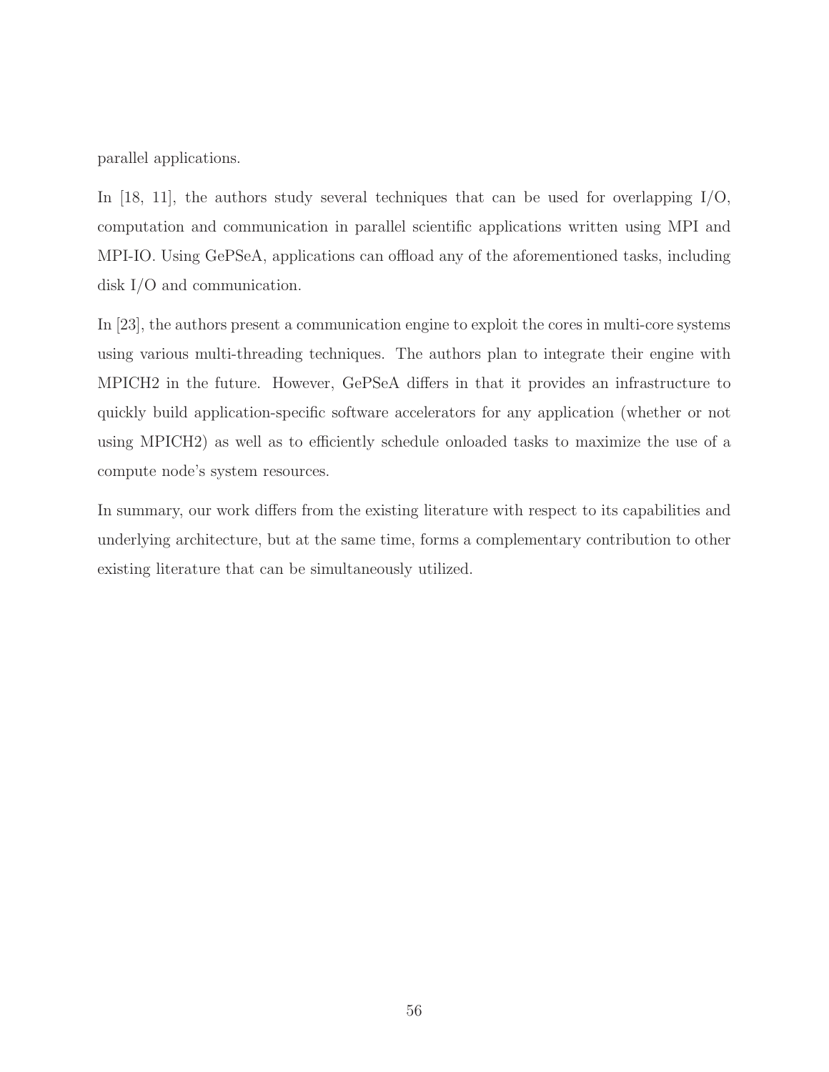parallel applications.

In [18, 11], the authors study several techniques that can be used for overlapping I/O, computation and communication in parallel scientific applications written using MPI and MPI-IO. Using GePSeA, applications can offload any of the aforementioned tasks, including disk I/O and communication.

In [23], the authors present a communication engine to exploit the cores in multi-core systems using various multi-threading techniques. The authors plan to integrate their engine with MPICH2 in the future. However, GePSeA differs in that it provides an infrastructure to quickly build application-specific software accelerators for any application (whether or not using MPICH2) as well as to efficiently schedule onloaded tasks to maximize the use of a compute node's system resources.

In summary, our work differs from the existing literature with respect to its capabilities and underlying architecture, but at the same time, forms a complementary contribution to other existing literature that can be simultaneously utilized.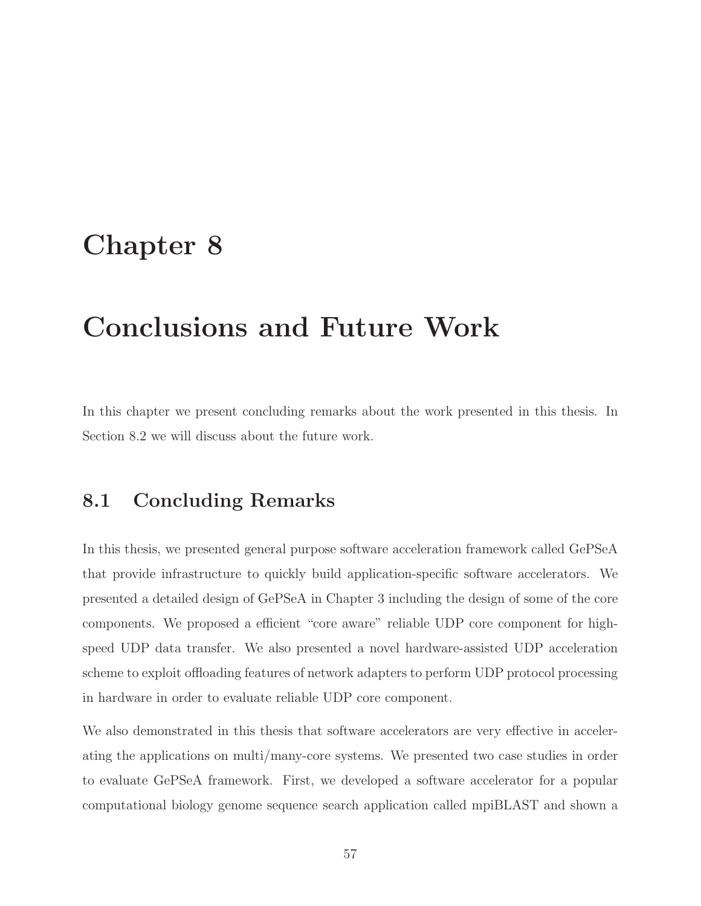# Chapter 8

# Conclusions and Future Work

In this chapter we present concluding remarks about the work presented in this thesis. In Section 8.2 we will discuss about the future work.

## 8.1 Concluding Remarks

In this thesis, we presented general purpose software acceleration framework called GePSeA that provide infrastructure to quickly build application-specific software accelerators. We presented a detailed design of GePSeA in Chapter 3 including the design of some of the core components. We proposed a efficient "core aware" reliable UDP core component for high-speed UDP data transfer. We also presented a novel hardware-assisted UDP acceleration scheme to exploit offloading features of network adapters to perform UDP protocol processing in hardware in order to evaluate reliable UDP core component.

We also demonstrated in this thesis that software accelerators are very effective in accelerating the applications on multi/many-core systems. We presented two case studies in order to evaluate GePSeA framework. First, we developed a software accelerator for a popular computational biology genome sequence search application called mpiBLAST and shown a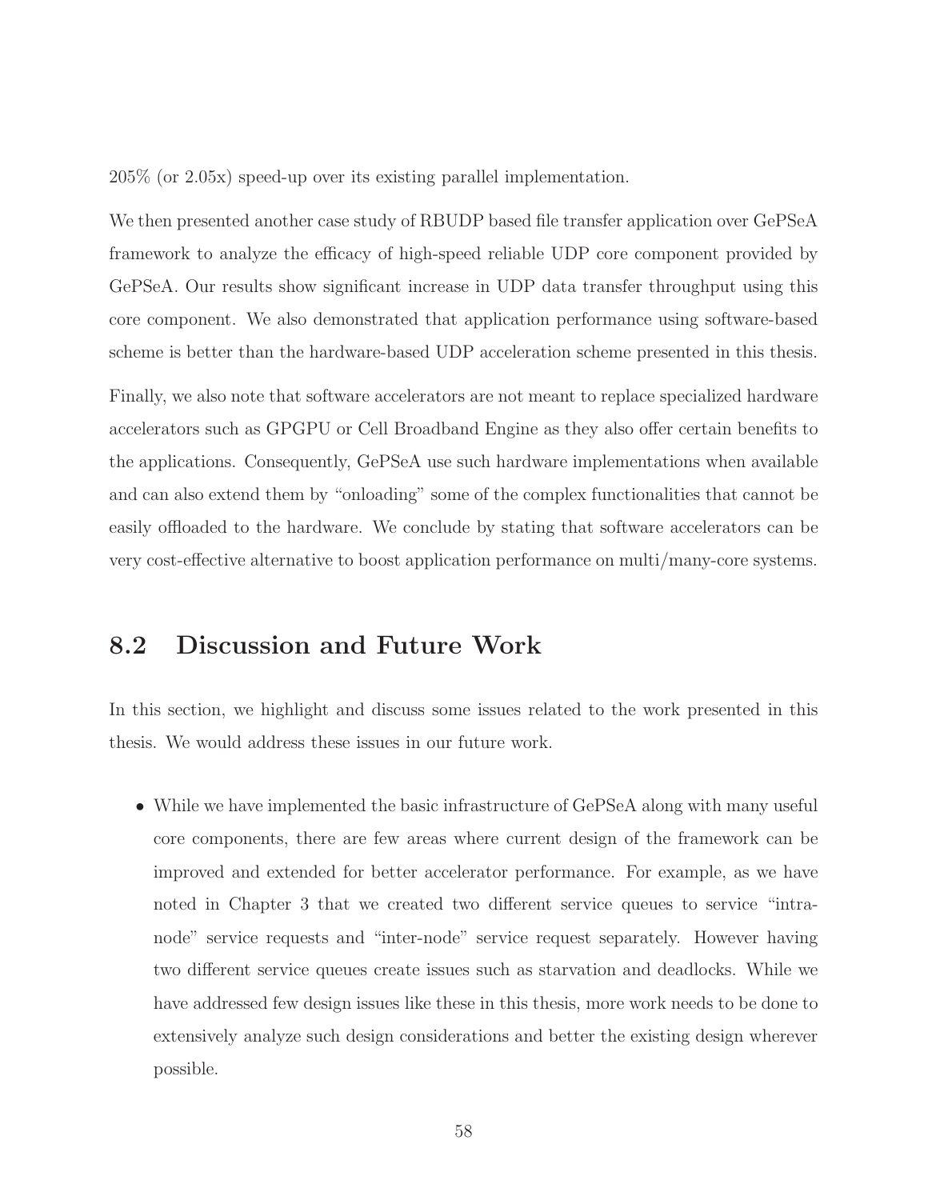205% (or 2.05x) speed-up over its existing parallel implementation.

We then presented another case study of RBUDP based file transfer application over GePSeA framework to analyze the efficacy of high-speed reliable UDP core component provided by GePSeA. Our results show significant increase in UDP data transfer throughput using this core component. We also demonstrated that application performance using software-based scheme is better than the hardware-based UDP acceleration scheme presented in this thesis.

Finally, we also note that software accelerators are not meant to replace specialized hardware accelerators such as GPGPU or Cell Broadband Engine as they also offer certain benefits to the applications. Consequently, GePSeA use such hardware implementations when available and can also extend them by "onloading" some of the complex functionalities that cannot be easily offloaded to the hardware. We conclude by stating that software accelerators can be very cost-effective alternative to boost application performance on multi/many-core systems.

## 8.2 Discussion and Future Work

In this section, we highlight and discuss some issues related to the work presented in this thesis. We would address these issues in our future work.

- While we have implemented the basic infrastructure of GePSeA along with many useful core components, there are few areas where current design of the framework can be improved and extended for better accelerator performance. For example, as we have noted in Chapter 3 that we created two different service queues to service "intra-node" service requests and "inter-node" service request separately. However having two different service queues create issues such as starvation and deadlocks. While we have addressed few design issues like these in this thesis, more work needs to be done to extensively analyze such design considerations and better the existing design wherever possible.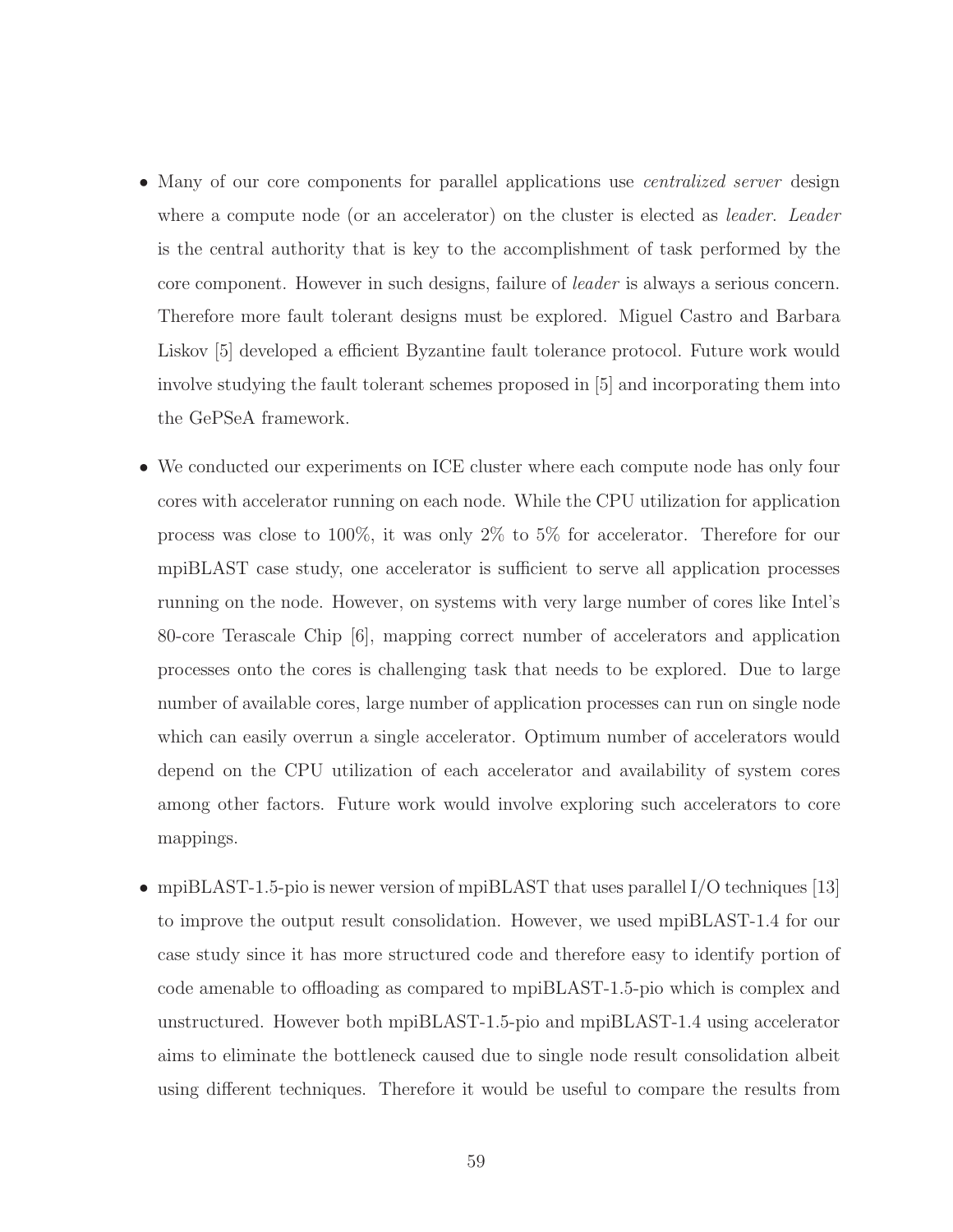- Many of our core components for parallel applications use *centralized server* design where a compute node (or an accelerator) on the cluster is elected as *leader*. *Leader* is the central authority that is key to the accomplishment of task performed by the core component. However in such designs, failure of *leader* is always a serious concern. Therefore more fault tolerant designs must be explored. Miguel Castro and Barbara Liskov [5] developed a efficient Byzantine fault tolerance protocol. Future work would involve studying the fault tolerant schemes proposed in [5] and incorporating them into the GePSeA framework.

- We conducted our experiments on ICE cluster where each compute node has only four cores with accelerator running on each node. While the CPU utilization for application process was close to 100%, it was only 2% to 5% for accelerator. Therefore for our mpiBLAST case study, one accelerator is sufficient to serve all application processes running on the node. However, on systems with very large number of cores like Intel's 80-core Terascale Chip [6], mapping correct number of accelerators and application processes onto the cores is challenging task that needs to be explored. Due to large number of available cores, large number of application processes can run on single node which can easily overrun a single accelerator. Optimum number of accelerators would depend on the CPU utilization of each accelerator and availability of system cores among other factors. Future work would involve exploring such accelerators to core mappings.

- mpiBLAST-1.5-pio is newer version of mpiBLAST that uses parallel I/O techniques [13] to improve the output result consolidation. However, we used mpiBLAST-1.4 for our case study since it has more structured code and therefore easy to identify portion of code amenable to offloading as compared to mpiBLAST-1.5-pio which is complex and unstructured. However both mpiBLAST-1.5-pio and mpiBLAST-1.4 using accelerator aims to eliminate the bottleneck caused due to single node result consolidation albeit using different techniques. Therefore it would be useful to compare the results from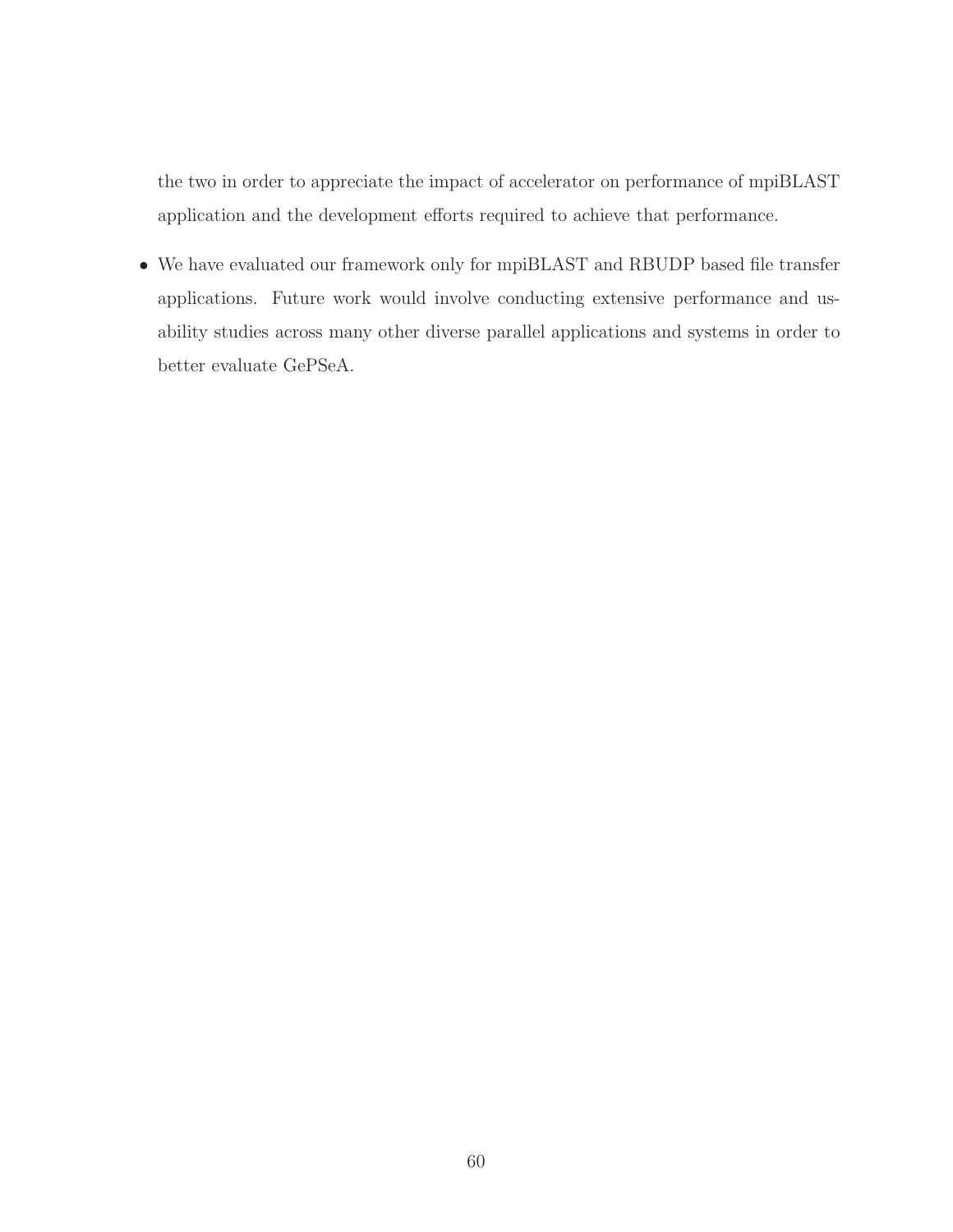the two in order to appreciate the impact of accelerator on performance of mpiBLAST application and the development efforts required to achieve that performance.

- We have evaluated our framework only for mpiBLAST and RBUDP based file transfer applications. Future work would involve conducting extensive performance and usability studies across many other diverse parallel applications and systems in order to better evaluate GePSeA.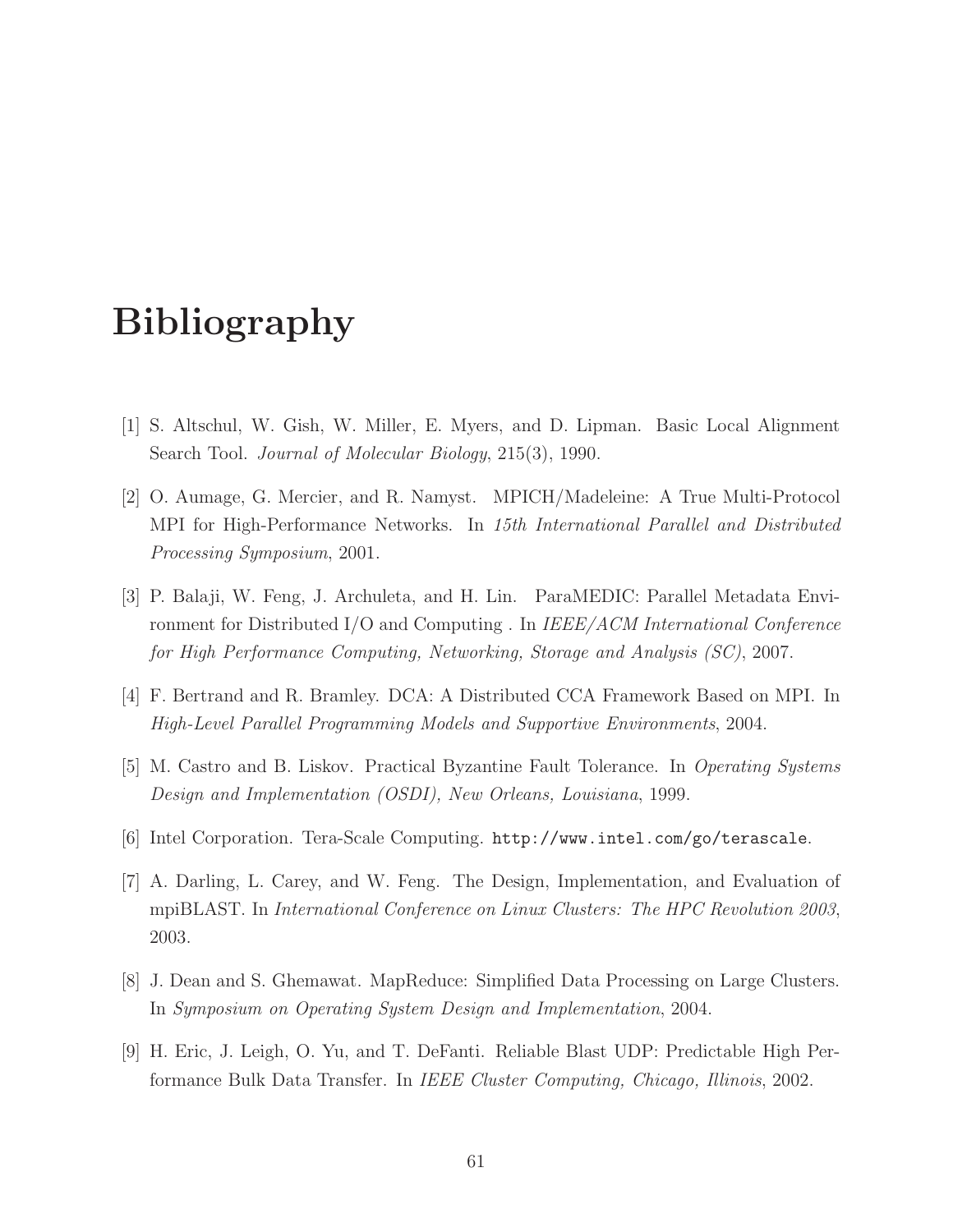# Bibliography

[1] S. Altschul, W. Gish, W. Miller, E. Myers, and D. Lipman. Basic Local Alignment Search Tool. *Journal of Molecular Biology*, 215(3), 1990.

[2] O. Aumage, G. Mercier, and R. Namyst. MPICH/Madeleine: A True Multi-Protocol MPI for High-Performance Networks. In *15th International Parallel and Distributed Processing Symposium*, 2001.

[3] P. Balaji, W. Feng, J. Archuleta, and H. Lin. ParaMEDIC: Parallel Metadata Environment for Distributed I/O and Computing . In *IEEE/ACM International Conference for High Performance Computing, Networking, Storage and Analysis (SC)*, 2007.

[4] F. Bertrand and R. Bramley. DCA: A Distributed CCA Framework Based on MPI. In *High-Level Parallel Programming Models and Supportive Environments*, 2004.

[5] M. Castro and B. Liskov. Practical Byzantine Fault Tolerance. In *Operating Systems Design and Implementation (OSDI), New Orleans, Louisiana*, 1999.

[6] Intel Corporation. Tera-Scale Computing. `http://www.intel.com/go/terascale`.

[7] A. Darling, L. Carey, and W. Feng. The Design, Implementation, and Evaluation of mpiBLAST. In *International Conference on Linux Clusters: The HPC Revolution 2003*, 2003.

[8] J. Dean and S. Ghemawat. MapReduce: Simplified Data Processing on Large Clusters. In *Symposium on Operating System Design and Implementation*, 2004.

[9] H. Eric, J. Leigh, O. Yu, and T. DeFanti. Reliable Blast UDP: Predictable High Performance Bulk Data Transfer. In *IEEE Cluster Computing, Chicago, Illinois*, 2002.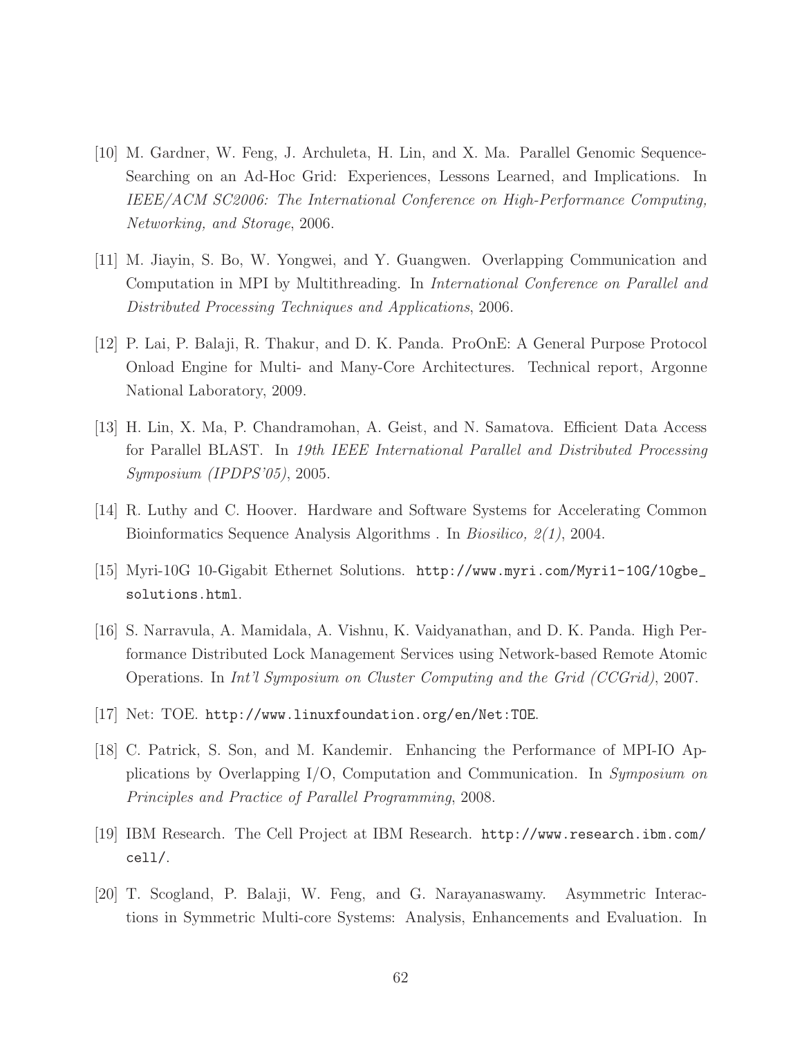[10] M. Gardner, W. Feng, J. Archuleta, H. Lin, and X. Ma. Parallel Genomic Sequence-Searching on an Ad-Hoc Grid: Experiences, Lessons Learned, and Implications. In *IEEE/ACM SC2006: The International Conference on High-Performance Computing, Networking, and Storage*, 2006.

[11] M. Jiayin, S. Bo, W. Yongwei, and Y. Guangwen. Overlapping Communication and Computation in MPI by Multithreading. In *International Conference on Parallel and Distributed Processing Techniques and Applications*, 2006.

[12] P. Lai, P. Balaji, R. Thakur, and D. K. Panda. ProOnE: A General Purpose Protocol Onload Engine for Multi- and Many-Core Architectures. Technical report, Argonne National Laboratory, 2009.

[13] H. Lin, X. Ma, P. Chandramohan, A. Geist, and N. Samatova. Efficient Data Access for Parallel BLAST. In *19th IEEE International Parallel and Distributed Processing Symposium (IPDPS'05)*, 2005.

[14] R. Luthy and C. Hoover. Hardware and Software Systems for Accelerating Common Bioinformatics Sequence Analysis Algorithms . In *Biosilico, 2(1)*, 2004.

[15] Myri-10G 10-Gigabit Ethernet Solutions. `http://www.myri.com/Myri1-10G/10gbe_solutions.html`.

[16] S. Narravula, A. Mamidala, A. Vishnu, K. Vaidyanathan, and D. K. Panda. High Performance Distributed Lock Management Services using Network-based Remote Atomic Operations. In *Int'l Symposium on Cluster Computing and the Grid (CCGrid)*, 2007.

[17] Net: TOE. `http://www.linuxfoundation.org/en/Net:TOE`.

[18] C. Patrick, S. Son, and M. Kandemir. Enhancing the Performance of MPI-IO Applications by Overlapping I/O, Computation and Communication. In *Symposium on Principles and Practice of Parallel Programming*, 2008.

[19] IBM Research. The Cell Project at IBM Research. `http://www.research.ibm.com/cell/`.

[20] T. Scogland, P. Balaji, W. Feng, and G. Narayanaswamy. Asymmetric Interactions in Symmetric Multi-core Systems: Analysis, Enhancements and Evaluation. In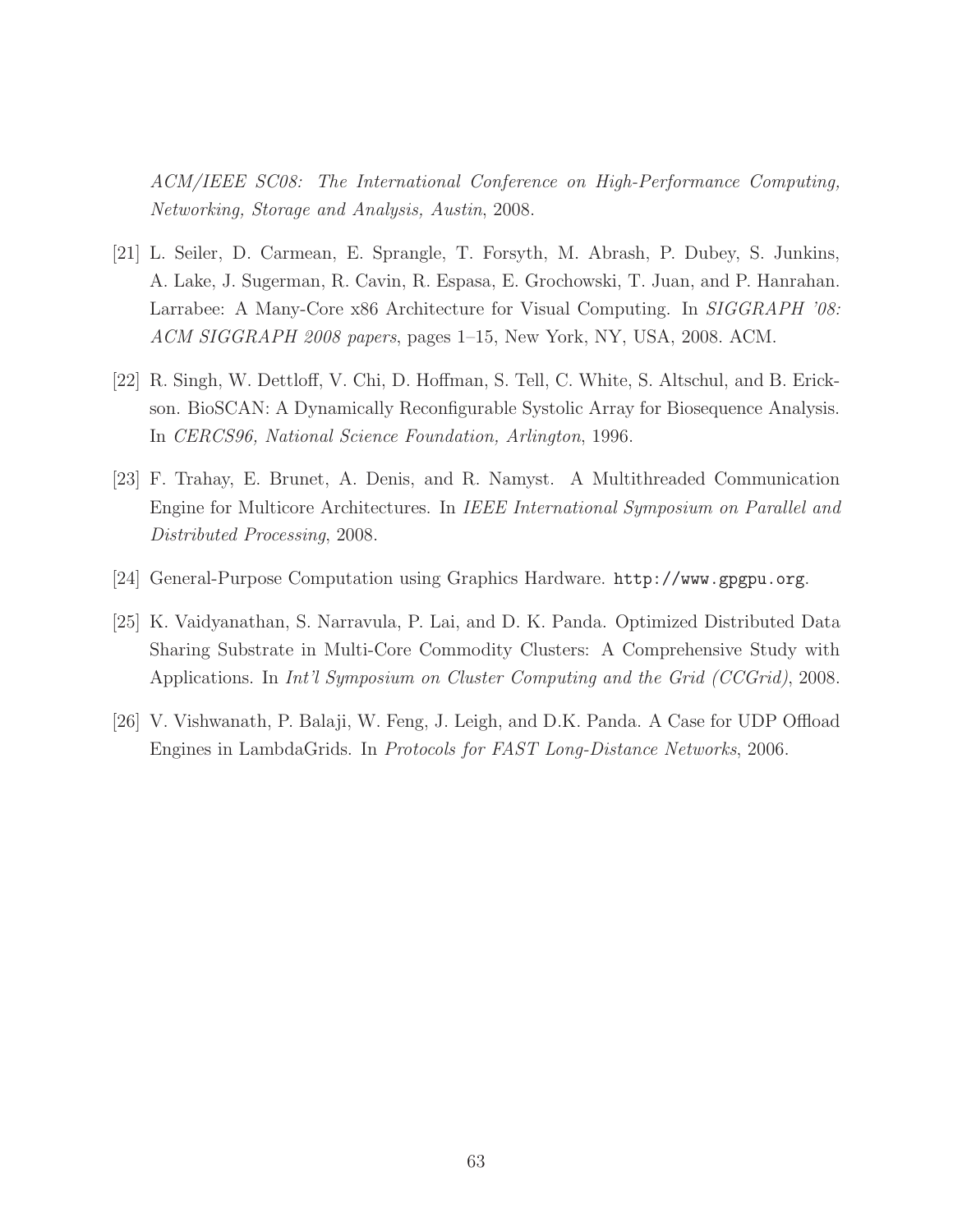*ACM/IEEE SC08: The International Conference on High-Performance Computing, Networking, Storage and Analysis, Austin*, 2008.

[21] L. Seiler, D. Carmean, E. Sprangle, T. Forsyth, M. Abrash, P. Dubey, S. Junkins, A. Lake, J. Sugerman, R. Cavin, R. Espasa, E. Grochowski, T. Juan, and P. Hanrahan. Larrabee: A Many-Core x86 Architecture for Visual Computing. In *SIGGRAPH '08: ACM SIGGRAPH 2008 papers*, pages 1–15, New York, NY, USA, 2008. ACM.

[22] R. Singh, W. Dettloff, V. Chi, D. Hoffman, S. Tell, C. White, S. Altschul, and B. Erickson. BioSCAN: A Dynamically Reconfigurable Systolic Array for Biosequence Analysis. In *CERCS96, National Science Foundation, Arlington*, 1996.

[23] F. Trahay, E. Brunet, A. Denis, and R. Namyst. A Multithreaded Communication Engine for Multicore Architectures. In *IEEE International Symposium on Parallel and Distributed Processing*, 2008.

[24] General-Purpose Computation using Graphics Hardware. `http://www.gpgpu.org`.

[25] K. Vaidyanathan, S. Narravula, P. Lai, and D. K. Panda. Optimized Distributed Data Sharing Substrate in Multi-Core Commodity Clusters: A Comprehensive Study with Applications. In *Int'l Symposium on Cluster Computing and the Grid (CCGrid)*, 2008.

[26] V. Vishwanath, P. Balaji, W. Feng, J. Leigh, and D.K. Panda. A Case for UDP Offload Engines in LambdaGrids. In *Protocols for FAST Long-Distance Networks*, 2006.